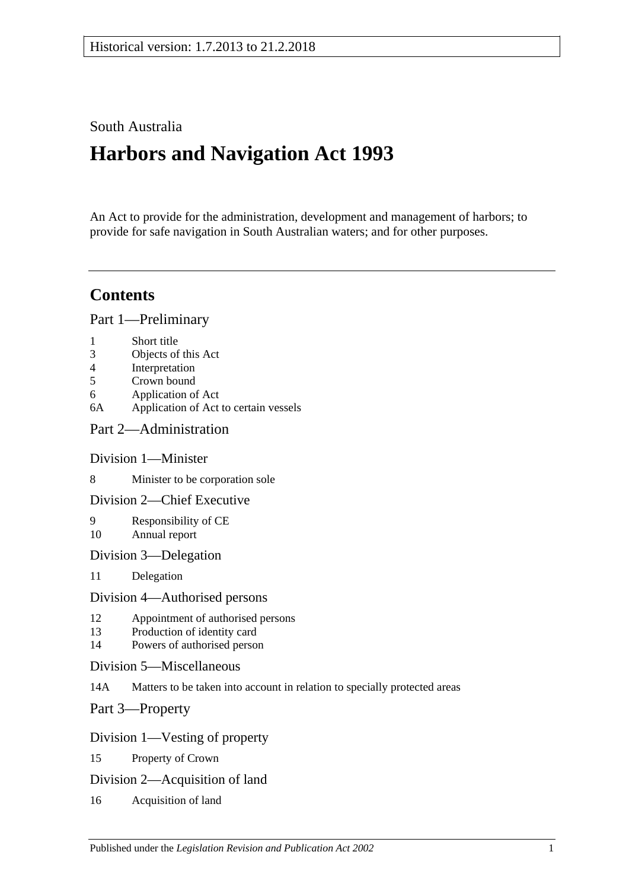Historical version: 1.7.2013 to 21.2.2018

South Australia

# Harbors and Navigation Act 1993

An Act to provide for the administration, development and management of harbors; to provide for safe navigation in South Australian waters; and for other purposes.

## Contents

### Part 1—Preliminary

1 Short title
3 Objects of this Act
4 Interpretation
5 Crown bound
6 Application of Act
6A Application of Act to certain vessels

### Part 2—Administration

#### Division 1—Minister

8 Minister to be corporation sole

#### Division 2—Chief Executive

9 Responsibility of CE
10 Annual report

#### Division 3—Delegation

11 Delegation

#### Division 4—Authorised persons

12 Appointment of authorised persons
13 Production of identity card
14 Powers of authorised person

#### Division 5—Miscellaneous

14A Matters to be taken into account in relation to specially protected areas

### Part 3—Property

#### Division 1—Vesting of property

15 Property of Crown

#### Division 2—Acquisition of land

16 Acquisition of land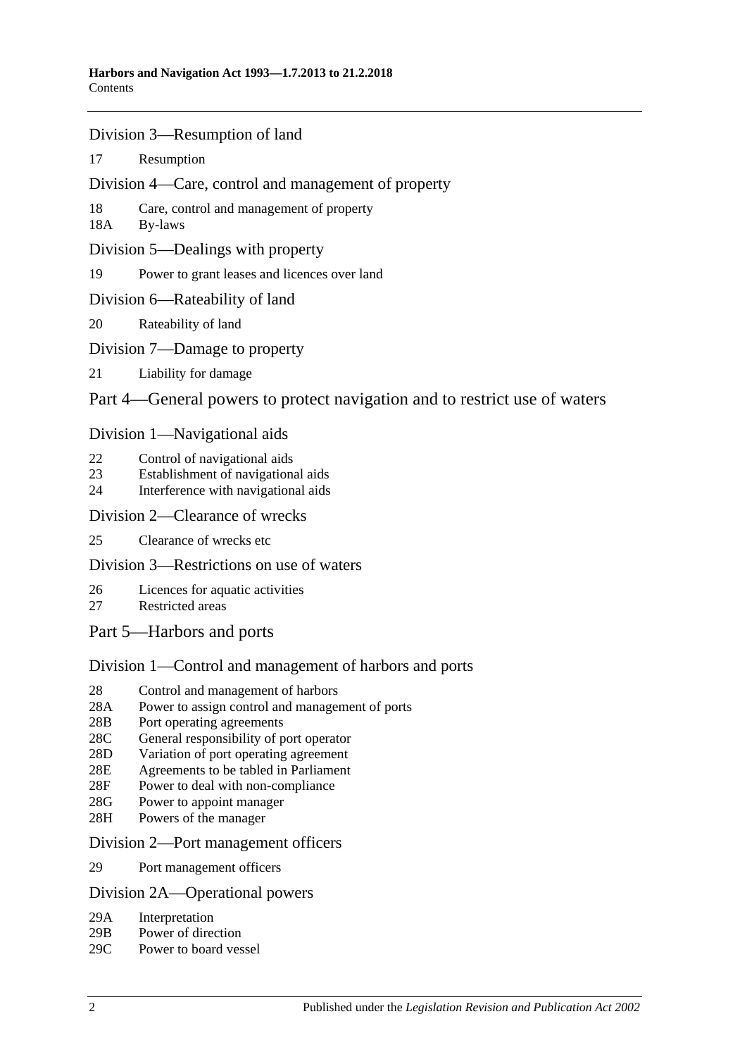## Division 3—Resumption of land

17 Resumption

## Division 4—Care, control and management of property

18 Care, control and management of property
18A By-laws

## Division 5—Dealings with property

19 Power to grant leases and licences over land

## Division 6—Rateability of land

20 Rateability of land

## Division 7—Damage to property

21 Liability for damage

# Part 4—General powers to protect navigation and to restrict use of waters

## Division 1—Navigational aids

22 Control of navigational aids
23 Establishment of navigational aids
24 Interference with navigational aids

## Division 2—Clearance of wrecks

25 Clearance of wrecks etc

## Division 3—Restrictions on use of waters

26 Licences for aquatic activities
27 Restricted areas

# Part 5—Harbors and ports

## Division 1—Control and management of harbors and ports

28 Control and management of harbors
28A Power to assign control and management of ports
28B Port operating agreements
28C General responsibility of port operator
28D Variation of port operating agreement
28E Agreements to be tabled in Parliament
28F Power to deal with non-compliance
28G Power to appoint manager
28H Powers of the manager

## Division 2—Port management officers

29 Port management officers

## Division 2A—Operational powers

29A Interpretation
29B Power of direction
29C Power to board vessel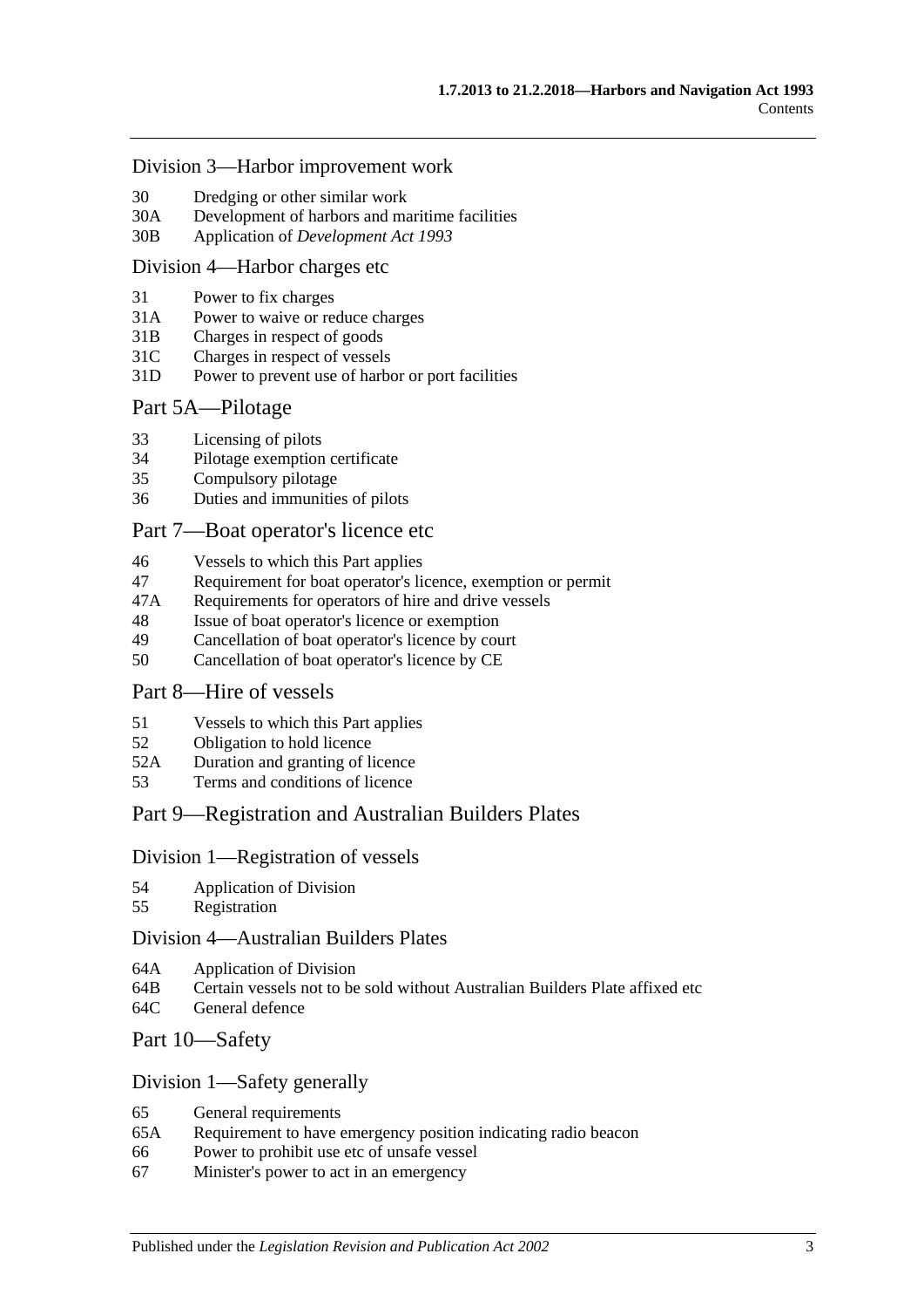## Division 3—Harbor improvement work

30 Dredging or other similar work
30A Development of harbors and maritime facilities
30B Application of *Development Act 1993*

## Division 4—Harbor charges etc

31 Power to fix charges
31A Power to waive or reduce charges
31B Charges in respect of goods
31C Charges in respect of vessels
31D Power to prevent use of harbor or port facilities

# Part 5A—Pilotage

33 Licensing of pilots
34 Pilotage exemption certificate
35 Compulsory pilotage
36 Duties and immunities of pilots

# Part 7—Boat operator's licence etc

46 Vessels to which this Part applies
47 Requirement for boat operator's licence, exemption or permit
47A Requirements for operators of hire and drive vessels
48 Issue of boat operator's licence or exemption
49 Cancellation of boat operator's licence by court
50 Cancellation of boat operator's licence by CE

# Part 8—Hire of vessels

51 Vessels to which this Part applies
52 Obligation to hold licence
52A Duration and granting of licence
53 Terms and conditions of licence

# Part 9—Registration and Australian Builders Plates

## Division 1—Registration of vessels

54 Application of Division
55 Registration

## Division 4—Australian Builders Plates

64A Application of Division
64B Certain vessels not to be sold without Australian Builders Plate affixed etc
64C General defence

# Part 10—Safety

## Division 1—Safety generally

65 General requirements
65A Requirement to have emergency position indicating radio beacon
66 Power to prohibit use etc of unsafe vessel
67 Minister's power to act in an emergency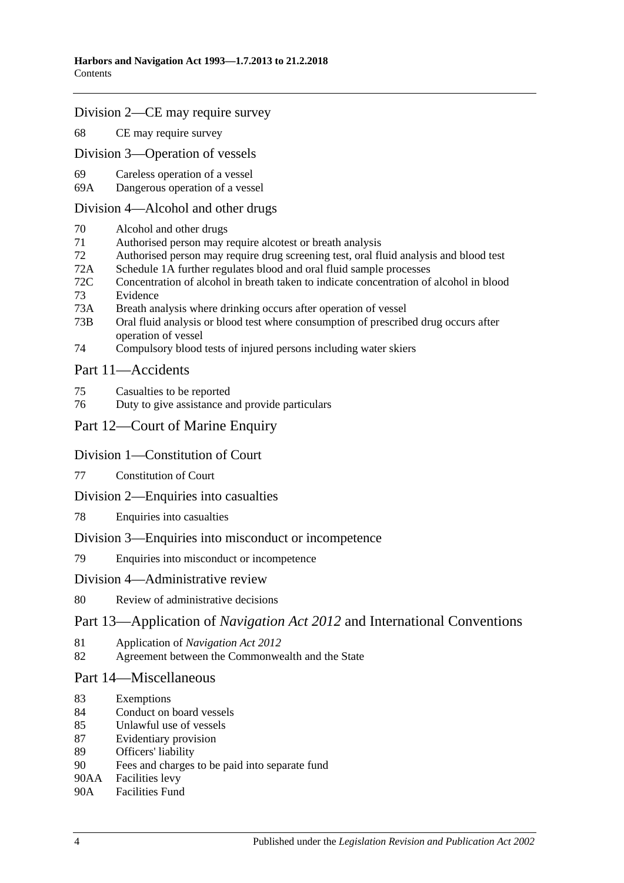## Division 2—CE may require survey

68 CE may require survey

## Division 3—Operation of vessels

69 Careless operation of a vessel
69A Dangerous operation of a vessel

## Division 4—Alcohol and other drugs

70 Alcohol and other drugs
71 Authorised person may require alcotest or breath analysis
72 Authorised person may require drug screening test, oral fluid analysis and blood test
72A Schedule 1A further regulates blood and oral fluid sample processes
72C Concentration of alcohol in breath taken to indicate concentration of alcohol in blood
73 Evidence
73A Breath analysis where drinking occurs after operation of vessel
73B Oral fluid analysis or blood test where consumption of prescribed drug occurs after operation of vessel
74 Compulsory blood tests of injured persons including water skiers

# Part 11—Accidents

75 Casualties to be reported
76 Duty to give assistance and provide particulars

# Part 12—Court of Marine Enquiry

## Division 1—Constitution of Court

77 Constitution of Court

## Division 2—Enquiries into casualties

78 Enquiries into casualties

## Division 3—Enquiries into misconduct or incompetence

79 Enquiries into misconduct or incompetence

## Division 4—Administrative review

80 Review of administrative decisions

# Part 13—Application of *Navigation Act 2012* and International Conventions

81 Application of *Navigation Act 2012*
82 Agreement between the Commonwealth and the State

# Part 14—Miscellaneous

83 Exemptions
84 Conduct on board vessels
85 Unlawful use of vessels
87 Evidentiary provision
89 Officers' liability
90 Fees and charges to be paid into separate fund
90AA Facilities levy
90A Facilities Fund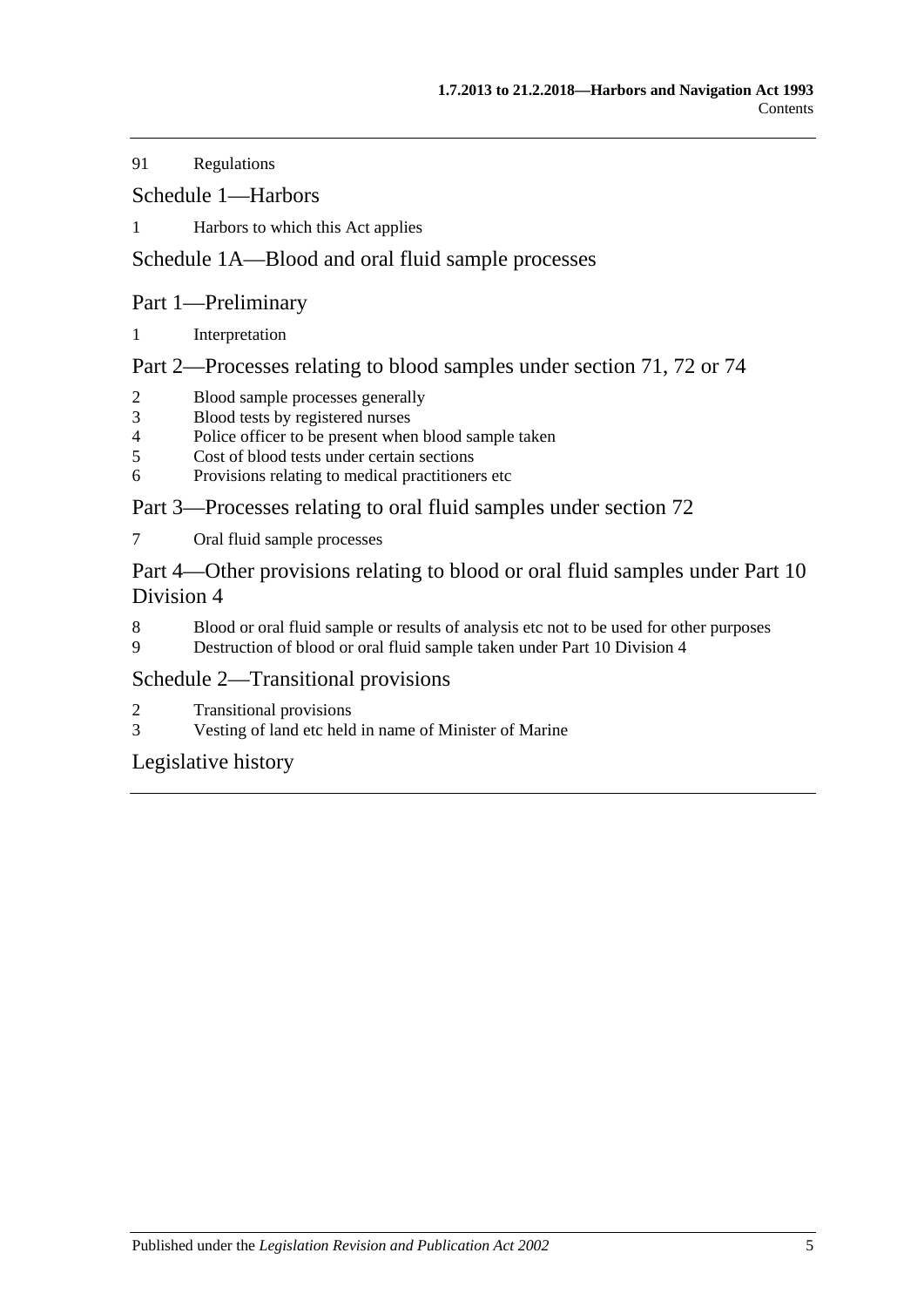91 Regulations

## Schedule 1—Harbors

1 Harbors to which this Act applies

## Schedule 1A—Blood and oral fluid sample processes

## Part 1—Preliminary

1 Interpretation

## Part 2—Processes relating to blood samples under section 71, 72 or 74

2 Blood sample processes generally
3 Blood tests by registered nurses
4 Police officer to be present when blood sample taken
5 Cost of blood tests under certain sections
6 Provisions relating to medical practitioners etc

## Part 3—Processes relating to oral fluid samples under section 72

7 Oral fluid sample processes

## Part 4—Other provisions relating to blood or oral fluid samples under Part 10 Division 4

8 Blood or oral fluid sample or results of analysis etc not to be used for other purposes
9 Destruction of blood or oral fluid sample taken under Part 10 Division 4

## Schedule 2—Transitional provisions

2 Transitional provisions
3 Vesting of land etc held in name of Minister of Marine

## Legislative history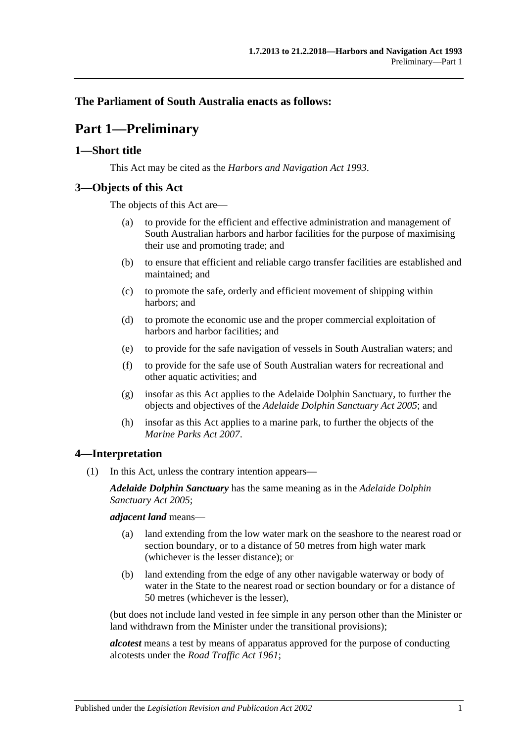## The Parliament of South Australia enacts as follows:

# Part 1—Preliminary

### 1—Short title

This Act may be cited as the *Harbors and Navigation Act 1993*.

### 3—Objects of this Act

The objects of this Act are—

(a) to provide for the efficient and effective administration and management of South Australian harbors and harbor facilities for the purpose of maximising their use and promoting trade; and

(b) to ensure that efficient and reliable cargo transfer facilities are established and maintained; and

(c) to promote the safe, orderly and efficient movement of shipping within harbors; and

(d) to promote the economic use and the proper commercial exploitation of harbors and harbor facilities; and

(e) to provide for the safe navigation of vessels in South Australian waters; and

(f) to provide for the safe use of South Australian waters for recreational and other aquatic activities; and

(g) insofar as this Act applies to the Adelaide Dolphin Sanctuary, to further the objects and objectives of the *Adelaide Dolphin Sanctuary Act 2005*; and

(h) insofar as this Act applies to a marine park, to further the objects of the *Marine Parks Act 2007*.

### 4—Interpretation

(1) In this Act, unless the contrary intention appears—

***Adelaide Dolphin Sanctuary*** has the same meaning as in the *Adelaide Dolphin Sanctuary Act 2005*;

***adjacent land*** means—

(a) land extending from the low water mark on the seashore to the nearest road or section boundary, or to a distance of 50 metres from high water mark (whichever is the lesser distance); or

(b) land extending from the edge of any other navigable waterway or body of water in the State to the nearest road or section boundary or for a distance of 50 metres (whichever is the lesser),

(but does not include land vested in fee simple in any person other than the Minister or land withdrawn from the Minister under the transitional provisions);

***alcotest*** means a test by means of apparatus approved for the purpose of conducting alcotests under the *Road Traffic Act 1961*;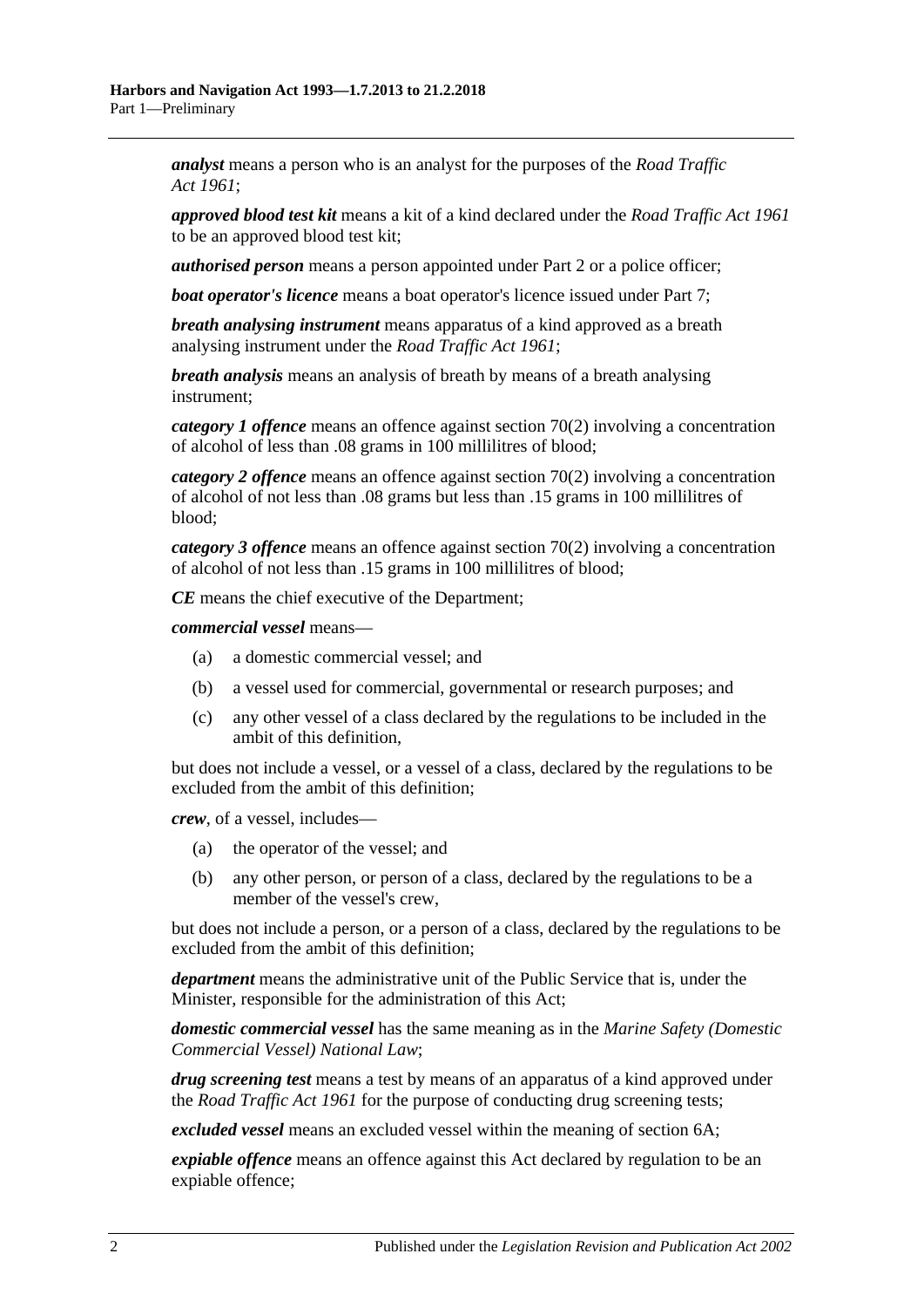***analyst*** means a person who is an analyst for the purposes of the *Road Traffic Act 1961*;

***approved blood test kit*** means a kit of a kind declared under the *Road Traffic Act 1961* to be an approved blood test kit;

***authorised person*** means a person appointed under Part 2 or a police officer;

***boat operator's licence*** means a boat operator's licence issued under Part 7;

***breath analysing instrument*** means apparatus of a kind approved as a breath analysing instrument under the *Road Traffic Act 1961*;

***breath analysis*** means an analysis of breath by means of a breath analysing instrument;

***category 1 offence*** means an offence against section 70(2) involving a concentration of alcohol of less than .08 grams in 100 millilitres of blood;

***category 2 offence*** means an offence against section 70(2) involving a concentration of alcohol of not less than .08 grams but less than .15 grams in 100 millilitres of blood;

***category 3 offence*** means an offence against section 70(2) involving a concentration of alcohol of not less than .15 grams in 100 millilitres of blood;

***CE*** means the chief executive of the Department;

***commercial vessel*** means—

(a) a domestic commercial vessel; and

(b) a vessel used for commercial, governmental or research purposes; and

(c) any other vessel of a class declared by the regulations to be included in the ambit of this definition,

but does not include a vessel, or a vessel of a class, declared by the regulations to be excluded from the ambit of this definition;

***crew***, of a vessel, includes—

(a) the operator of the vessel; and

(b) any other person, or person of a class, declared by the regulations to be a member of the vessel's crew,

but does not include a person, or a person of a class, declared by the regulations to be excluded from the ambit of this definition;

***department*** means the administrative unit of the Public Service that is, under the Minister, responsible for the administration of this Act;

***domestic commercial vessel*** has the same meaning as in the *Marine Safety (Domestic Commercial Vessel) National Law*;

***drug screening test*** means a test by means of an apparatus of a kind approved under the *Road Traffic Act 1961* for the purpose of conducting drug screening tests;

***excluded vessel*** means an excluded vessel within the meaning of section 6A;

***expiable offence*** means an offence against this Act declared by regulation to be an expiable offence;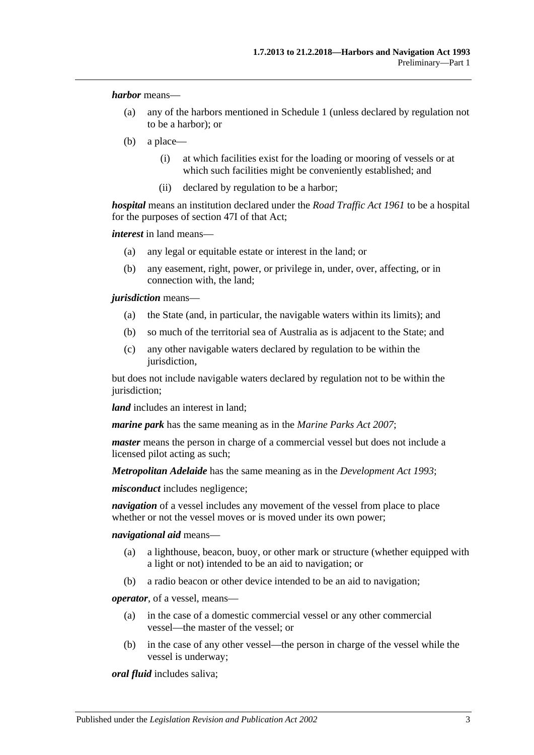***harbor*** means—

(a) any of the harbors mentioned in Schedule 1 (unless declared by regulation not to be a harbor); or

(b) a place—

(i) at which facilities exist for the loading or mooring of vessels or at which such facilities might be conveniently established; and

(ii) declared by regulation to be a harbor;

***hospital*** means an institution declared under the *Road Traffic Act 1961* to be a hospital for the purposes of section 47I of that Act;

***interest*** in land means—

(a) any legal or equitable estate or interest in the land; or

(b) any easement, right, power, or privilege in, under, over, affecting, or in connection with, the land;

***jurisdiction*** means—

(a) the State (and, in particular, the navigable waters within its limits); and

(b) so much of the territorial sea of Australia as is adjacent to the State; and

(c) any other navigable waters declared by regulation to be within the jurisdiction,

but does not include navigable waters declared by regulation not to be within the jurisdiction;

***land*** includes an interest in land;

***marine park*** has the same meaning as in the *Marine Parks Act 2007*;

***master*** means the person in charge of a commercial vessel but does not include a licensed pilot acting as such;

***Metropolitan Adelaide*** has the same meaning as in the *Development Act 1993*;

***misconduct*** includes negligence;

***navigation*** of a vessel includes any movement of the vessel from place to place whether or not the vessel moves or is moved under its own power;

***navigational aid*** means—

(a) a lighthouse, beacon, buoy, or other mark or structure (whether equipped with a light or not) intended to be an aid to navigation; or

(b) a radio beacon or other device intended to be an aid to navigation;

***operator***, of a vessel, means—

(a) in the case of a domestic commercial vessel or any other commercial vessel—the master of the vessel; or

(b) in the case of any other vessel—the person in charge of the vessel while the vessel is underway;

***oral fluid*** includes saliva;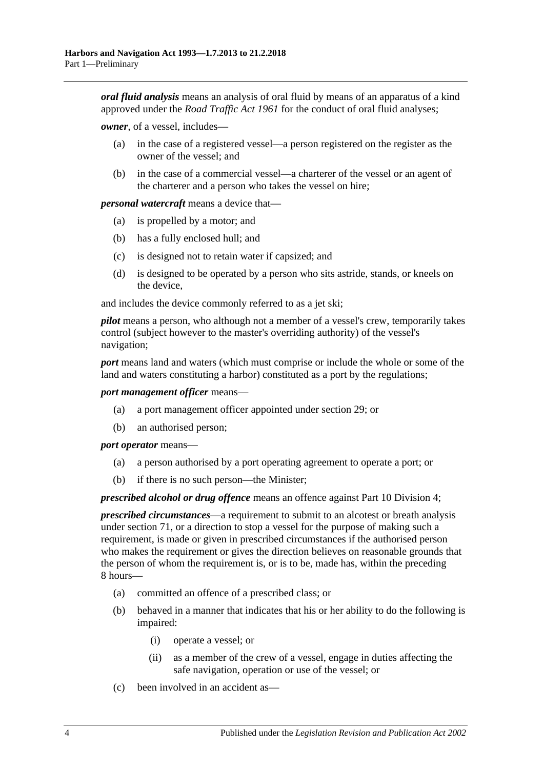***oral fluid analysis*** means an analysis of oral fluid by means of an apparatus of a kind approved under the *Road Traffic Act 1961* for the conduct of oral fluid analyses;

***owner***, of a vessel, includes—

(a) in the case of a registered vessel—a person registered on the register as the owner of the vessel; and

(b) in the case of a commercial vessel—a charterer of the vessel or an agent of the charterer and a person who takes the vessel on hire;

***personal watercraft*** means a device that—

(a) is propelled by a motor; and

(b) has a fully enclosed hull; and

(c) is designed not to retain water if capsized; and

(d) is designed to be operated by a person who sits astride, stands, or kneels on the device,

and includes the device commonly referred to as a jet ski;

***pilot*** means a person, who although not a member of a vessel's crew, temporarily takes control (subject however to the master's overriding authority) of the vessel's navigation;

***port*** means land and waters (which must comprise or include the whole or some of the land and waters constituting a harbor) constituted as a port by the regulations;

***port management officer*** means—

(a) a port management officer appointed under section 29; or

(b) an authorised person;

***port operator*** means—

(a) a person authorised by a port operating agreement to operate a port; or

(b) if there is no such person—the Minister;

***prescribed alcohol or drug offence*** means an offence against Part 10 Division 4;

***prescribed circumstances***—a requirement to submit to an alcotest or breath analysis under section 71, or a direction to stop a vessel for the purpose of making such a requirement, is made or given in prescribed circumstances if the authorised person who makes the requirement or gives the direction believes on reasonable grounds that the person of whom the requirement is, or is to be, made has, within the preceding 8 hours—

(a) committed an offence of a prescribed class; or

(b) behaved in a manner that indicates that his or her ability to do the following is impaired:

(i) operate a vessel; or

(ii) as a member of the crew of a vessel, engage in duties affecting the safe navigation, operation or use of the vessel; or

(c) been involved in an accident as—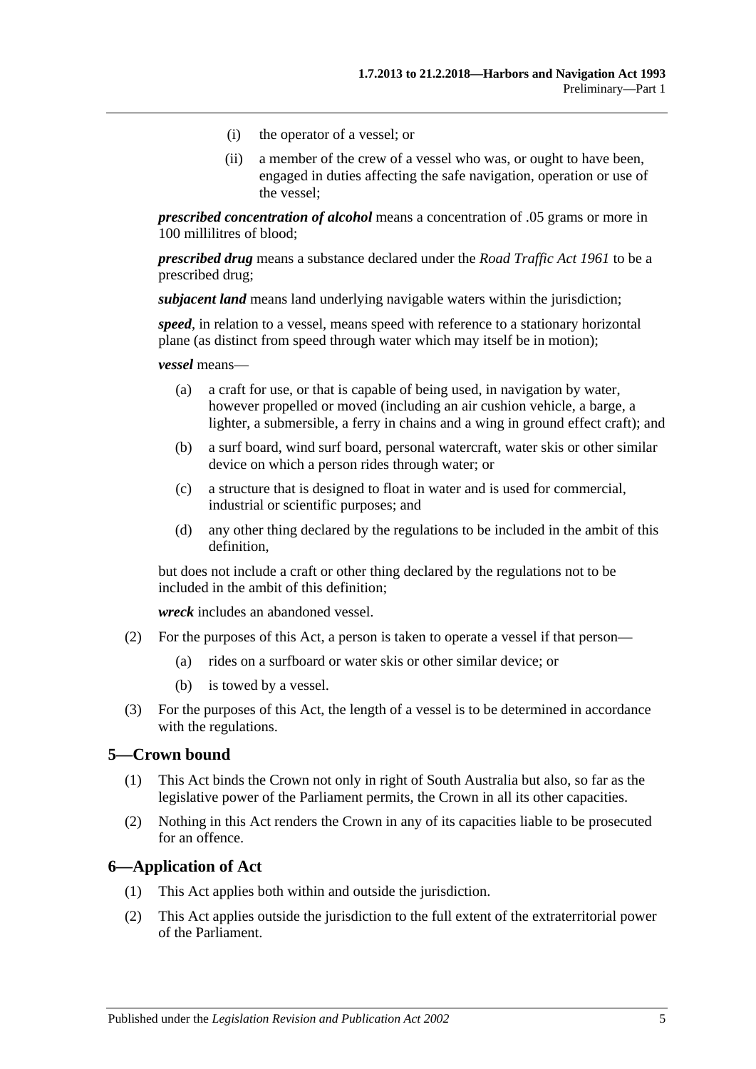(i) the operator of a vessel; or

(ii) a member of the crew of a vessel who was, or ought to have been, engaged in duties affecting the safe navigation, operation or use of the vessel;

***prescribed concentration of alcohol*** means a concentration of .05 grams or more in 100 millilitres of blood;

***prescribed drug*** means a substance declared under the *Road Traffic Act 1961* to be a prescribed drug;

***subjacent land*** means land underlying navigable waters within the jurisdiction;

***speed***, in relation to a vessel, means speed with reference to a stationary horizontal plane (as distinct from speed through water which may itself be in motion);

***vessel*** means—

(a) a craft for use, or that is capable of being used, in navigation by water, however propelled or moved (including an air cushion vehicle, a barge, a lighter, a submersible, a ferry in chains and a wing in ground effect craft); and

(b) a surf board, wind surf board, personal watercraft, water skis or other similar device on which a person rides through water; or

(c) a structure that is designed to float in water and is used for commercial, industrial or scientific purposes; and

(d) any other thing declared by the regulations to be included in the ambit of this definition,

but does not include a craft or other thing declared by the regulations not to be included in the ambit of this definition;

***wreck*** includes an abandoned vessel.

(2) For the purposes of this Act, a person is taken to operate a vessel if that person—

(a) rides on a surfboard or water skis or other similar device; or

(b) is towed by a vessel.

(3) For the purposes of this Act, the length of a vessel is to be determined in accordance with the regulations.

## 5—Crown bound

(1) This Act binds the Crown not only in right of South Australia but also, so far as the legislative power of the Parliament permits, the Crown in all its other capacities.

(2) Nothing in this Act renders the Crown in any of its capacities liable to be prosecuted for an offence.

## 6—Application of Act

(1) This Act applies both within and outside the jurisdiction.

(2) This Act applies outside the jurisdiction to the full extent of the extraterritorial power of the Parliament.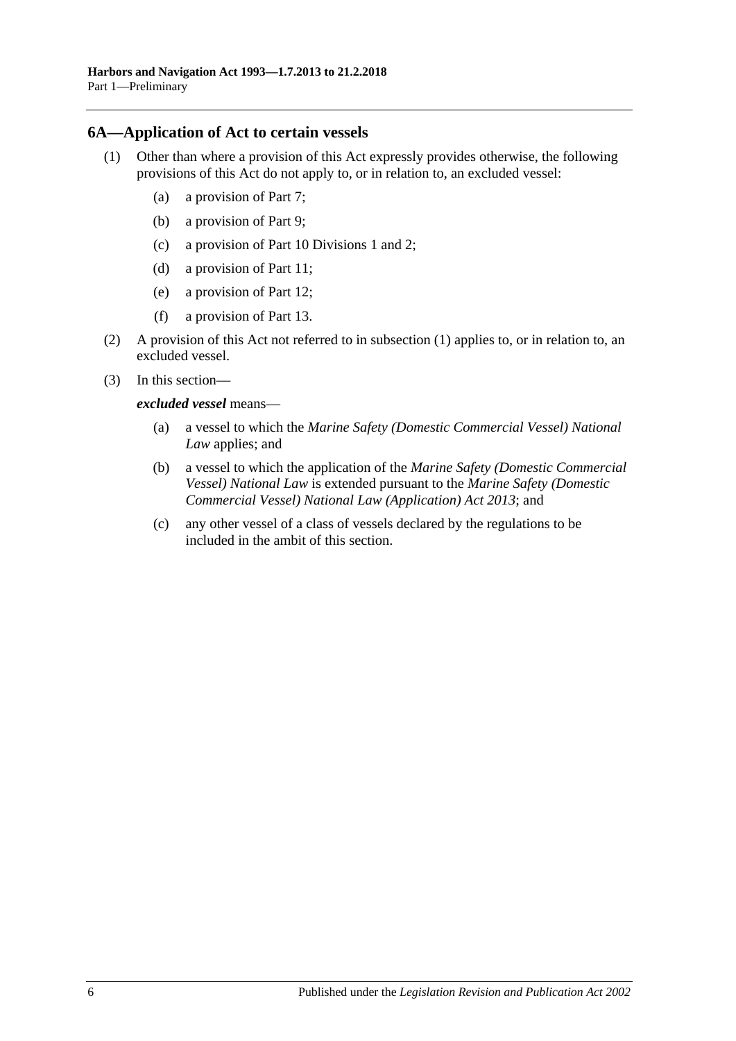## 6A—Application of Act to certain vessels

(1) Other than where a provision of this Act expressly provides otherwise, the following provisions of this Act do not apply to, or in relation to, an excluded vessel:

- (a) a provision of Part 7;
- (b) a provision of Part 9;
- (c) a provision of Part 10 Divisions 1 and 2;
- (d) a provision of Part 11;
- (e) a provision of Part 12;
- (f) a provision of Part 13.

(2) A provision of this Act not referred to in subsection (1) applies to, or in relation to, an excluded vessel.

(3) In this section—

***excluded vessel*** means—

- (a) a vessel to which the *Marine Safety (Domestic Commercial Vessel) National Law* applies; and
- (b) a vessel to which the application of the *Marine Safety (Domestic Commercial Vessel) National Law* is extended pursuant to the *Marine Safety (Domestic Commercial Vessel) National Law (Application) Act 2013*; and
- (c) any other vessel of a class of vessels declared by the regulations to be included in the ambit of this section.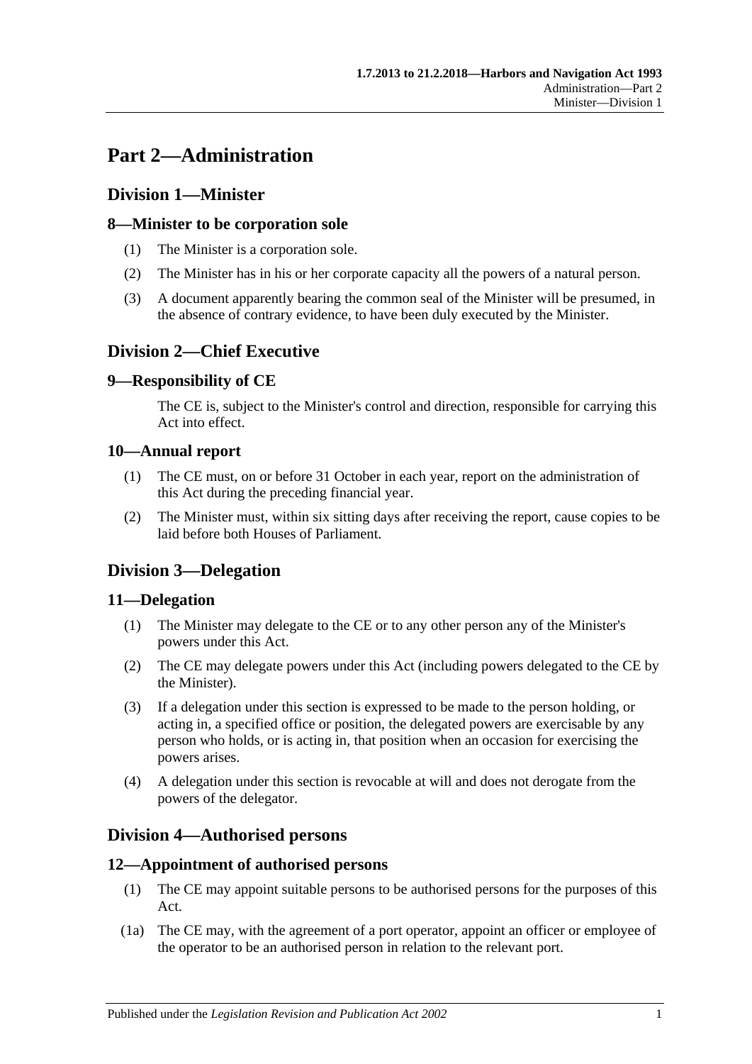# Part 2—Administration

## Division 1—Minister

### 8—Minister to be corporation sole

(1) The Minister is a corporation sole.

(2) The Minister has in his or her corporate capacity all the powers of a natural person.

(3) A document apparently bearing the common seal of the Minister will be presumed, in the absence of contrary evidence, to have been duly executed by the Minister.

## Division 2—Chief Executive

### 9—Responsibility of CE

The CE is, subject to the Minister's control and direction, responsible for carrying this Act into effect.

### 10—Annual report

(1) The CE must, on or before 31 October in each year, report on the administration of this Act during the preceding financial year.

(2) The Minister must, within six sitting days after receiving the report, cause copies to be laid before both Houses of Parliament.

## Division 3—Delegation

### 11—Delegation

(1) The Minister may delegate to the CE or to any other person any of the Minister's powers under this Act.

(2) The CE may delegate powers under this Act (including powers delegated to the CE by the Minister).

(3) If a delegation under this section is expressed to be made to the person holding, or acting in, a specified office or position, the delegated powers are exercisable by any person who holds, or is acting in, that position when an occasion for exercising the powers arises.

(4) A delegation under this section is revocable at will and does not derogate from the powers of the delegator.

## Division 4—Authorised persons

### 12—Appointment of authorised persons

(1) The CE may appoint suitable persons to be authorised persons for the purposes of this Act.

(1a) The CE may, with the agreement of a port operator, appoint an officer or employee of the operator to be an authorised person in relation to the relevant port.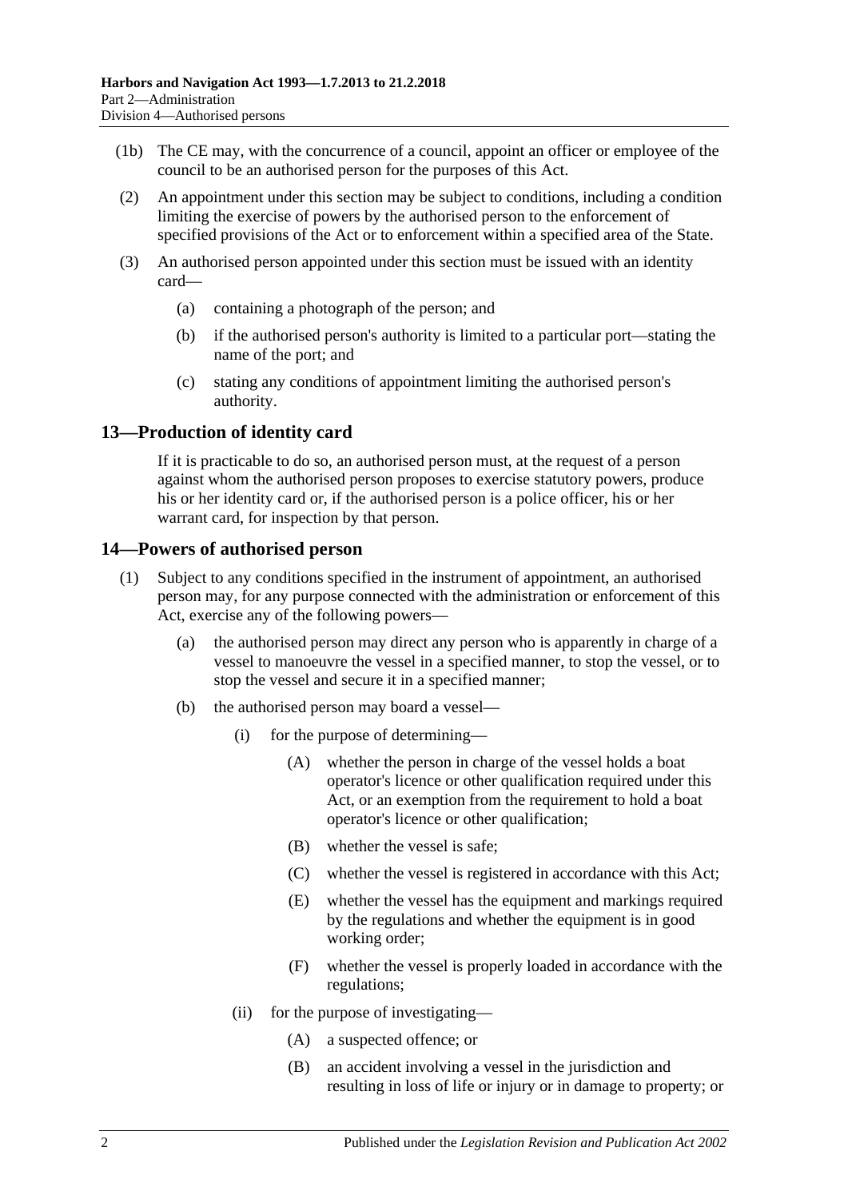(1b) The CE may, with the concurrence of a council, appoint an officer or employee of the council to be an authorised person for the purposes of this Act.

(2) An appointment under this section may be subject to conditions, including a condition limiting the exercise of powers by the authorised person to the enforcement of specified provisions of the Act or to enforcement within a specified area of the State.

(3) An authorised person appointed under this section must be issued with an identity card—

(a) containing a photograph of the person; and

(b) if the authorised person's authority is limited to a particular port—stating the name of the port; and

(c) stating any conditions of appointment limiting the authorised person's authority.

## 13—Production of identity card

If it is practicable to do so, an authorised person must, at the request of a person against whom the authorised person proposes to exercise statutory powers, produce his or her identity card or, if the authorised person is a police officer, his or her warrant card, for inspection by that person.

## 14—Powers of authorised person

(1) Subject to any conditions specified in the instrument of appointment, an authorised person may, for any purpose connected with the administration or enforcement of this Act, exercise any of the following powers—

(a) the authorised person may direct any person who is apparently in charge of a vessel to manoeuvre the vessel in a specified manner, to stop the vessel, or to stop the vessel and secure it in a specified manner;

(b) the authorised person may board a vessel—

(i) for the purpose of determining—

(A) whether the person in charge of the vessel holds a boat operator's licence or other qualification required under this Act, or an exemption from the requirement to hold a boat operator's licence or other qualification;

(B) whether the vessel is safe;

(C) whether the vessel is registered in accordance with this Act;

(E) whether the vessel has the equipment and markings required by the regulations and whether the equipment is in good working order;

(F) whether the vessel is properly loaded in accordance with the regulations;

(ii) for the purpose of investigating—

(A) a suspected offence; or

(B) an accident involving a vessel in the jurisdiction and resulting in loss of life or injury or in damage to property; or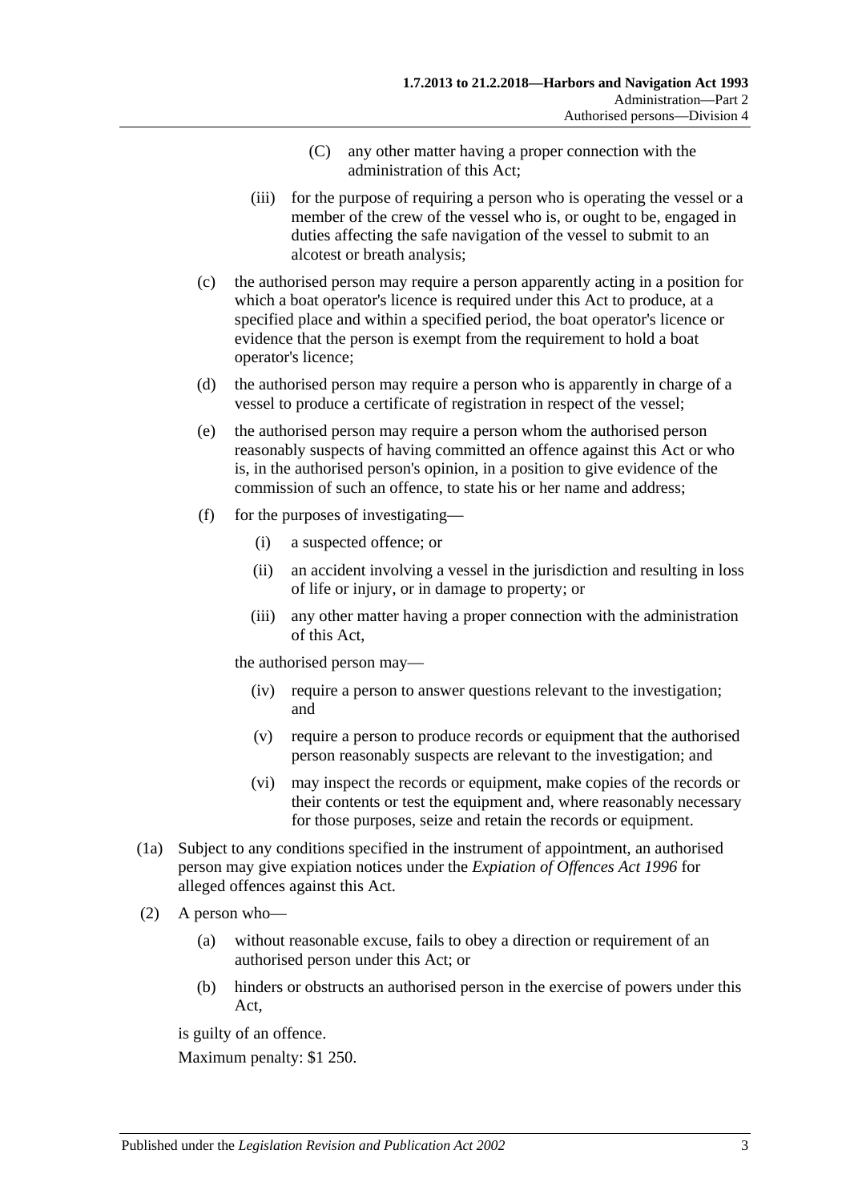(C) any other matter having a proper connection with the administration of this Act;

(iii) for the purpose of requiring a person who is operating the vessel or a member of the crew of the vessel who is, or ought to be, engaged in duties affecting the safe navigation of the vessel to submit to an alcotest or breath analysis;

(c) the authorised person may require a person apparently acting in a position for which a boat operator's licence is required under this Act to produce, at a specified place and within a specified period, the boat operator's licence or evidence that the person is exempt from the requirement to hold a boat operator's licence;

(d) the authorised person may require a person who is apparently in charge of a vessel to produce a certificate of registration in respect of the vessel;

(e) the authorised person may require a person whom the authorised person reasonably suspects of having committed an offence against this Act or who is, in the authorised person's opinion, in a position to give evidence of the commission of such an offence, to state his or her name and address;

(f) for the purposes of investigating—

(i) a suspected offence; or

(ii) an accident involving a vessel in the jurisdiction and resulting in loss of life or injury, or in damage to property; or

(iii) any other matter having a proper connection with the administration of this Act,

the authorised person may—

(iv) require a person to answer questions relevant to the investigation; and

(v) require a person to produce records or equipment that the authorised person reasonably suspects are relevant to the investigation; and

(vi) may inspect the records or equipment, make copies of the records or their contents or test the equipment and, where reasonably necessary for those purposes, seize and retain the records or equipment.

(1a) Subject to any conditions specified in the instrument of appointment, an authorised person may give expiation notices under the *Expiation of Offences Act 1996* for alleged offences against this Act.

(2) A person who—

(a) without reasonable excuse, fails to obey a direction or requirement of an authorised person under this Act; or

(b) hinders or obstructs an authorised person in the exercise of powers under this Act,

is guilty of an offence.

Maximum penalty: $1 250.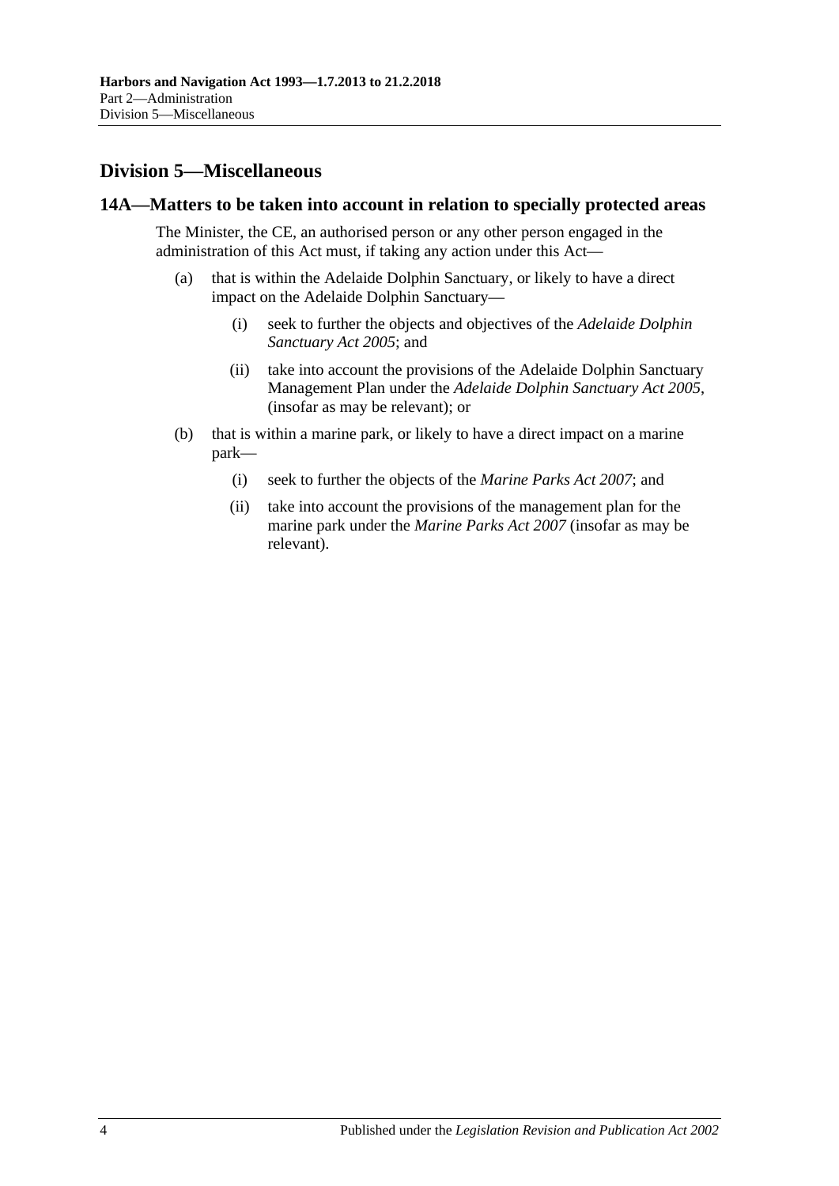## Division 5—Miscellaneous

### 14A—Matters to be taken into account in relation to specially protected areas

The Minister, the CE, an authorised person or any other person engaged in the administration of this Act must, if taking any action under this Act—

(a) that is within the Adelaide Dolphin Sanctuary, or likely to have a direct impact on the Adelaide Dolphin Sanctuary—

(i) seek to further the objects and objectives of the *Adelaide Dolphin Sanctuary Act 2005*; and

(ii) take into account the provisions of the Adelaide Dolphin Sanctuary Management Plan under the *Adelaide Dolphin Sanctuary Act 2005*, (insofar as may be relevant); or

(b) that is within a marine park, or likely to have a direct impact on a marine park—

(i) seek to further the objects of the *Marine Parks Act 2007*; and

(ii) take into account the provisions of the management plan for the marine park under the *Marine Parks Act 2007* (insofar as may be relevant).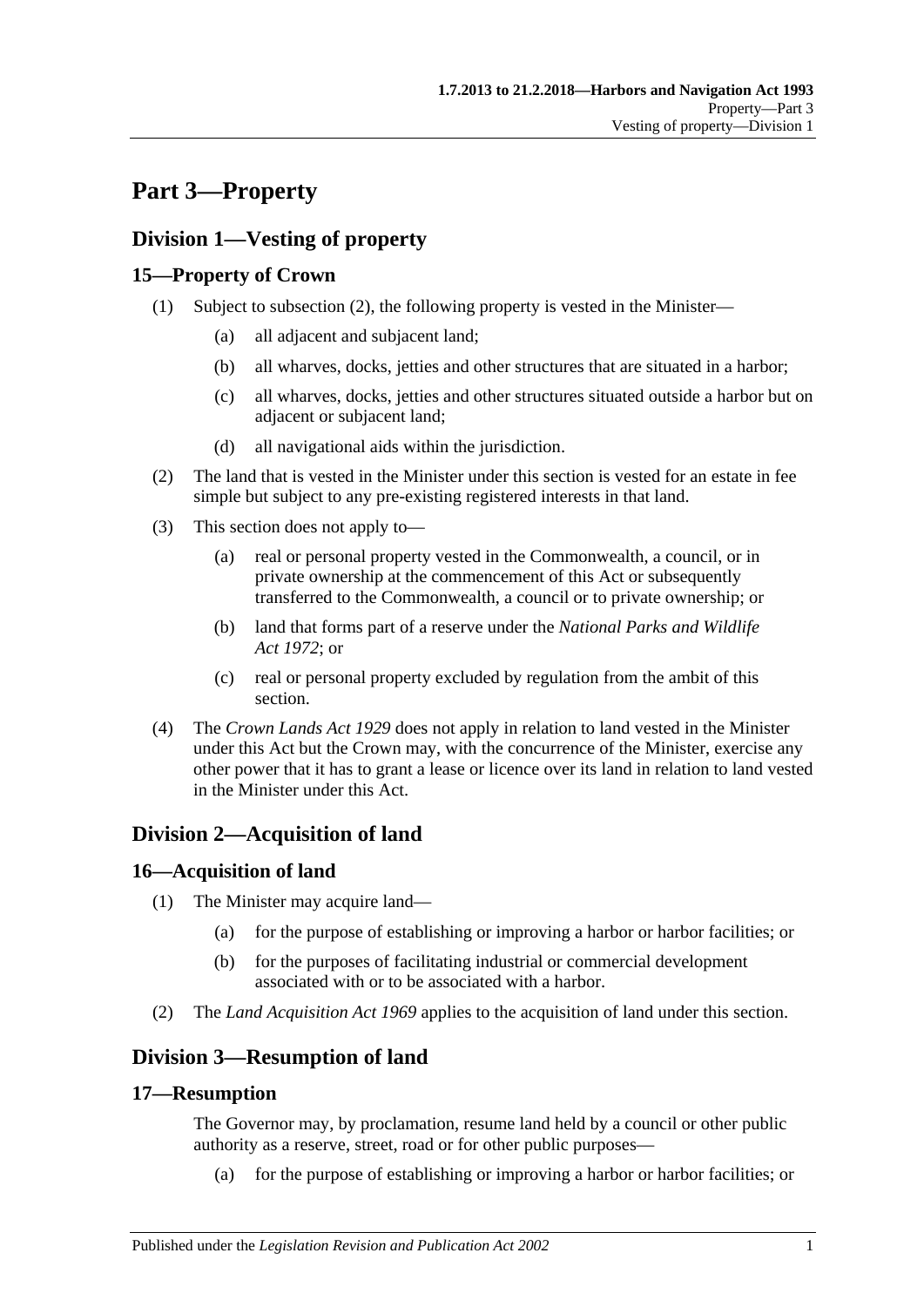# Part 3—Property

## Division 1—Vesting of property

### 15—Property of Crown

(1) Subject to subsection (2), the following property is vested in the Minister—

(a) all adjacent and subjacent land;

(b) all wharves, docks, jetties and other structures that are situated in a harbor;

(c) all wharves, docks, jetties and other structures situated outside a harbor but on adjacent or subjacent land;

(d) all navigational aids within the jurisdiction.

(2) The land that is vested in the Minister under this section is vested for an estate in fee simple but subject to any pre-existing registered interests in that land.

(3) This section does not apply to—

(a) real or personal property vested in the Commonwealth, a council, or in private ownership at the commencement of this Act or subsequently transferred to the Commonwealth, a council or to private ownership; or

(b) land that forms part of a reserve under the *National Parks and Wildlife Act 1972*; or

(c) real or personal property excluded by regulation from the ambit of this section.

(4) The *Crown Lands Act 1929* does not apply in relation to land vested in the Minister under this Act but the Crown may, with the concurrence of the Minister, exercise any other power that it has to grant a lease or licence over its land in relation to land vested in the Minister under this Act.

## Division 2—Acquisition of land

### 16—Acquisition of land

(1) The Minister may acquire land—

(a) for the purpose of establishing or improving a harbor or harbor facilities; or

(b) for the purposes of facilitating industrial or commercial development associated with or to be associated with a harbor.

(2) The *Land Acquisition Act 1969* applies to the acquisition of land under this section.

## Division 3—Resumption of land

### 17—Resumption

The Governor may, by proclamation, resume land held by a council or other public authority as a reserve, street, road or for other public purposes—

(a) for the purpose of establishing or improving a harbor or harbor facilities; or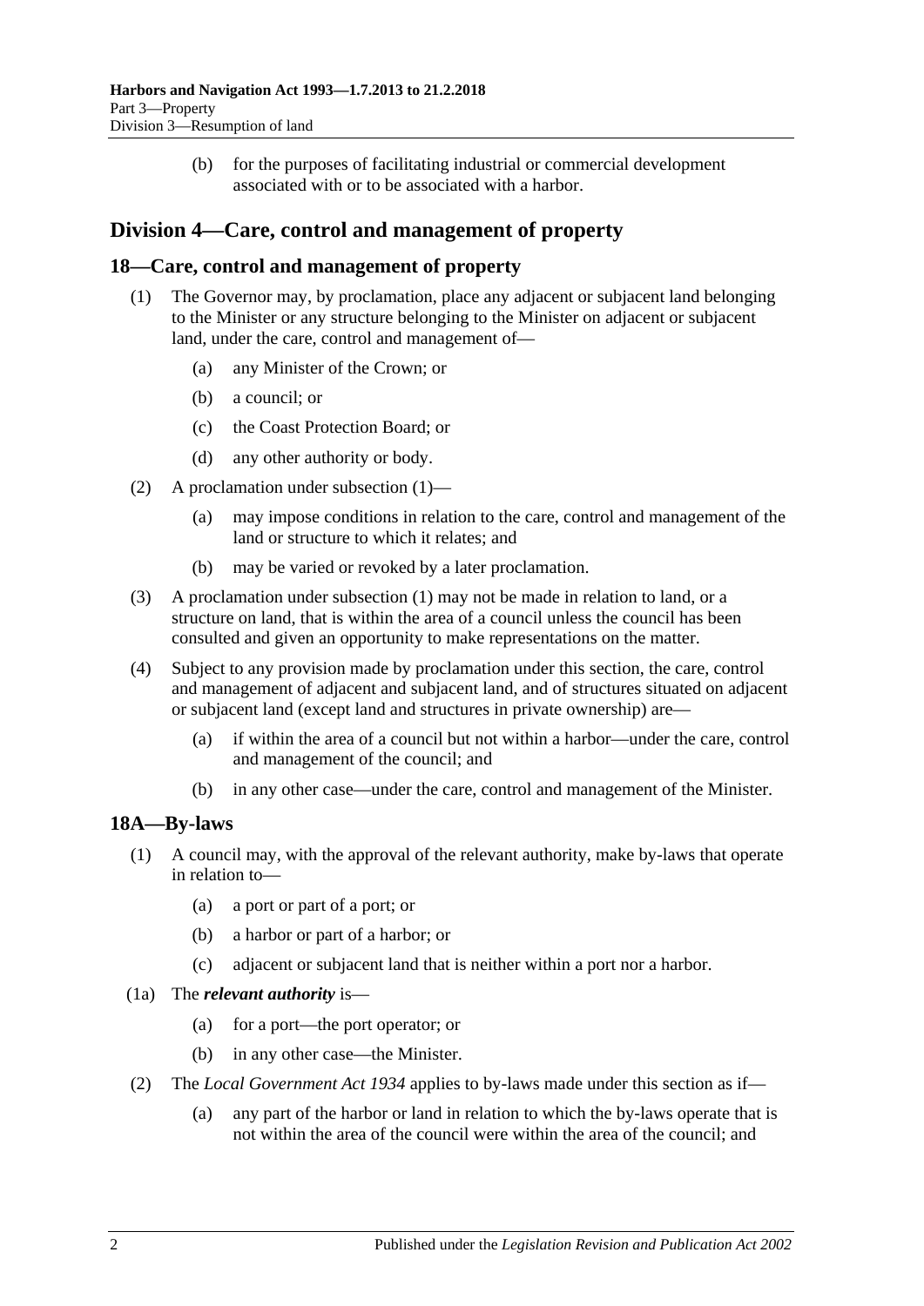(b) for the purposes of facilitating industrial or commercial development associated with or to be associated with a harbor.

## Division 4—Care, control and management of property

### 18—Care, control and management of property

(1) The Governor may, by proclamation, place any adjacent or subjacent land belonging to the Minister or any structure belonging to the Minister on adjacent or subjacent land, under the care, control and management of—

(a) any Minister of the Crown; or

(b) a council; or

(c) the Coast Protection Board; or

(d) any other authority or body.

(2) A proclamation under subsection (1)—

(a) may impose conditions in relation to the care, control and management of the land or structure to which it relates; and

(b) may be varied or revoked by a later proclamation.

(3) A proclamation under subsection (1) may not be made in relation to land, or a structure on land, that is within the area of a council unless the council has been consulted and given an opportunity to make representations on the matter.

(4) Subject to any provision made by proclamation under this section, the care, control and management of adjacent and subjacent land, and of structures situated on adjacent or subjacent land (except land and structures in private ownership) are—

(a) if within the area of a council but not within a harbor—under the care, control and management of the council; and

(b) in any other case—under the care, control and management of the Minister.

### 18A—By-laws

(1) A council may, with the approval of the relevant authority, make by-laws that operate in relation to—

(a) a port or part of a port; or

(b) a harbor or part of a harbor; or

(c) adjacent or subjacent land that is neither within a port nor a harbor.

(1a) The ***relevant authority*** is—

(a) for a port—the port operator; or

(b) in any other case—the Minister.

(2) The *Local Government Act 1934* applies to by-laws made under this section as if—

(a) any part of the harbor or land in relation to which the by-laws operate that is not within the area of the council were within the area of the council; and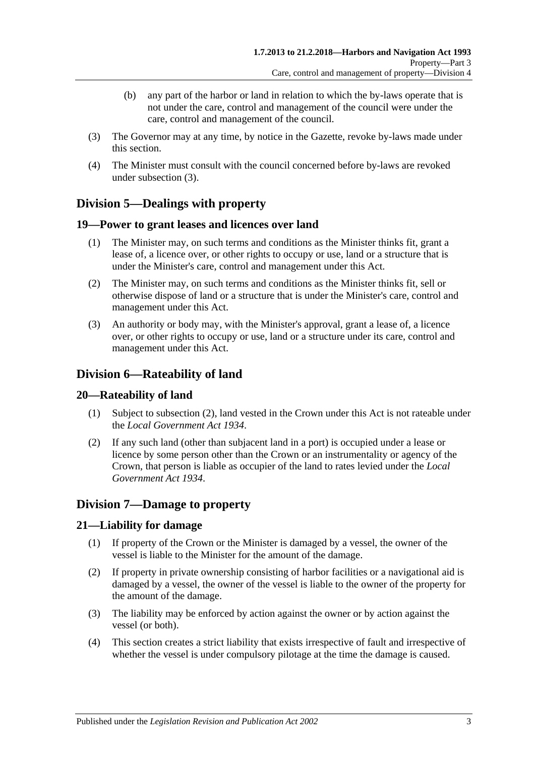(b) any part of the harbor or land in relation to which the by-laws operate that is not under the care, control and management of the council were under the care, control and management of the council.

(3) The Governor may at any time, by notice in the Gazette, revoke by-laws made under this section.

(4) The Minister must consult with the council concerned before by-laws are revoked under subsection (3).

## Division 5—Dealings with property

### 19—Power to grant leases and licences over land

(1) The Minister may, on such terms and conditions as the Minister thinks fit, grant a lease of, a licence over, or other rights to occupy or use, land or a structure that is under the Minister's care, control and management under this Act.

(2) The Minister may, on such terms and conditions as the Minister thinks fit, sell or otherwise dispose of land or a structure that is under the Minister's care, control and management under this Act.

(3) An authority or body may, with the Minister's approval, grant a lease of, a licence over, or other rights to occupy or use, land or a structure under its care, control and management under this Act.

## Division 6—Rateability of land

### 20—Rateability of land

(1) Subject to subsection (2), land vested in the Crown under this Act is not rateable under the *Local Government Act 1934*.

(2) If any such land (other than subjacent land in a port) is occupied under a lease or licence by some person other than the Crown or an instrumentality or agency of the Crown, that person is liable as occupier of the land to rates levied under the *Local Government Act 1934*.

## Division 7—Damage to property

### 21—Liability for damage

(1) If property of the Crown or the Minister is damaged by a vessel, the owner of the vessel is liable to the Minister for the amount of the damage.

(2) If property in private ownership consisting of harbor facilities or a navigational aid is damaged by a vessel, the owner of the vessel is liable to the owner of the property for the amount of the damage.

(3) The liability may be enforced by action against the owner or by action against the vessel (or both).

(4) This section creates a strict liability that exists irrespective of fault and irrespective of whether the vessel is under compulsory pilotage at the time the damage is caused.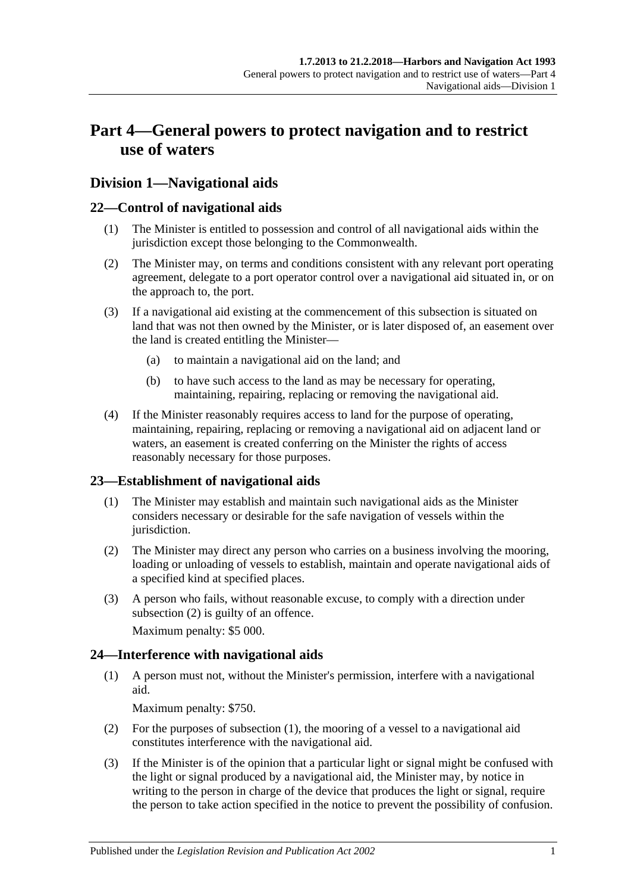# Part 4—General powers to protect navigation and to restrict use of waters

## Division 1—Navigational aids

### 22—Control of navigational aids

(1) The Minister is entitled to possession and control of all navigational aids within the jurisdiction except those belonging to the Commonwealth.

(2) The Minister may, on terms and conditions consistent with any relevant port operating agreement, delegate to a port operator control over a navigational aid situated in, or on the approach to, the port.

(3) If a navigational aid existing at the commencement of this subsection is situated on land that was not then owned by the Minister, or is later disposed of, an easement over the land is created entitling the Minister—

  (a) to maintain a navigational aid on the land; and

  (b) to have such access to the land as may be necessary for operating, maintaining, repairing, replacing or removing the navigational aid.

(4) If the Minister reasonably requires access to land for the purpose of operating, maintaining, repairing, replacing or removing a navigational aid on adjacent land or waters, an easement is created conferring on the Minister the rights of access reasonably necessary for those purposes.

### 23—Establishment of navigational aids

(1) The Minister may establish and maintain such navigational aids as the Minister considers necessary or desirable for the safe navigation of vessels within the jurisdiction.

(2) The Minister may direct any person who carries on a business involving the mooring, loading or unloading of vessels to establish, maintain and operate navigational aids of a specified kind at specified places.

(3) A person who fails, without reasonable excuse, to comply with a direction under subsection (2) is guilty of an offence.

Maximum penalty: $5 000.

### 24—Interference with navigational aids

(1) A person must not, without the Minister's permission, interfere with a navigational aid.

Maximum penalty: $750.

(2) For the purposes of subsection (1), the mooring of a vessel to a navigational aid constitutes interference with the navigational aid.

(3) If the Minister is of the opinion that a particular light or signal might be confused with the light or signal produced by a navigational aid, the Minister may, by notice in writing to the person in charge of the device that produces the light or signal, require the person to take action specified in the notice to prevent the possibility of confusion.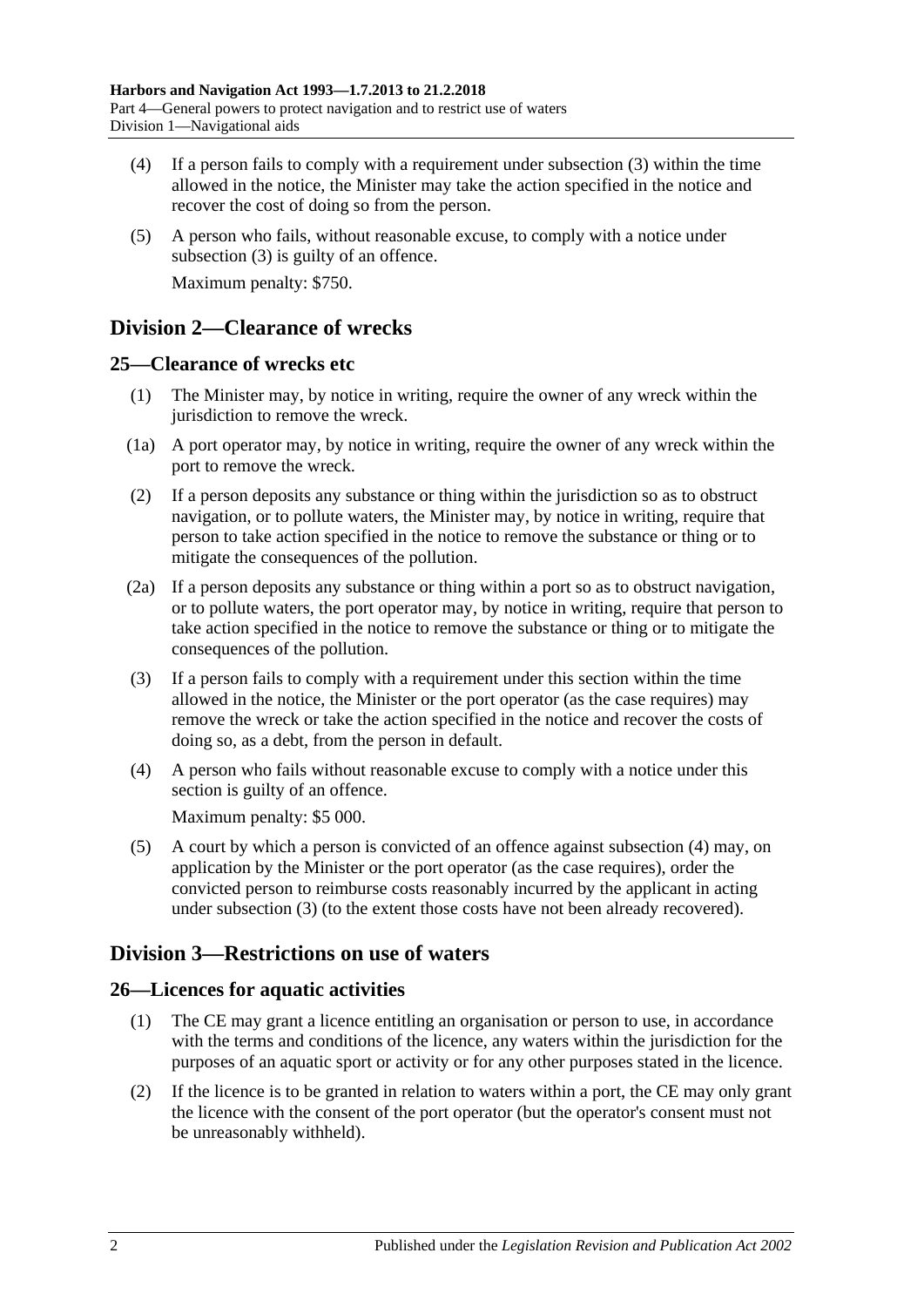(4) If a person fails to comply with a requirement under subsection (3) within the time allowed in the notice, the Minister may take the action specified in the notice and recover the cost of doing so from the person.

(5) A person who fails, without reasonable excuse, to comply with a notice under subsection (3) is guilty of an offence.

Maximum penalty: $750.

## Division 2—Clearance of wrecks

### 25—Clearance of wrecks etc

(1) The Minister may, by notice in writing, require the owner of any wreck within the jurisdiction to remove the wreck.

(1a) A port operator may, by notice in writing, require the owner of any wreck within the port to remove the wreck.

(2) If a person deposits any substance or thing within the jurisdiction so as to obstruct navigation, or to pollute waters, the Minister may, by notice in writing, require that person to take action specified in the notice to remove the substance or thing or to mitigate the consequences of the pollution.

(2a) If a person deposits any substance or thing within a port so as to obstruct navigation, or to pollute waters, the port operator may, by notice in writing, require that person to take action specified in the notice to remove the substance or thing or to mitigate the consequences of the pollution.

(3) If a person fails to comply with a requirement under this section within the time allowed in the notice, the Minister or the port operator (as the case requires) may remove the wreck or take the action specified in the notice and recover the costs of doing so, as a debt, from the person in default.

(4) A person who fails without reasonable excuse to comply with a notice under this section is guilty of an offence.

Maximum penalty: $5 000.

(5) A court by which a person is convicted of an offence against subsection (4) may, on application by the Minister or the port operator (as the case requires), order the convicted person to reimburse costs reasonably incurred by the applicant in acting under subsection (3) (to the extent those costs have not been already recovered).

## Division 3—Restrictions on use of waters

### 26—Licences for aquatic activities

(1) The CE may grant a licence entitling an organisation or person to use, in accordance with the terms and conditions of the licence, any waters within the jurisdiction for the purposes of an aquatic sport or activity or for any other purposes stated in the licence.

(2) If the licence is to be granted in relation to waters within a port, the CE may only grant the licence with the consent of the port operator (but the operator's consent must not be unreasonably withheld).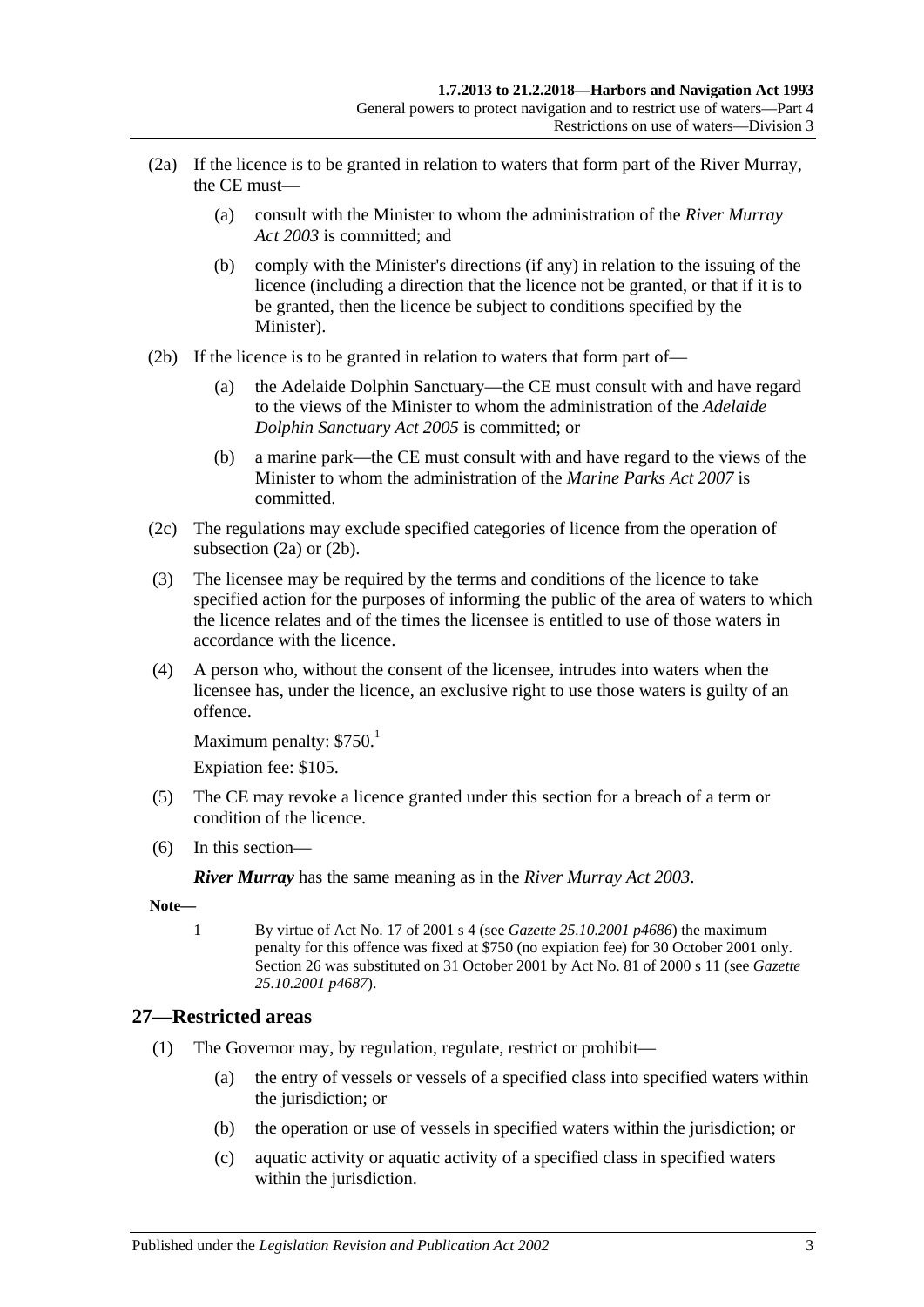(2a) If the licence is to be granted in relation to waters that form part of the River Murray, the CE must—

(a) consult with the Minister to whom the administration of the *River Murray Act 2003* is committed; and

(b) comply with the Minister's directions (if any) in relation to the issuing of the licence (including a direction that the licence not be granted, or that if it is to be granted, then the licence be subject to conditions specified by the Minister).

(2b) If the licence is to be granted in relation to waters that form part of—

(a) the Adelaide Dolphin Sanctuary—the CE must consult with and have regard to the views of the Minister to whom the administration of the *Adelaide Dolphin Sanctuary Act 2005* is committed; or

(b) a marine park—the CE must consult with and have regard to the views of the Minister to whom the administration of the *Marine Parks Act 2007* is committed.

(2c) The regulations may exclude specified categories of licence from the operation of subsection (2a) or (2b).

(3) The licensee may be required by the terms and conditions of the licence to take specified action for the purposes of informing the public of the area of waters to which the licence relates and of the times the licensee is entitled to use of those waters in accordance with the licence.

(4) A person who, without the consent of the licensee, intrudes into waters when the licensee has, under the licence, an exclusive right to use those waters is guilty of an offence.

Maximum penalty: $750.[1]

Expiation fee: $105.

(5) The CE may revoke a licence granted under this section for a breach of a term or condition of the licence.

(6) In this section—

***River Murray*** has the same meaning as in the *River Murray Act 2003*.

**Note—**

1 By virtue of Act No. 17 of 2001 s 4 (see *Gazette 25.10.2001 p4686*) the maximum penalty for this offence was fixed at $750 (no expiation fee) for 30 October 2001 only. Section 26 was substituted on 31 October 2001 by Act No. 81 of 2000 s 11 (see *Gazette 25.10.2001 p4687*).

## 27—Restricted areas

(1) The Governor may, by regulation, regulate, restrict or prohibit—

(a) the entry of vessels or vessels of a specified class into specified waters within the jurisdiction; or

(b) the operation or use of vessels in specified waters within the jurisdiction; or

(c) aquatic activity or aquatic activity of a specified class in specified waters within the jurisdiction.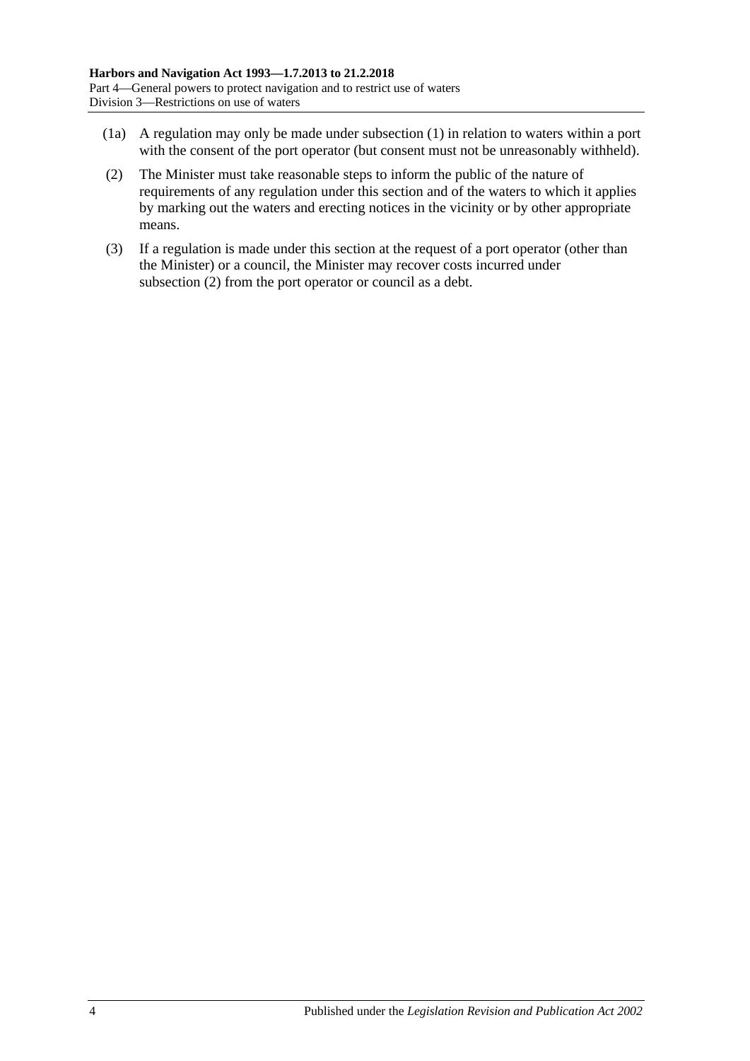(1a) A regulation may only be made under subsection (1) in relation to waters within a port with the consent of the port operator (but consent must not be unreasonably withheld).

(2) The Minister must take reasonable steps to inform the public of the nature of requirements of any regulation under this section and of the waters to which it applies by marking out the waters and erecting notices in the vicinity or by other appropriate means.

(3) If a regulation is made under this section at the request of a port operator (other than the Minister) or a council, the Minister may recover costs incurred under subsection (2) from the port operator or council as a debt.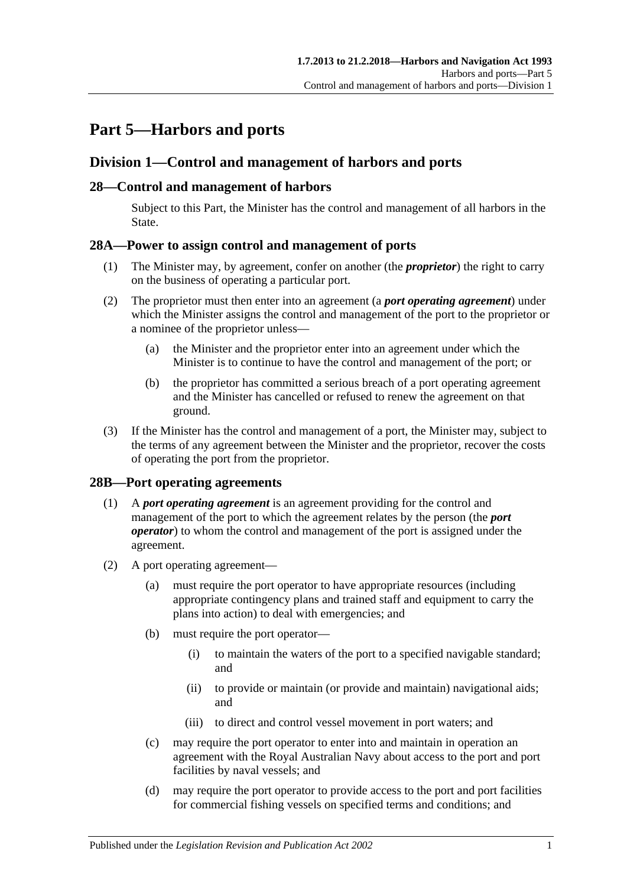# Part 5—Harbors and ports

## Division 1—Control and management of harbors and ports

### 28—Control and management of harbors

Subject to this Part, the Minister has the control and management of all harbors in the State.

### 28A—Power to assign control and management of ports

(1) The Minister may, by agreement, confer on another (the ***proprietor***) the right to carry on the business of operating a particular port.

(2) The proprietor must then enter into an agreement (a ***port operating agreement***) under which the Minister assigns the control and management of the port to the proprietor or a nominee of the proprietor unless—

(a) the Minister and the proprietor enter into an agreement under which the Minister is to continue to have the control and management of the port; or

(b) the proprietor has committed a serious breach of a port operating agreement and the Minister has cancelled or refused to renew the agreement on that ground.

(3) If the Minister has the control and management of a port, the Minister may, subject to the terms of any agreement between the Minister and the proprietor, recover the costs of operating the port from the proprietor.

### 28B—Port operating agreements

(1) A ***port operating agreement*** is an agreement providing for the control and management of the port to which the agreement relates by the person (the ***port operator***) to whom the control and management of the port is assigned under the agreement.

(2) A port operating agreement—

(a) must require the port operator to have appropriate resources (including appropriate contingency plans and trained staff and equipment to carry the plans into action) to deal with emergencies; and

(b) must require the port operator—

(i) to maintain the waters of the port to a specified navigable standard; and

(ii) to provide or maintain (or provide and maintain) navigational aids; and

(iii) to direct and control vessel movement in port waters; and

(c) may require the port operator to enter into and maintain in operation an agreement with the Royal Australian Navy about access to the port and port facilities by naval vessels; and

(d) may require the port operator to provide access to the port and port facilities for commercial fishing vessels on specified terms and conditions; and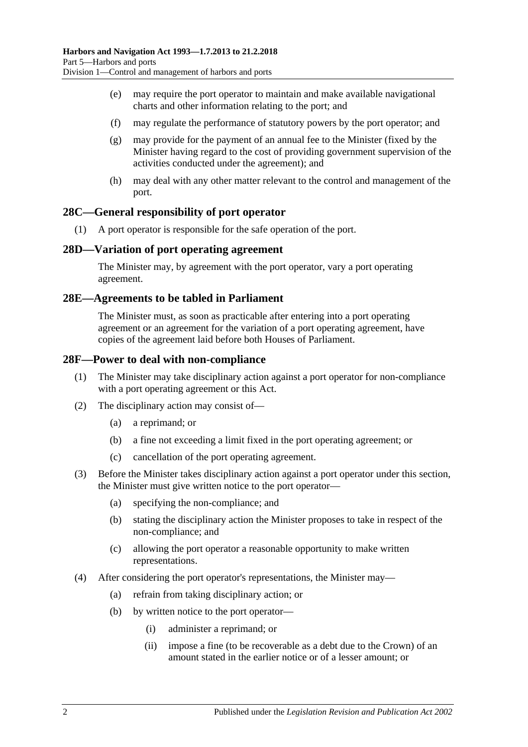(e) may require the port operator to maintain and make available navigational charts and other information relating to the port; and

(f) may regulate the performance of statutory powers by the port operator; and

(g) may provide for the payment of an annual fee to the Minister (fixed by the Minister having regard to the cost of providing government supervision of the activities conducted under the agreement); and

(h) may deal with any other matter relevant to the control and management of the port.

## 28C—General responsibility of port operator

(1) A port operator is responsible for the safe operation of the port.

## 28D—Variation of port operating agreement

The Minister may, by agreement with the port operator, vary a port operating agreement.

## 28E—Agreements to be tabled in Parliament

The Minister must, as soon as practicable after entering into a port operating agreement or an agreement for the variation of a port operating agreement, have copies of the agreement laid before both Houses of Parliament.

## 28F—Power to deal with non-compliance

(1) The Minister may take disciplinary action against a port operator for non-compliance with a port operating agreement or this Act.

(2) The disciplinary action may consist of—

(a) a reprimand; or

(b) a fine not exceeding a limit fixed in the port operating agreement; or

(c) cancellation of the port operating agreement.

(3) Before the Minister takes disciplinary action against a port operator under this section, the Minister must give written notice to the port operator—

(a) specifying the non-compliance; and

(b) stating the disciplinary action the Minister proposes to take in respect of the non-compliance; and

(c) allowing the port operator a reasonable opportunity to make written representations.

(4) After considering the port operator's representations, the Minister may—

(a) refrain from taking disciplinary action; or

(b) by written notice to the port operator—

(i) administer a reprimand; or

(ii) impose a fine (to be recoverable as a debt due to the Crown) of an amount stated in the earlier notice or of a lesser amount; or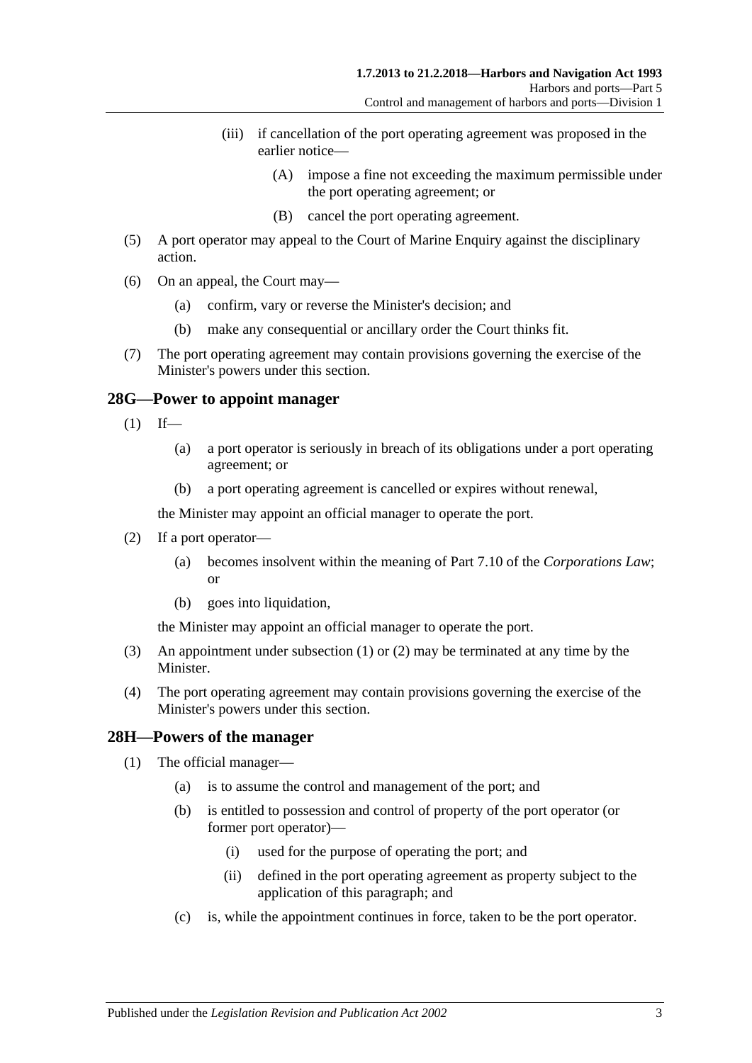(iii) if cancellation of the port operating agreement was proposed in the earlier notice—

(A) impose a fine not exceeding the maximum permissible under the port operating agreement; or

(B) cancel the port operating agreement.

(5) A port operator may appeal to the Court of Marine Enquiry against the disciplinary action.

(6) On an appeal, the Court may—

(a) confirm, vary or reverse the Minister's decision; and

(b) make any consequential or ancillary order the Court thinks fit.

(7) The port operating agreement may contain provisions governing the exercise of the Minister's powers under this section.

## 28G—Power to appoint manager

(1) If—

(a) a port operator is seriously in breach of its obligations under a port operating agreement; or

(b) a port operating agreement is cancelled or expires without renewal,

the Minister may appoint an official manager to operate the port.

(2) If a port operator—

(a) becomes insolvent within the meaning of Part 7.10 of the *Corporations Law*; or

(b) goes into liquidation,

the Minister may appoint an official manager to operate the port.

(3) An appointment under subsection (1) or (2) may be terminated at any time by the Minister.

(4) The port operating agreement may contain provisions governing the exercise of the Minister's powers under this section.

## 28H—Powers of the manager

(1) The official manager—

(a) is to assume the control and management of the port; and

(b) is entitled to possession and control of property of the port operator (or former port operator)—

(i) used for the purpose of operating the port; and

(ii) defined in the port operating agreement as property subject to the application of this paragraph; and

(c) is, while the appointment continues in force, taken to be the port operator.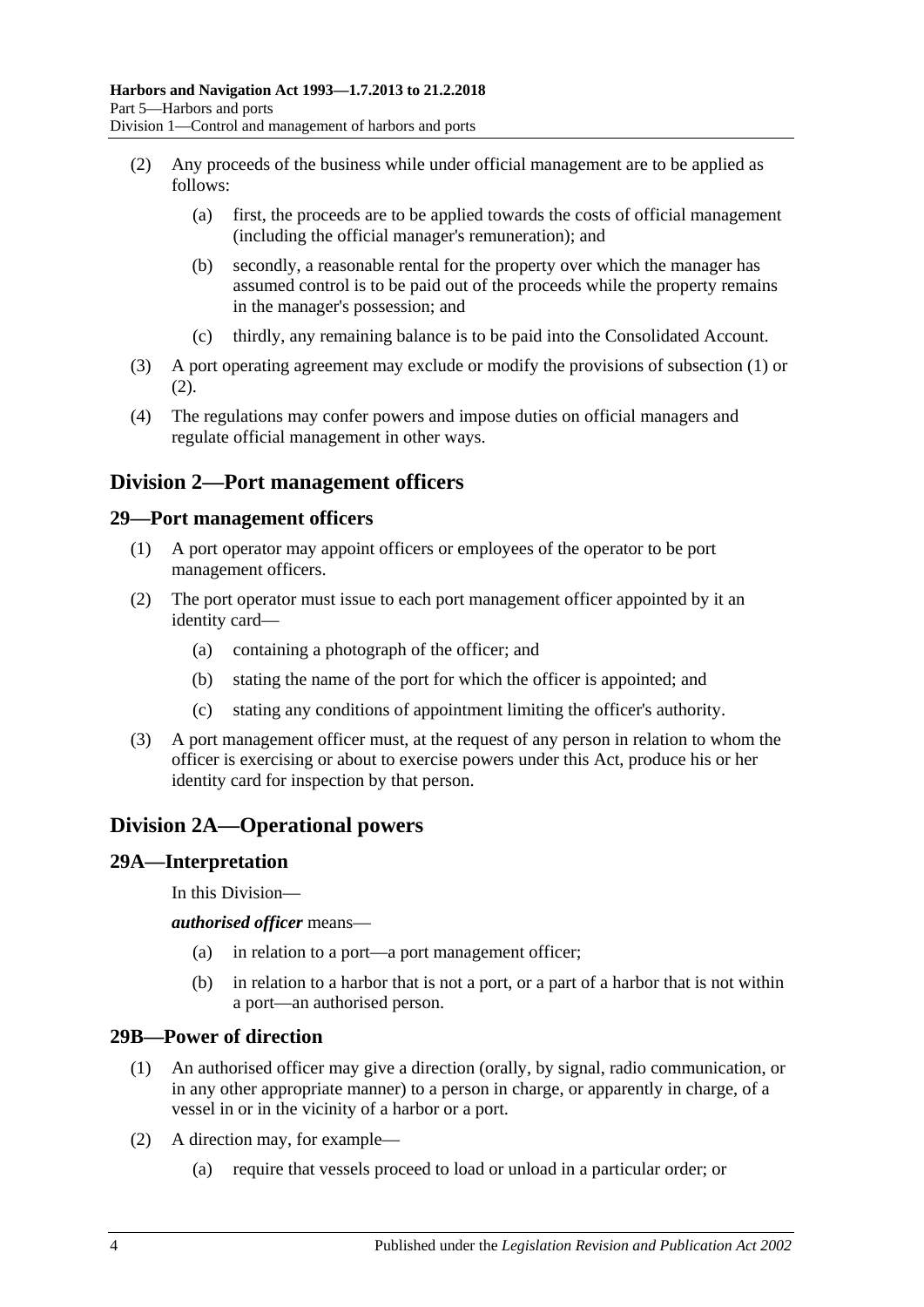(2) Any proceeds of the business while under official management are to be applied as follows:

(a) first, the proceeds are to be applied towards the costs of official management (including the official manager's remuneration); and

(b) secondly, a reasonable rental for the property over which the manager has assumed control is to be paid out of the proceeds while the property remains in the manager's possession; and

(c) thirdly, any remaining balance is to be paid into the Consolidated Account.

(3) A port operating agreement may exclude or modify the provisions of subsection (1) or (2).

(4) The regulations may confer powers and impose duties on official managers and regulate official management in other ways.

## Division 2—Port management officers

### 29—Port management officers

(1) A port operator may appoint officers or employees of the operator to be port management officers.

(2) The port operator must issue to each port management officer appointed by it an identity card—

(a) containing a photograph of the officer; and

(b) stating the name of the port for which the officer is appointed; and

(c) stating any conditions of appointment limiting the officer's authority.

(3) A port management officer must, at the request of any person in relation to whom the officer is exercising or about to exercise powers under this Act, produce his or her identity card for inspection by that person.

## Division 2A—Operational powers

### 29A—Interpretation

In this Division—

***authorised officer*** means—

(a) in relation to a port—a port management officer;

(b) in relation to a harbor that is not a port, or a part of a harbor that is not within a port—an authorised person.

### 29B—Power of direction

(1) An authorised officer may give a direction (orally, by signal, radio communication, or in any other appropriate manner) to a person in charge, or apparently in charge, of a vessel in or in the vicinity of a harbor or a port.

(2) A direction may, for example—

(a) require that vessels proceed to load or unload in a particular order; or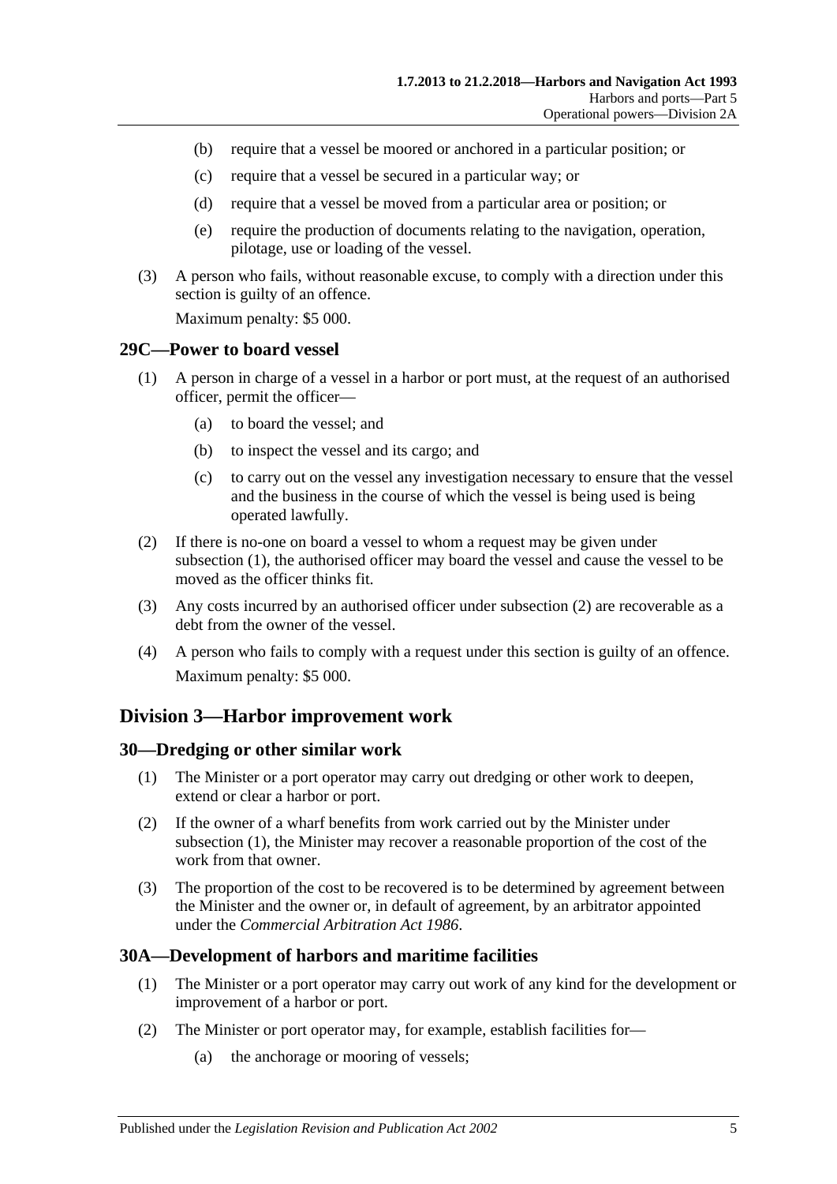(b) require that a vessel be moored or anchored in a particular position; or

(c) require that a vessel be secured in a particular way; or

(d) require that a vessel be moved from a particular area or position; or

(e) require the production of documents relating to the navigation, operation, pilotage, use or loading of the vessel.

(3) A person who fails, without reasonable excuse, to comply with a direction under this section is guilty of an offence.

Maximum penalty: $5 000.

## 29C—Power to board vessel

(1) A person in charge of a vessel in a harbor or port must, at the request of an authorised officer, permit the officer—

(a) to board the vessel; and

(b) to inspect the vessel and its cargo; and

(c) to carry out on the vessel any investigation necessary to ensure that the vessel and the business in the course of which the vessel is being used is being operated lawfully.

(2) If there is no-one on board a vessel to whom a request may be given under subsection (1), the authorised officer may board the vessel and cause the vessel to be moved as the officer thinks fit.

(3) Any costs incurred by an authorised officer under subsection (2) are recoverable as a debt from the owner of the vessel.

(4) A person who fails to comply with a request under this section is guilty of an offence.

Maximum penalty: $5 000.

# Division 3—Harbor improvement work

## 30—Dredging or other similar work

(1) The Minister or a port operator may carry out dredging or other work to deepen, extend or clear a harbor or port.

(2) If the owner of a wharf benefits from work carried out by the Minister under subsection (1), the Minister may recover a reasonable proportion of the cost of the work from that owner.

(3) The proportion of the cost to be recovered is to be determined by agreement between the Minister and the owner or, in default of agreement, by an arbitrator appointed under the *Commercial Arbitration Act 1986*.

## 30A—Development of harbors and maritime facilities

(1) The Minister or a port operator may carry out work of any kind for the development or improvement of a harbor or port.

(2) The Minister or port operator may, for example, establish facilities for—

(a) the anchorage or mooring of vessels;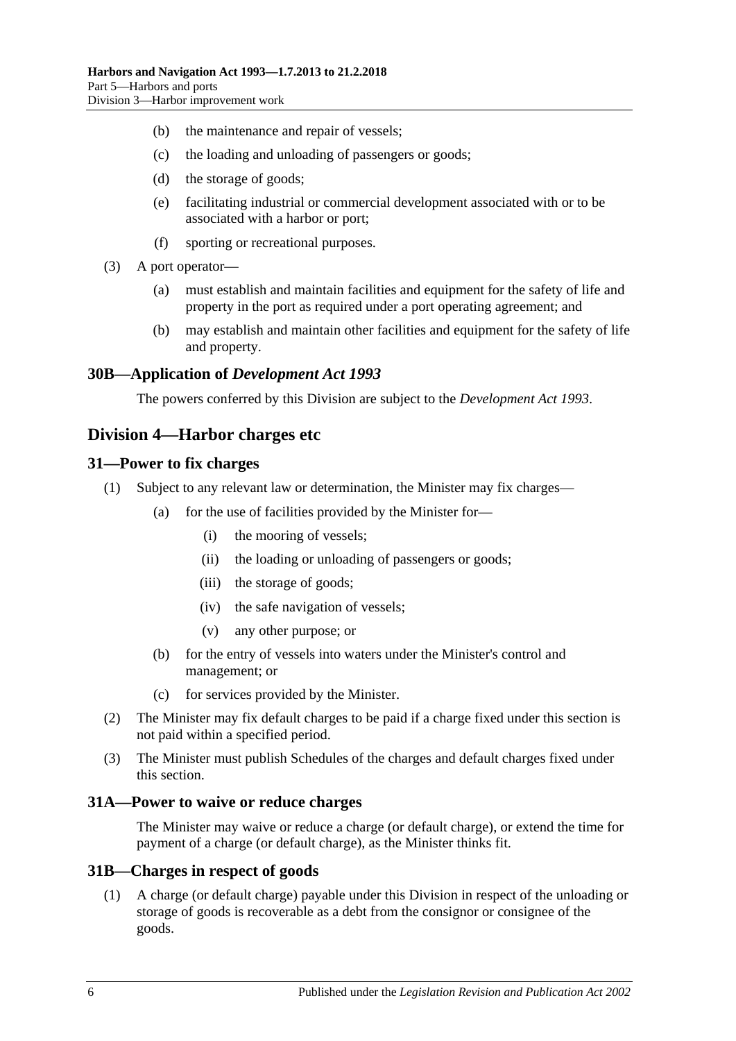(b) the maintenance and repair of vessels;

(c) the loading and unloading of passengers or goods;

(d) the storage of goods;

(e) facilitating industrial or commercial development associated with or to be associated with a harbor or port;

(f) sporting or recreational purposes.

(3) A port operator—

(a) must establish and maintain facilities and equipment for the safety of life and property in the port as required under a port operating agreement; and

(b) may establish and maintain other facilities and equipment for the safety of life and property.

### 30B—Application of *Development Act 1993*

The powers conferred by this Division are subject to the *Development Act 1993*.

## Division 4—Harbor charges etc

### 31—Power to fix charges

(1) Subject to any relevant law or determination, the Minister may fix charges—

(a) for the use of facilities provided by the Minister for—

(i) the mooring of vessels;

(ii) the loading or unloading of passengers or goods;

(iii) the storage of goods;

(iv) the safe navigation of vessels;

(v) any other purpose; or

(b) for the entry of vessels into waters under the Minister's control and management; or

(c) for services provided by the Minister.

(2) The Minister may fix default charges to be paid if a charge fixed under this section is not paid within a specified period.

(3) The Minister must publish Schedules of the charges and default charges fixed under this section.

### 31A—Power to waive or reduce charges

The Minister may waive or reduce a charge (or default charge), or extend the time for payment of a charge (or default charge), as the Minister thinks fit.

### 31B—Charges in respect of goods

(1) A charge (or default charge) payable under this Division in respect of the unloading or storage of goods is recoverable as a debt from the consignor or consignee of the goods.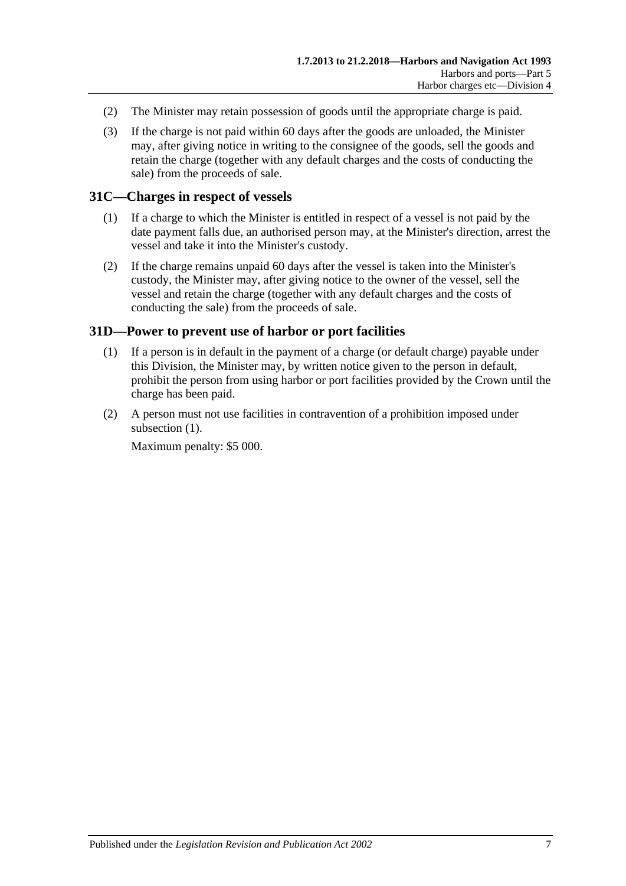(2) The Minister may retain possession of goods until the appropriate charge is paid.

(3) If the charge is not paid within 60 days after the goods are unloaded, the Minister may, after giving notice in writing to the consignee of the goods, sell the goods and retain the charge (together with any default charges and the costs of conducting the sale) from the proceeds of sale.

## 31C—Charges in respect of vessels

(1) If a charge to which the Minister is entitled in respect of a vessel is not paid by the date payment falls due, an authorised person may, at the Minister's direction, arrest the vessel and take it into the Minister's custody.

(2) If the charge remains unpaid 60 days after the vessel is taken into the Minister's custody, the Minister may, after giving notice to the owner of the vessel, sell the vessel and retain the charge (together with any default charges and the costs of conducting the sale) from the proceeds of sale.

## 31D—Power to prevent use of harbor or port facilities

(1) If a person is in default in the payment of a charge (or default charge) payable under this Division, the Minister may, by written notice given to the person in default, prohibit the person from using harbor or port facilities provided by the Crown until the charge has been paid.

(2) A person must not use facilities in contravention of a prohibition imposed under subsection (1).

Maximum penalty: $5 000.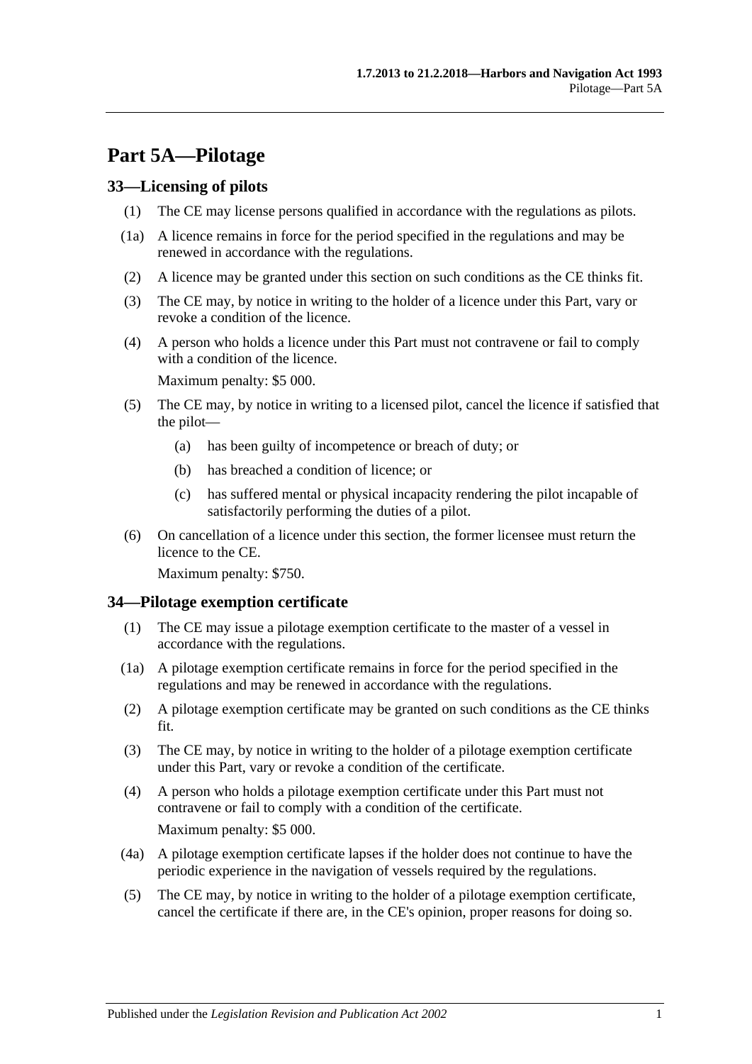# Part 5A—Pilotage

## 33—Licensing of pilots

(1) The CE may license persons qualified in accordance with the regulations as pilots.

(1a) A licence remains in force for the period specified in the regulations and may be renewed in accordance with the regulations.

(2) A licence may be granted under this section on such conditions as the CE thinks fit.

(3) The CE may, by notice in writing to the holder of a licence under this Part, vary or revoke a condition of the licence.

(4) A person who holds a licence under this Part must not contravene or fail to comply with a condition of the licence.

Maximum penalty: $5 000.

(5) The CE may, by notice in writing to a licensed pilot, cancel the licence if satisfied that the pilot—

- (a) has been guilty of incompetence or breach of duty; or
- (b) has breached a condition of licence; or
- (c) has suffered mental or physical incapacity rendering the pilot incapable of satisfactorily performing the duties of a pilot.

(6) On cancellation of a licence under this section, the former licensee must return the licence to the CE.

Maximum penalty: $750.

## 34—Pilotage exemption certificate

(1) The CE may issue a pilotage exemption certificate to the master of a vessel in accordance with the regulations.

(1a) A pilotage exemption certificate remains in force for the period specified in the regulations and may be renewed in accordance with the regulations.

(2) A pilotage exemption certificate may be granted on such conditions as the CE thinks fit.

(3) The CE may, by notice in writing to the holder of a pilotage exemption certificate under this Part, vary or revoke a condition of the certificate.

(4) A person who holds a pilotage exemption certificate under this Part must not contravene or fail to comply with a condition of the certificate.

Maximum penalty: $5 000.

(4a) A pilotage exemption certificate lapses if the holder does not continue to have the periodic experience in the navigation of vessels required by the regulations.

(5) The CE may, by notice in writing to the holder of a pilotage exemption certificate, cancel the certificate if there are, in the CE's opinion, proper reasons for doing so.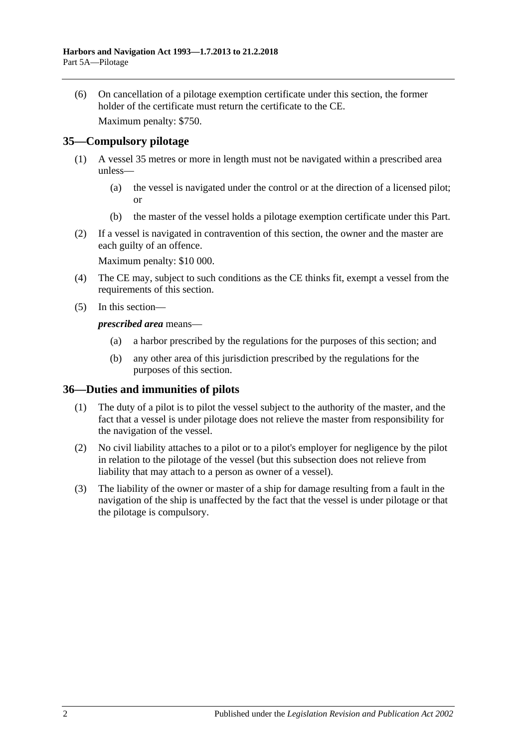(6) On cancellation of a pilotage exemption certificate under this section, the former holder of the certificate must return the certificate to the CE.

Maximum penalty: $750.

## 35—Compulsory pilotage

(1) A vessel 35 metres or more in length must not be navigated within a prescribed area unless—

(a) the vessel is navigated under the control or at the direction of a licensed pilot; or

(b) the master of the vessel holds a pilotage exemption certificate under this Part.

(2) If a vessel is navigated in contravention of this section, the owner and the master are each guilty of an offence.

Maximum penalty: $10 000.

(4) The CE may, subject to such conditions as the CE thinks fit, exempt a vessel from the requirements of this section.

(5) In this section—

***prescribed area*** means—

(a) a harbor prescribed by the regulations for the purposes of this section; and

(b) any other area of this jurisdiction prescribed by the regulations for the purposes of this section.

## 36—Duties and immunities of pilots

(1) The duty of a pilot is to pilot the vessel subject to the authority of the master, and the fact that a vessel is under pilotage does not relieve the master from responsibility for the navigation of the vessel.

(2) No civil liability attaches to a pilot or to a pilot's employer for negligence by the pilot in relation to the pilotage of the vessel (but this subsection does not relieve from liability that may attach to a person as owner of a vessel).

(3) The liability of the owner or master of a ship for damage resulting from a fault in the navigation of the ship is unaffected by the fact that the vessel is under pilotage or that the pilotage is compulsory.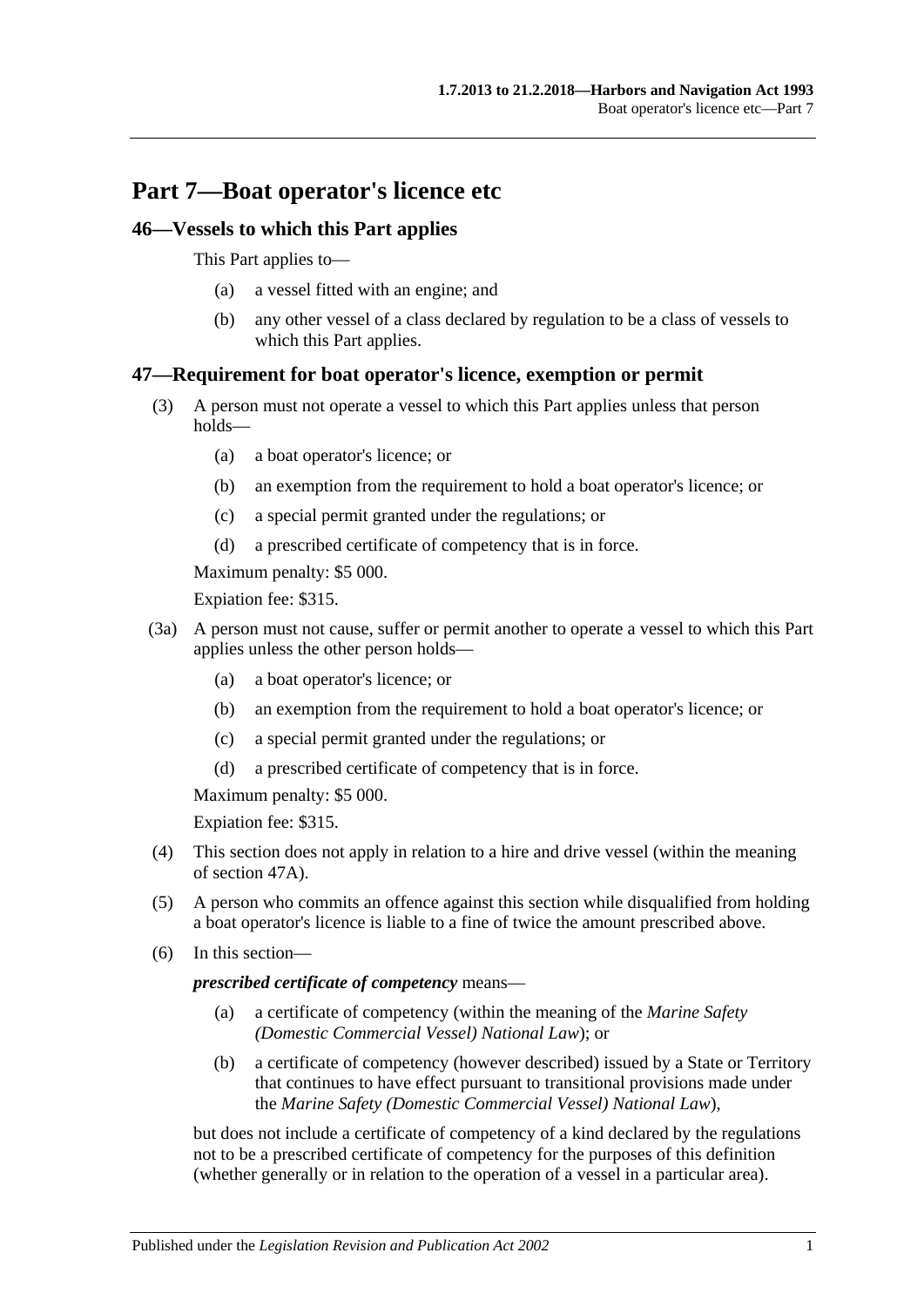# Part 7—Boat operator's licence etc

## 46—Vessels to which this Part applies

This Part applies to—

(a) a vessel fitted with an engine; and

(b) any other vessel of a class declared by regulation to be a class of vessels to which this Part applies.

## 47—Requirement for boat operator's licence, exemption or permit

(3) A person must not operate a vessel to which this Part applies unless that person holds—

(a) a boat operator's licence; or

(b) an exemption from the requirement to hold a boat operator's licence; or

(c) a special permit granted under the regulations; or

(d) a prescribed certificate of competency that is in force.

Maximum penalty: $5 000.

Expiation fee: $315.

(3a) A person must not cause, suffer or permit another to operate a vessel to which this Part applies unless the other person holds—

(a) a boat operator's licence; or

(b) an exemption from the requirement to hold a boat operator's licence; or

(c) a special permit granted under the regulations; or

(d) a prescribed certificate of competency that is in force.

Maximum penalty: $5 000.

Expiation fee: $315.

(4) This section does not apply in relation to a hire and drive vessel (within the meaning of section 47A).

(5) A person who commits an offence against this section while disqualified from holding a boat operator's licence is liable to a fine of twice the amount prescribed above.

(6) In this section—

***prescribed certificate of competency*** means—

(a) a certificate of competency (within the meaning of the *Marine Safety (Domestic Commercial Vessel) National Law*); or

(b) a certificate of competency (however described) issued by a State or Territory that continues to have effect pursuant to transitional provisions made under the *Marine Safety (Domestic Commercial Vessel) National Law*),

but does not include a certificate of competency of a kind declared by the regulations not to be a prescribed certificate of competency for the purposes of this definition (whether generally or in relation to the operation of a vessel in a particular area).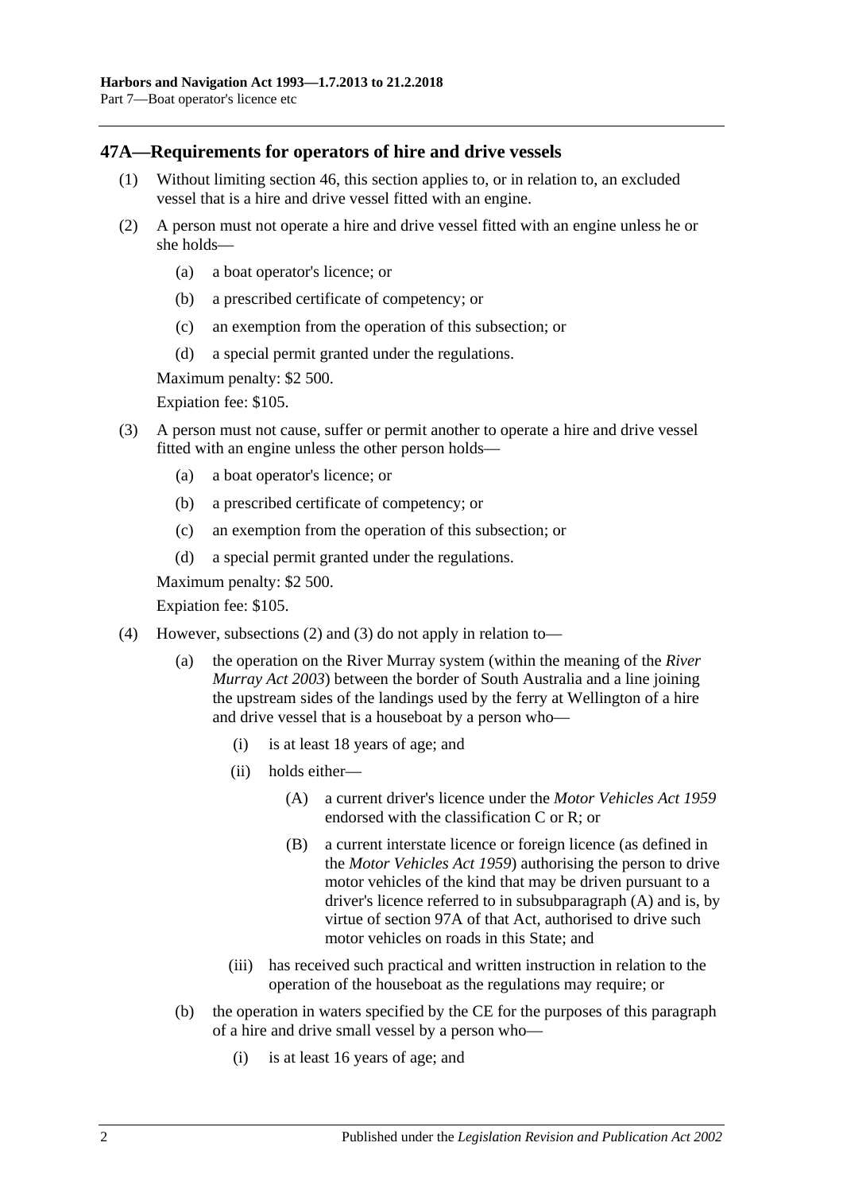## 47A—Requirements for operators of hire and drive vessels

(1) Without limiting section 46, this section applies to, or in relation to, an excluded vessel that is a hire and drive vessel fitted with an engine.

(2) A person must not operate a hire and drive vessel fitted with an engine unless he or she holds—

   (a) a boat operator's licence; or

   (b) a prescribed certificate of competency; or

   (c) an exemption from the operation of this subsection; or

   (d) a special permit granted under the regulations.

   Maximum penalty: $2 500.

   Expiation fee: $105.

(3) A person must not cause, suffer or permit another to operate a hire and drive vessel fitted with an engine unless the other person holds—

   (a) a boat operator's licence; or

   (b) a prescribed certificate of competency; or

   (c) an exemption from the operation of this subsection; or

   (d) a special permit granted under the regulations.

   Maximum penalty: $2 500.

   Expiation fee: $105.

(4) However, subsections (2) and (3) do not apply in relation to—

   (a) the operation on the River Murray system (within the meaning of the *River Murray Act 2003*) between the border of South Australia and a line joining the upstream sides of the landings used by the ferry at Wellington of a hire and drive vessel that is a houseboat by a person who—

      (i) is at least 18 years of age; and

      (ii) holds either—

         (A) a current driver's licence under the *Motor Vehicles Act 1959* endorsed with the classification C or R; or

         (B) a current interstate licence or foreign licence (as defined in the *Motor Vehicles Act 1959*) authorising the person to drive motor vehicles of the kind that may be driven pursuant to a driver's licence referred to in subsubparagraph (A) and is, by virtue of section 97A of that Act, authorised to drive such motor vehicles on roads in this State; and

      (iii) has received such practical and written instruction in relation to the operation of the houseboat as the regulations may require; or

   (b) the operation in waters specified by the CE for the purposes of this paragraph of a hire and drive small vessel by a person who—

      (i) is at least 16 years of age; and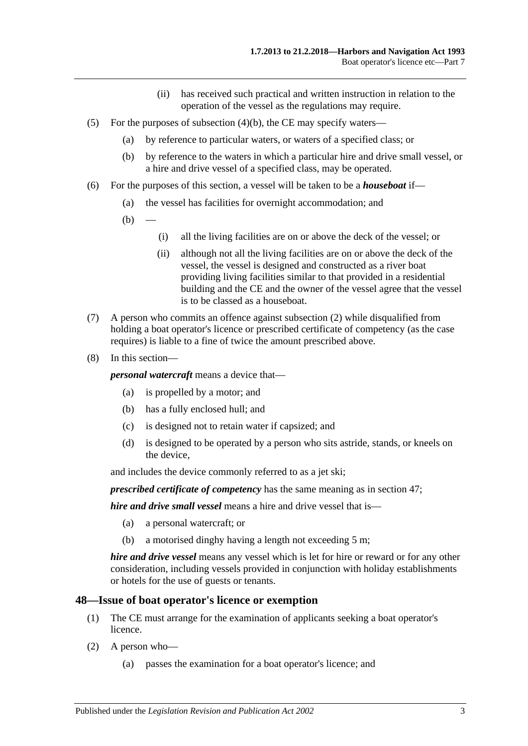(ii) has received such practical and written instruction in relation to the operation of the vessel as the regulations may require.

(5) For the purposes of subsection (4)(b), the CE may specify waters—

(a) by reference to particular waters, or waters of a specified class; or

(b) by reference to the waters in which a particular hire and drive small vessel, or a hire and drive vessel of a specified class, may be operated.

(6) For the purposes of this section, a vessel will be taken to be a ***houseboat*** if—

(a) the vessel has facilities for overnight accommodation; and

(b) —

(i) all the living facilities are on or above the deck of the vessel; or

(ii) although not all the living facilities are on or above the deck of the vessel, the vessel is designed and constructed as a river boat providing living facilities similar to that provided in a residential building and the CE and the owner of the vessel agree that the vessel is to be classed as a houseboat.

(7) A person who commits an offence against subsection (2) while disqualified from holding a boat operator's licence or prescribed certificate of competency (as the case requires) is liable to a fine of twice the amount prescribed above.

(8) In this section—

***personal watercraft*** means a device that—

(a) is propelled by a motor; and

(b) has a fully enclosed hull; and

(c) is designed not to retain water if capsized; and

(d) is designed to be operated by a person who sits astride, stands, or kneels on the device,

and includes the device commonly referred to as a jet ski;

***prescribed certificate of competency*** has the same meaning as in section 47;

***hire and drive small vessel*** means a hire and drive vessel that is—

(a) a personal watercraft; or

(b) a motorised dinghy having a length not exceeding 5 m;

***hire and drive vessel*** means any vessel which is let for hire or reward or for any other consideration, including vessels provided in conjunction with holiday establishments or hotels for the use of guests or tenants.

## 48—Issue of boat operator's licence or exemption

(1) The CE must arrange for the examination of applicants seeking a boat operator's licence.

(2) A person who—

(a) passes the examination for a boat operator's licence; and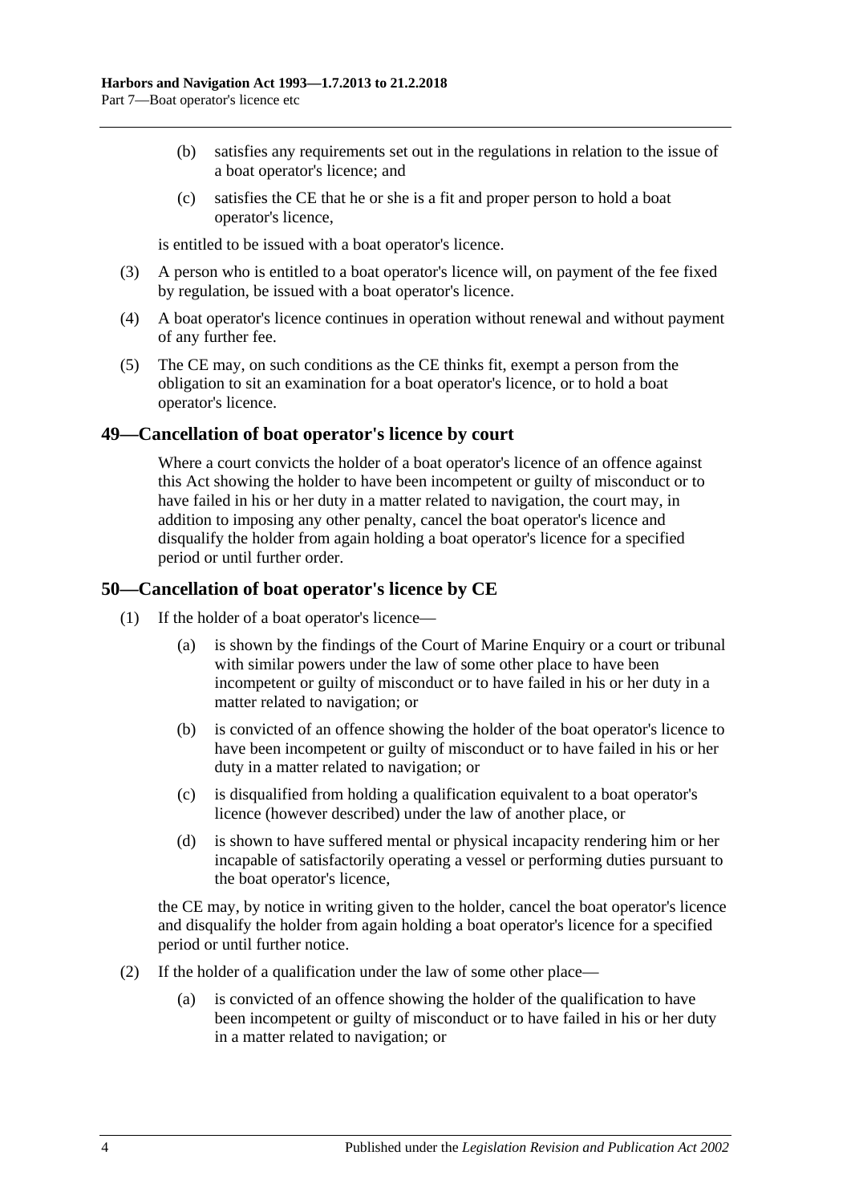(b) satisfies any requirements set out in the regulations in relation to the issue of a boat operator's licence; and

(c) satisfies the CE that he or she is a fit and proper person to hold a boat operator's licence,

is entitled to be issued with a boat operator's licence.

(3) A person who is entitled to a boat operator's licence will, on payment of the fee fixed by regulation, be issued with a boat operator's licence.

(4) A boat operator's licence continues in operation without renewal and without payment of any further fee.

(5) The CE may, on such conditions as the CE thinks fit, exempt a person from the obligation to sit an examination for a boat operator's licence, or to hold a boat operator's licence.

## 49—Cancellation of boat operator's licence by court

Where a court convicts the holder of a boat operator's licence of an offence against this Act showing the holder to have been incompetent or guilty of misconduct or to have failed in his or her duty in a matter related to navigation, the court may, in addition to imposing any other penalty, cancel the boat operator's licence and disqualify the holder from again holding a boat operator's licence for a specified period or until further order.

## 50—Cancellation of boat operator's licence by CE

(1) If the holder of a boat operator's licence—

(a) is shown by the findings of the Court of Marine Enquiry or a court or tribunal with similar powers under the law of some other place to have been incompetent or guilty of misconduct or to have failed in his or her duty in a matter related to navigation; or

(b) is convicted of an offence showing the holder of the boat operator's licence to have been incompetent or guilty of misconduct or to have failed in his or her duty in a matter related to navigation; or

(c) is disqualified from holding a qualification equivalent to a boat operator's licence (however described) under the law of another place, or

(d) is shown to have suffered mental or physical incapacity rendering him or her incapable of satisfactorily operating a vessel or performing duties pursuant to the boat operator's licence,

the CE may, by notice in writing given to the holder, cancel the boat operator's licence and disqualify the holder from again holding a boat operator's licence for a specified period or until further notice.

(2) If the holder of a qualification under the law of some other place—

(a) is convicted of an offence showing the holder of the qualification to have been incompetent or guilty of misconduct or to have failed in his or her duty in a matter related to navigation; or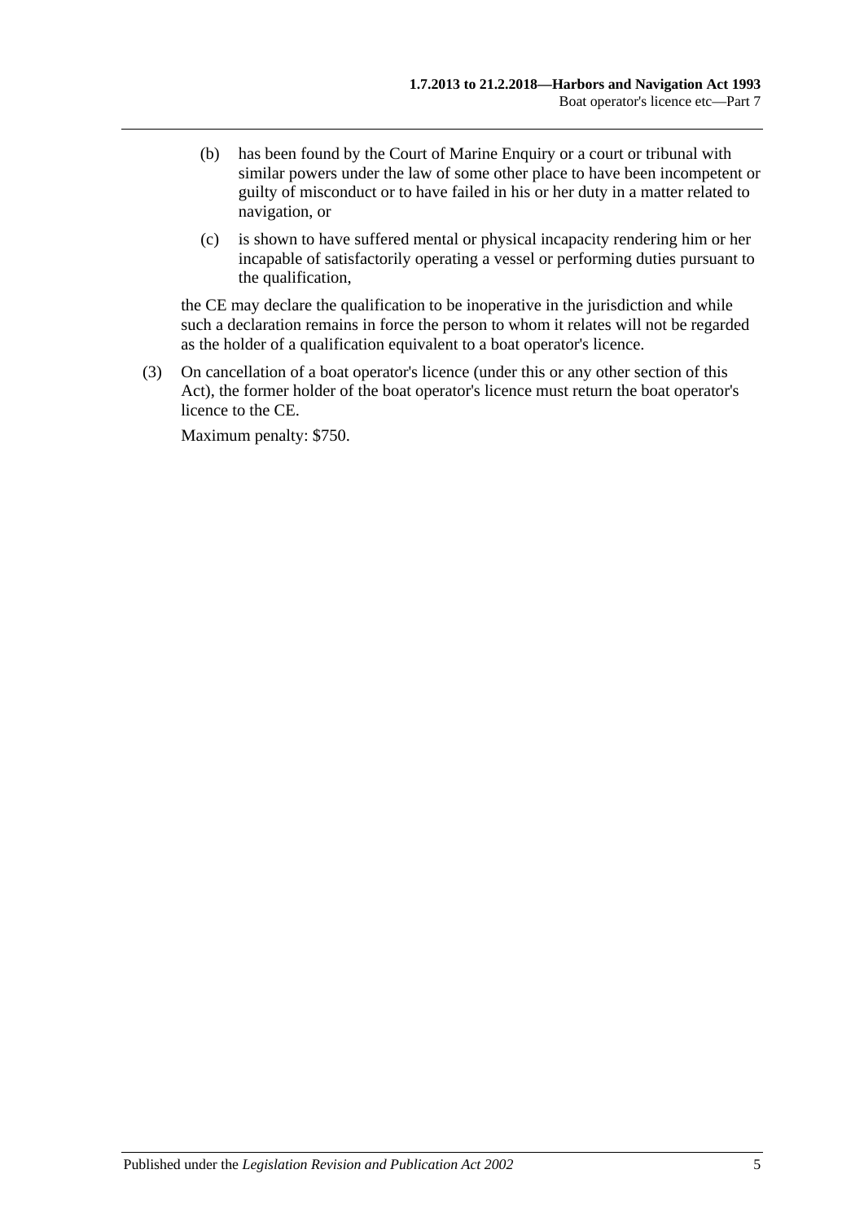(b) has been found by the Court of Marine Enquiry or a court or tribunal with similar powers under the law of some other place to have been incompetent or guilty of misconduct or to have failed in his or her duty in a matter related to navigation, or

(c) is shown to have suffered mental or physical incapacity rendering him or her incapable of satisfactorily operating a vessel or performing duties pursuant to the qualification,

the CE may declare the qualification to be inoperative in the jurisdiction and while such a declaration remains in force the person to whom it relates will not be regarded as the holder of a qualification equivalent to a boat operator's licence.

(3) On cancellation of a boat operator's licence (under this or any other section of this Act), the former holder of the boat operator's licence must return the boat operator's licence to the CE.

Maximum penalty: $750.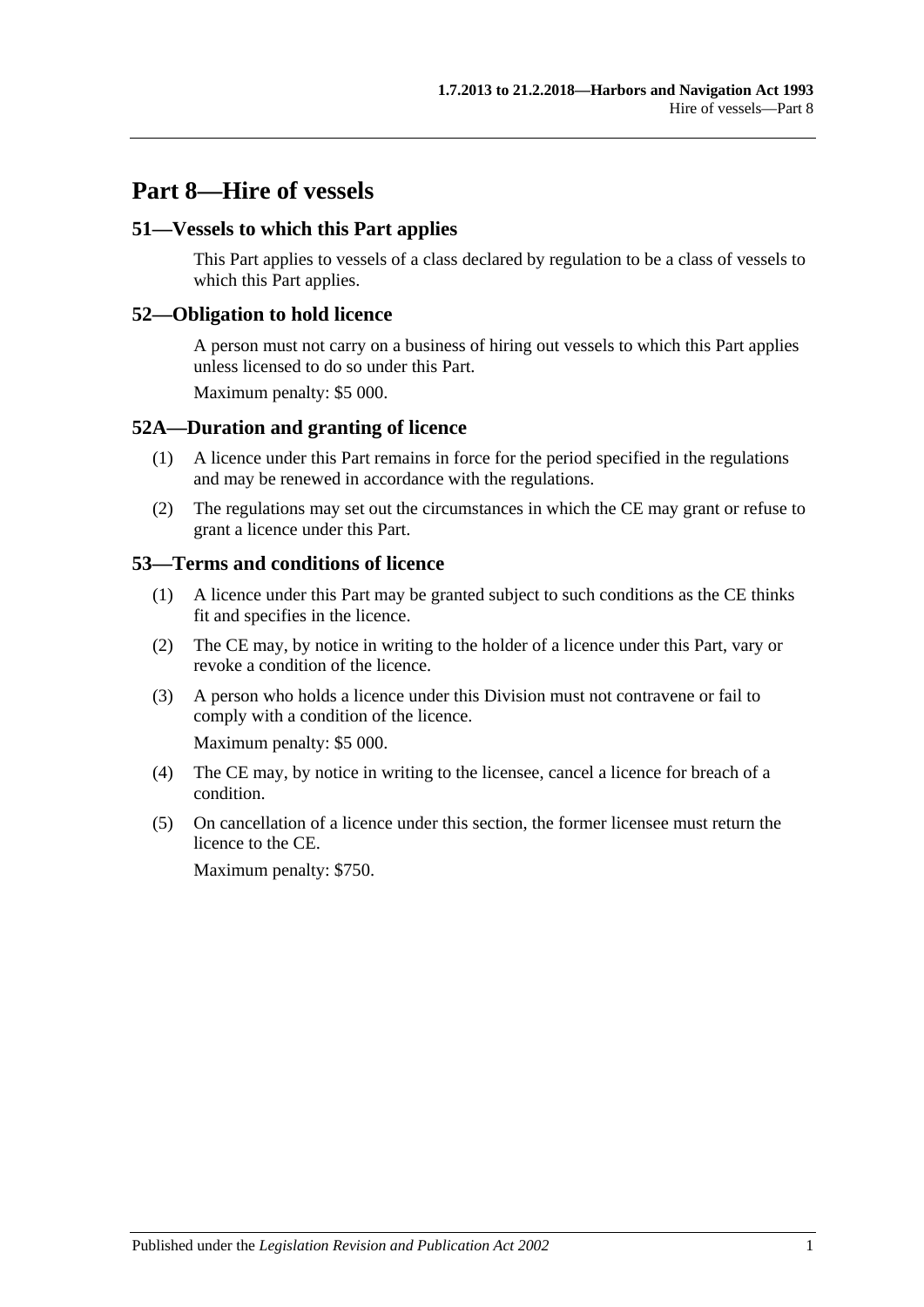# Part 8—Hire of vessels

## 51—Vessels to which this Part applies

This Part applies to vessels of a class declared by regulation to be a class of vessels to which this Part applies.

## 52—Obligation to hold licence

A person must not carry on a business of hiring out vessels to which this Part applies unless licensed to do so under this Part.

Maximum penalty: $5 000.

## 52A—Duration and granting of licence

(1) A licence under this Part remains in force for the period specified in the regulations and may be renewed in accordance with the regulations.

(2) The regulations may set out the circumstances in which the CE may grant or refuse to grant a licence under this Part.

## 53—Terms and conditions of licence

(1) A licence under this Part may be granted subject to such conditions as the CE thinks fit and specifies in the licence.

(2) The CE may, by notice in writing to the holder of a licence under this Part, vary or revoke a condition of the licence.

(3) A person who holds a licence under this Division must not contravene or fail to comply with a condition of the licence.

Maximum penalty: $5 000.

(4) The CE may, by notice in writing to the licensee, cancel a licence for breach of a condition.

(5) On cancellation of a licence under this section, the former licensee must return the licence to the CE.

Maximum penalty: $750.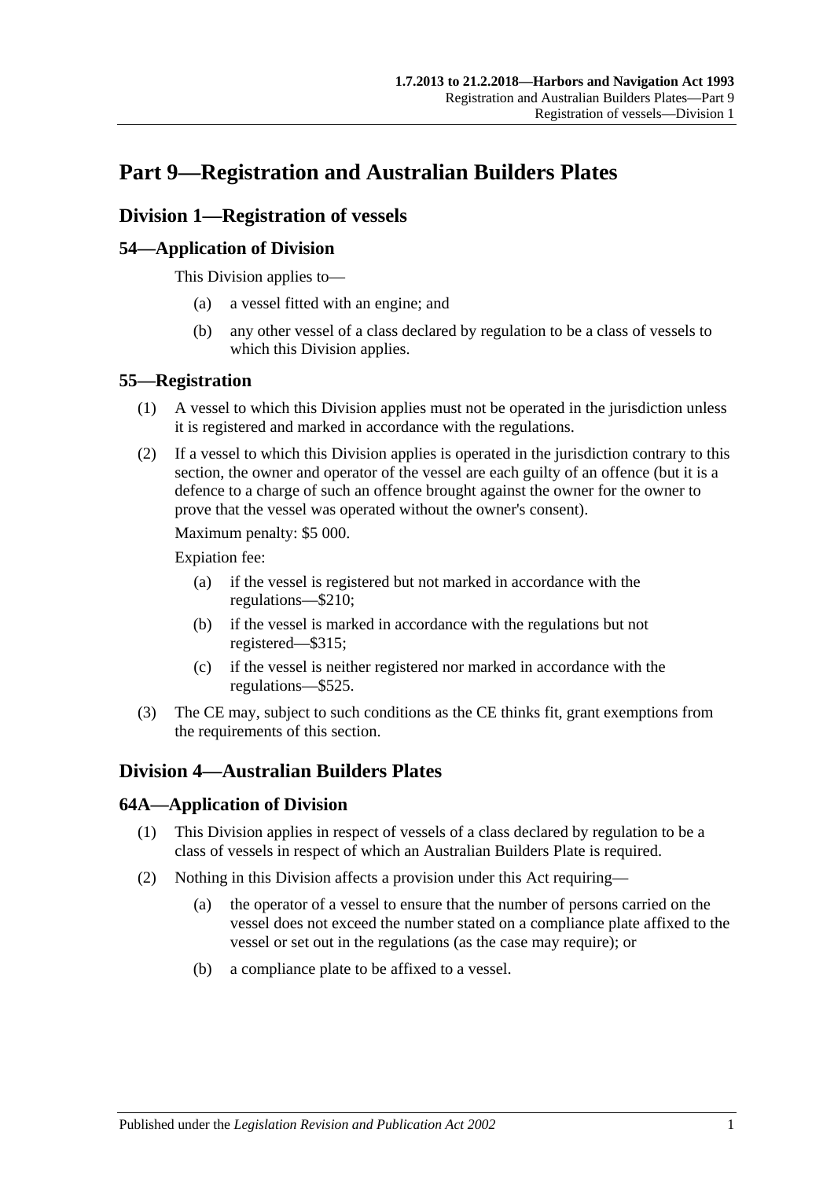# Part 9—Registration and Australian Builders Plates

## Division 1—Registration of vessels

### 54—Application of Division

This Division applies to—

(a) a vessel fitted with an engine; and

(b) any other vessel of a class declared by regulation to be a class of vessels to which this Division applies.

### 55—Registration

(1) A vessel to which this Division applies must not be operated in the jurisdiction unless it is registered and marked in accordance with the regulations.

(2) If a vessel to which this Division applies is operated in the jurisdiction contrary to this section, the owner and operator of the vessel are each guilty of an offence (but it is a defence to a charge of such an offence brought against the owner for the owner to prove that the vessel was operated without the owner's consent).

Maximum penalty: $5 000.

Expiation fee:

(a) if the vessel is registered but not marked in accordance with the regulations—$210;

(b) if the vessel is marked in accordance with the regulations but not registered—$315;

(c) if the vessel is neither registered nor marked in accordance with the regulations—$525.

(3) The CE may, subject to such conditions as the CE thinks fit, grant exemptions from the requirements of this section.

## Division 4—Australian Builders Plates

### 64A—Application of Division

(1) This Division applies in respect of vessels of a class declared by regulation to be a class of vessels in respect of which an Australian Builders Plate is required.

(2) Nothing in this Division affects a provision under this Act requiring—

(a) the operator of a vessel to ensure that the number of persons carried on the vessel does not exceed the number stated on a compliance plate affixed to the vessel or set out in the regulations (as the case may require); or

(b) a compliance plate to be affixed to a vessel.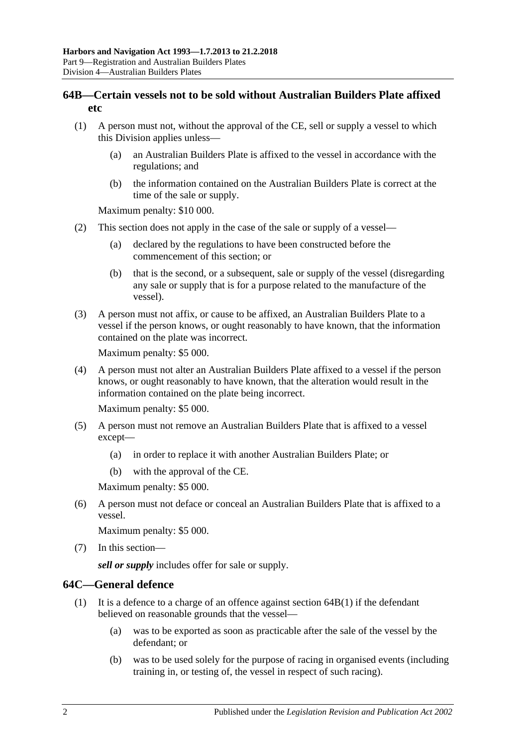## 64B—Certain vessels not to be sold without Australian Builders Plate affixed etc

(1) A person must not, without the approval of the CE, sell or supply a vessel to which this Division applies unless—

(a) an Australian Builders Plate is affixed to the vessel in accordance with the regulations; and

(b) the information contained on the Australian Builders Plate is correct at the time of the sale or supply.

Maximum penalty: $10 000.

(2) This section does not apply in the case of the sale or supply of a vessel—

(a) declared by the regulations to have been constructed before the commencement of this section; or

(b) that is the second, or a subsequent, sale or supply of the vessel (disregarding any sale or supply that is for a purpose related to the manufacture of the vessel).

(3) A person must not affix, or cause to be affixed, an Australian Builders Plate to a vessel if the person knows, or ought reasonably to have known, that the information contained on the plate was incorrect.

Maximum penalty: $5 000.

(4) A person must not alter an Australian Builders Plate affixed to a vessel if the person knows, or ought reasonably to have known, that the alteration would result in the information contained on the plate being incorrect.

Maximum penalty: $5 000.

(5) A person must not remove an Australian Builders Plate that is affixed to a vessel except—

(a) in order to replace it with another Australian Builders Plate; or

(b) with the approval of the CE.

Maximum penalty: $5 000.

(6) A person must not deface or conceal an Australian Builders Plate that is affixed to a vessel.

Maximum penalty: $5 000.

(7) In this section—

***sell or supply*** includes offer for sale or supply.

## 64C—General defence

(1) It is a defence to a charge of an offence against section 64B(1) if the defendant believed on reasonable grounds that the vessel—

(a) was to be exported as soon as practicable after the sale of the vessel by the defendant; or

(b) was to be used solely for the purpose of racing in organised events (including training in, or testing of, the vessel in respect of such racing).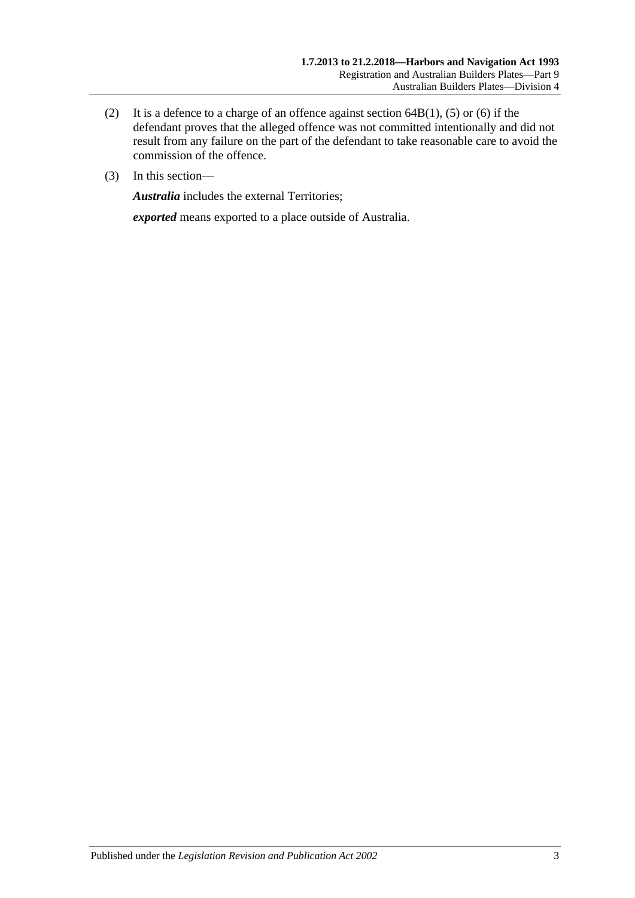(2) It is a defence to a charge of an offence against section 64B(1), (5) or (6) if the defendant proves that the alleged offence was not committed intentionally and did not result from any failure on the part of the defendant to take reasonable care to avoid the commission of the offence.

(3) In this section—

***Australia*** includes the external Territories;

***exported*** means exported to a place outside of Australia.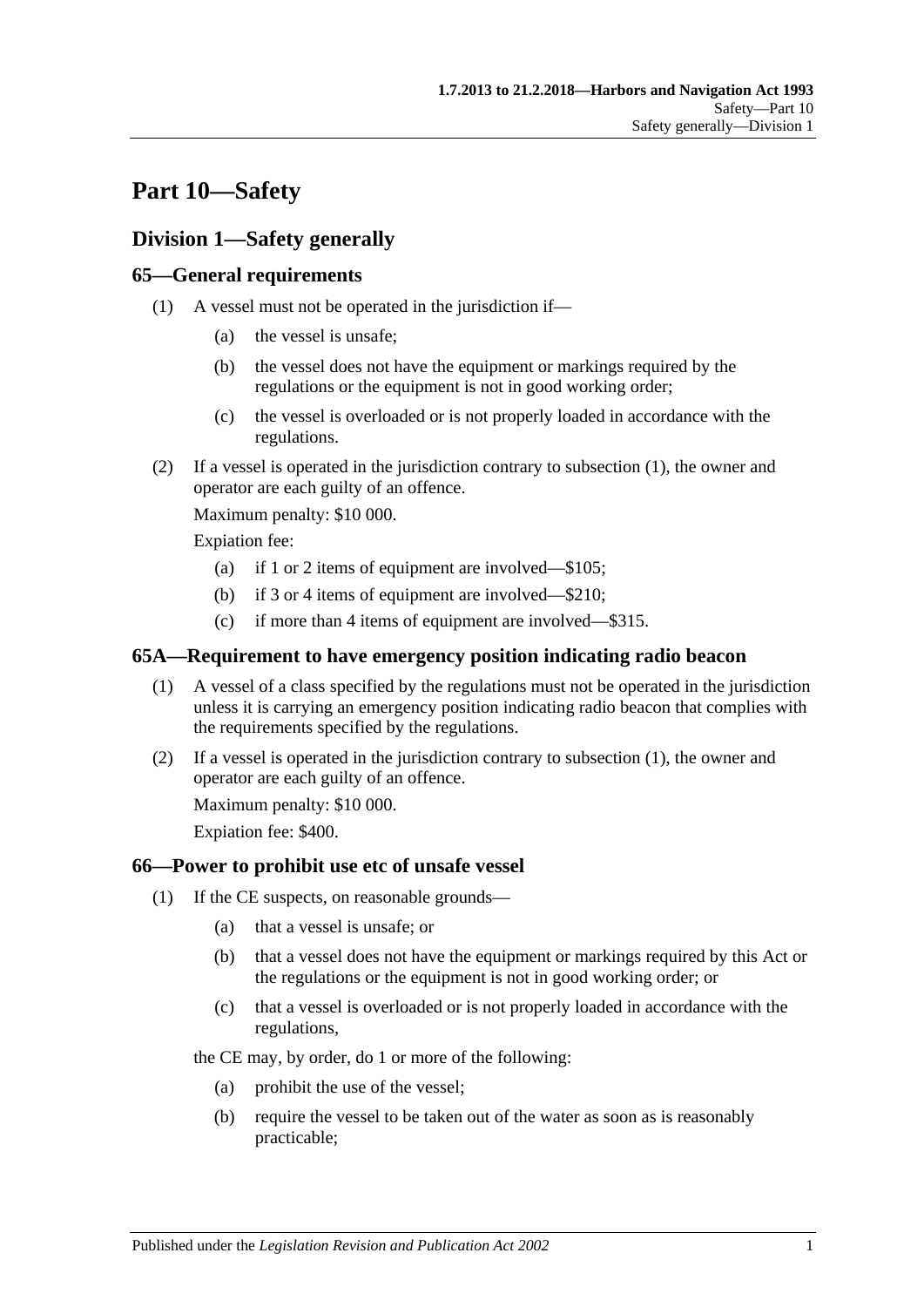# Part 10—Safety

## Division 1—Safety generally

### 65—General requirements

(1) A vessel must not be operated in the jurisdiction if—

(a) the vessel is unsafe;

(b) the vessel does not have the equipment or markings required by the regulations or the equipment is not in good working order;

(c) the vessel is overloaded or is not properly loaded in accordance with the regulations.

(2) If a vessel is operated in the jurisdiction contrary to subsection (1), the owner and operator are each guilty of an offence.

Maximum penalty: $10 000.

Expiation fee:

(a) if 1 or 2 items of equipment are involved—$105;

(b) if 3 or 4 items of equipment are involved—$210;

(c) if more than 4 items of equipment are involved—$315.

### 65A—Requirement to have emergency position indicating radio beacon

(1) A vessel of a class specified by the regulations must not be operated in the jurisdiction unless it is carrying an emergency position indicating radio beacon that complies with the requirements specified by the regulations.

(2) If a vessel is operated in the jurisdiction contrary to subsection (1), the owner and operator are each guilty of an offence.

Maximum penalty: $10 000.

Expiation fee: $400.

### 66—Power to prohibit use etc of unsafe vessel

(1) If the CE suspects, on reasonable grounds—

(a) that a vessel is unsafe; or

(b) that a vessel does not have the equipment or markings required by this Act or the regulations or the equipment is not in good working order; or

(c) that a vessel is overloaded or is not properly loaded in accordance with the regulations,

the CE may, by order, do 1 or more of the following:

(a) prohibit the use of the vessel;

(b) require the vessel to be taken out of the water as soon as is reasonably practicable;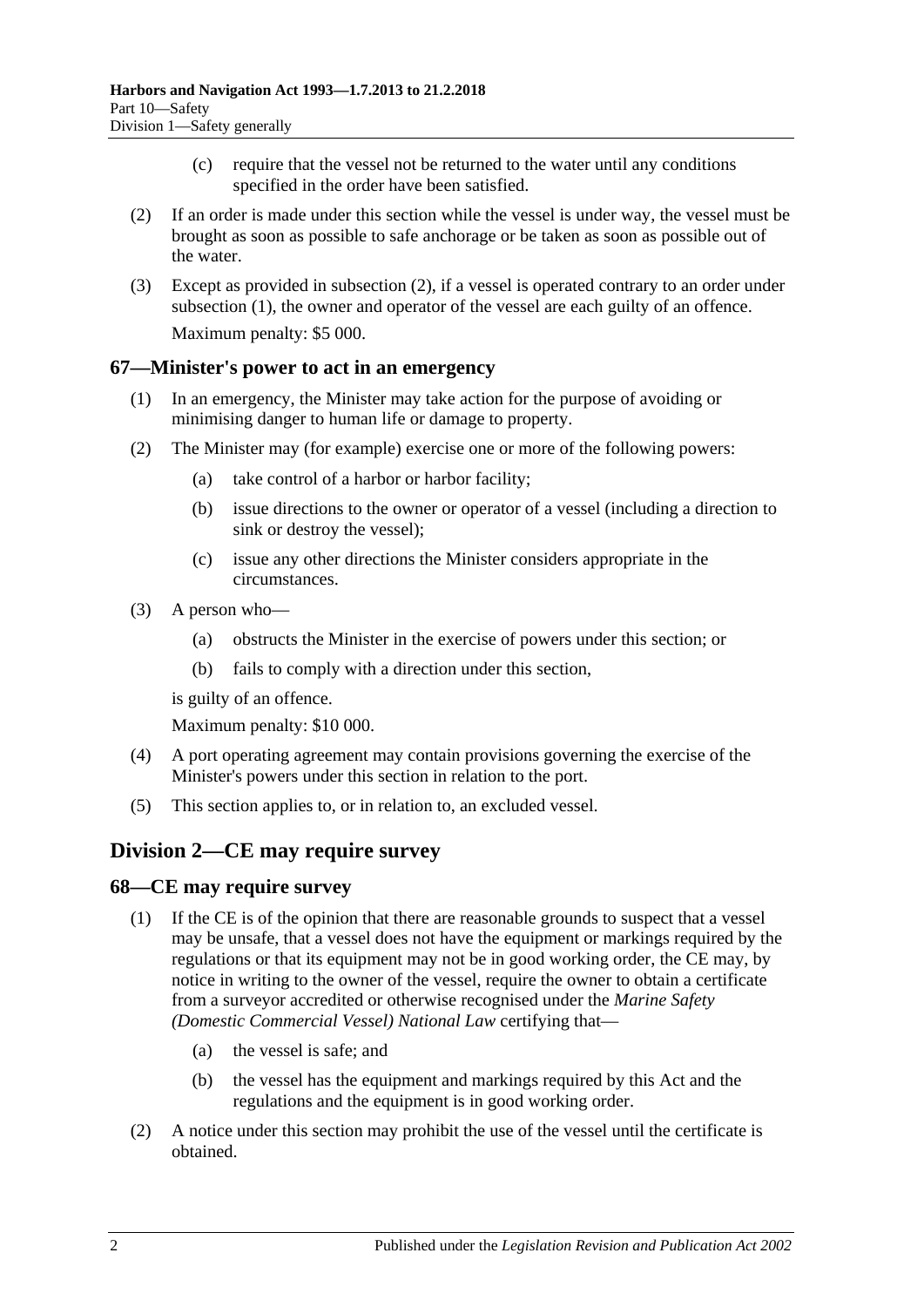(c) require that the vessel not be returned to the water until any conditions specified in the order have been satisfied.

(2) If an order is made under this section while the vessel is under way, the vessel must be brought as soon as possible to safe anchorage or be taken as soon as possible out of the water.

(3) Except as provided in subsection (2), if a vessel is operated contrary to an order under subsection (1), the owner and operator of the vessel are each guilty of an offence.

Maximum penalty: $5 000.

### 67—Minister's power to act in an emergency

(1) In an emergency, the Minister may take action for the purpose of avoiding or minimising danger to human life or damage to property.

(2) The Minister may (for example) exercise one or more of the following powers:

(a) take control of a harbor or harbor facility;

(b) issue directions to the owner or operator of a vessel (including a direction to sink or destroy the vessel);

(c) issue any other directions the Minister considers appropriate in the circumstances.

(3) A person who—

(a) obstructs the Minister in the exercise of powers under this section; or

(b) fails to comply with a direction under this section,

is guilty of an offence.

Maximum penalty: $10 000.

(4) A port operating agreement may contain provisions governing the exercise of the Minister's powers under this section in relation to the port.

(5) This section applies to, or in relation to, an excluded vessel.

## Division 2—CE may require survey

### 68—CE may require survey

(1) If the CE is of the opinion that there are reasonable grounds to suspect that a vessel may be unsafe, that a vessel does not have the equipment or markings required by the regulations or that its equipment may not be in good working order, the CE may, by notice in writing to the owner of the vessel, require the owner to obtain a certificate from a surveyor accredited or otherwise recognised under the *Marine Safety (Domestic Commercial Vessel) National Law* certifying that—

(a) the vessel is safe; and

(b) the vessel has the equipment and markings required by this Act and the regulations and the equipment is in good working order.

(2) A notice under this section may prohibit the use of the vessel until the certificate is obtained.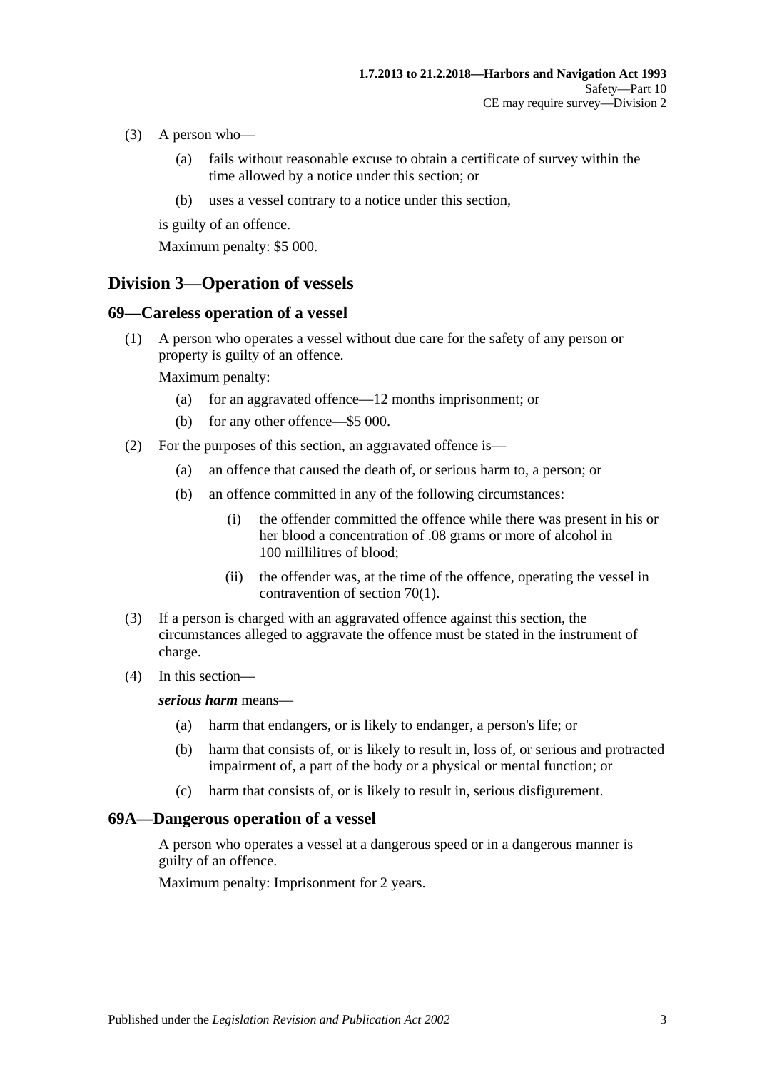(3) A person who—

   (a) fails without reasonable excuse to obtain a certificate of survey within the time allowed by a notice under this section; or

   (b) uses a vessel contrary to a notice under this section,

is guilty of an offence.

Maximum penalty: $5 000.

## Division 3—Operation of vessels

### 69—Careless operation of a vessel

(1) A person who operates a vessel without due care for the safety of any person or property is guilty of an offence.

Maximum penalty:

   (a) for an aggravated offence—12 months imprisonment; or

   (b) for any other offence—$5 000.

(2) For the purposes of this section, an aggravated offence is—

   (a) an offence that caused the death of, or serious harm to, a person; or

   (b) an offence committed in any of the following circumstances:

      (i) the offender committed the offence while there was present in his or her blood a concentration of .08 grams or more of alcohol in 100 millilitres of blood;

      (ii) the offender was, at the time of the offence, operating the vessel in contravention of section 70(1).

(3) If a person is charged with an aggravated offence against this section, the circumstances alleged to aggravate the offence must be stated in the instrument of charge.

(4) In this section—

***serious harm*** means—

   (a) harm that endangers, or is likely to endanger, a person's life; or

   (b) harm that consists of, or is likely to result in, loss of, or serious and protracted impairment of, a part of the body or a physical or mental function; or

   (c) harm that consists of, or is likely to result in, serious disfigurement.

### 69A—Dangerous operation of a vessel

A person who operates a vessel at a dangerous speed or in a dangerous manner is guilty of an offence.

Maximum penalty: Imprisonment for 2 years.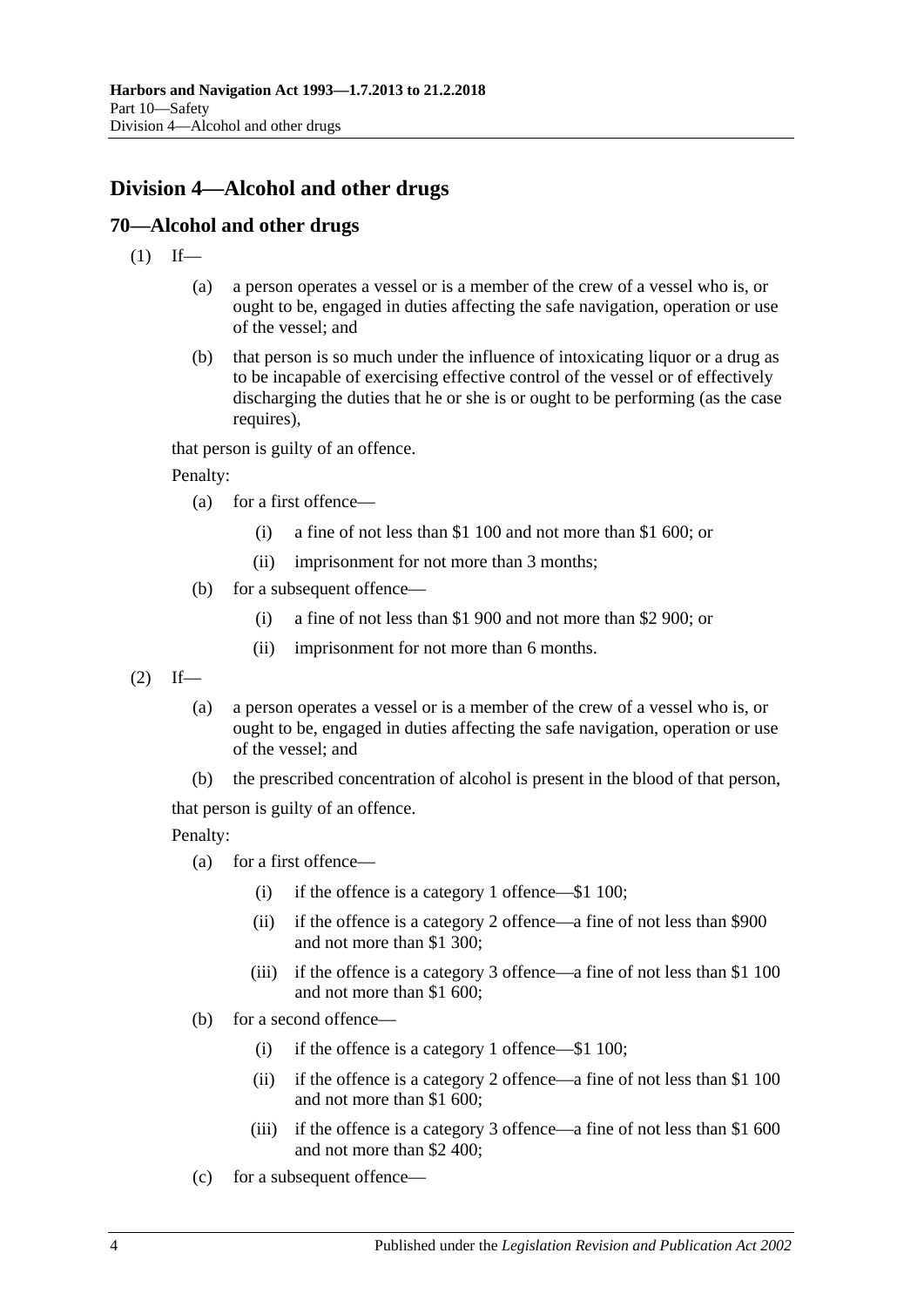## Division 4—Alcohol and other drugs

### 70—Alcohol and other drugs

(1) If—

   (a) a person operates a vessel or is a member of the crew of a vessel who is, or ought to be, engaged in duties affecting the safe navigation, operation or use of the vessel; and

   (b) that person is so much under the influence of intoxicating liquor or a drug as to be incapable of exercising effective control of the vessel or of effectively discharging the duties that he or she is or ought to be performing (as the case requires),

that person is guilty of an offence.

Penalty:

   (a) for a first offence—

      (i) a fine of not less than $1 100 and not more than $1 600; or

      (ii) imprisonment for not more than 3 months;

   (b) for a subsequent offence—

      (i) a fine of not less than $1 900 and not more than $2 900; or

      (ii) imprisonment for not more than 6 months.

(2) If—

   (a) a person operates a vessel or is a member of the crew of a vessel who is, or ought to be, engaged in duties affecting the safe navigation, operation or use of the vessel; and

   (b) the prescribed concentration of alcohol is present in the blood of that person,

that person is guilty of an offence.

Penalty:

   (a) for a first offence—

      (i) if the offence is a category 1 offence—$1 100;

      (ii) if the offence is a category 2 offence—a fine of not less than $900 and not more than $1 300;

      (iii) if the offence is a category 3 offence—a fine of not less than $1 100 and not more than $1 600;

   (b) for a second offence—

      (i) if the offence is a category 1 offence—$1 100;

      (ii) if the offence is a category 2 offence—a fine of not less than $1 100 and not more than $1 600;

      (iii) if the offence is a category 3 offence—a fine of not less than $1 600 and not more than $2 400;

   (c) for a subsequent offence—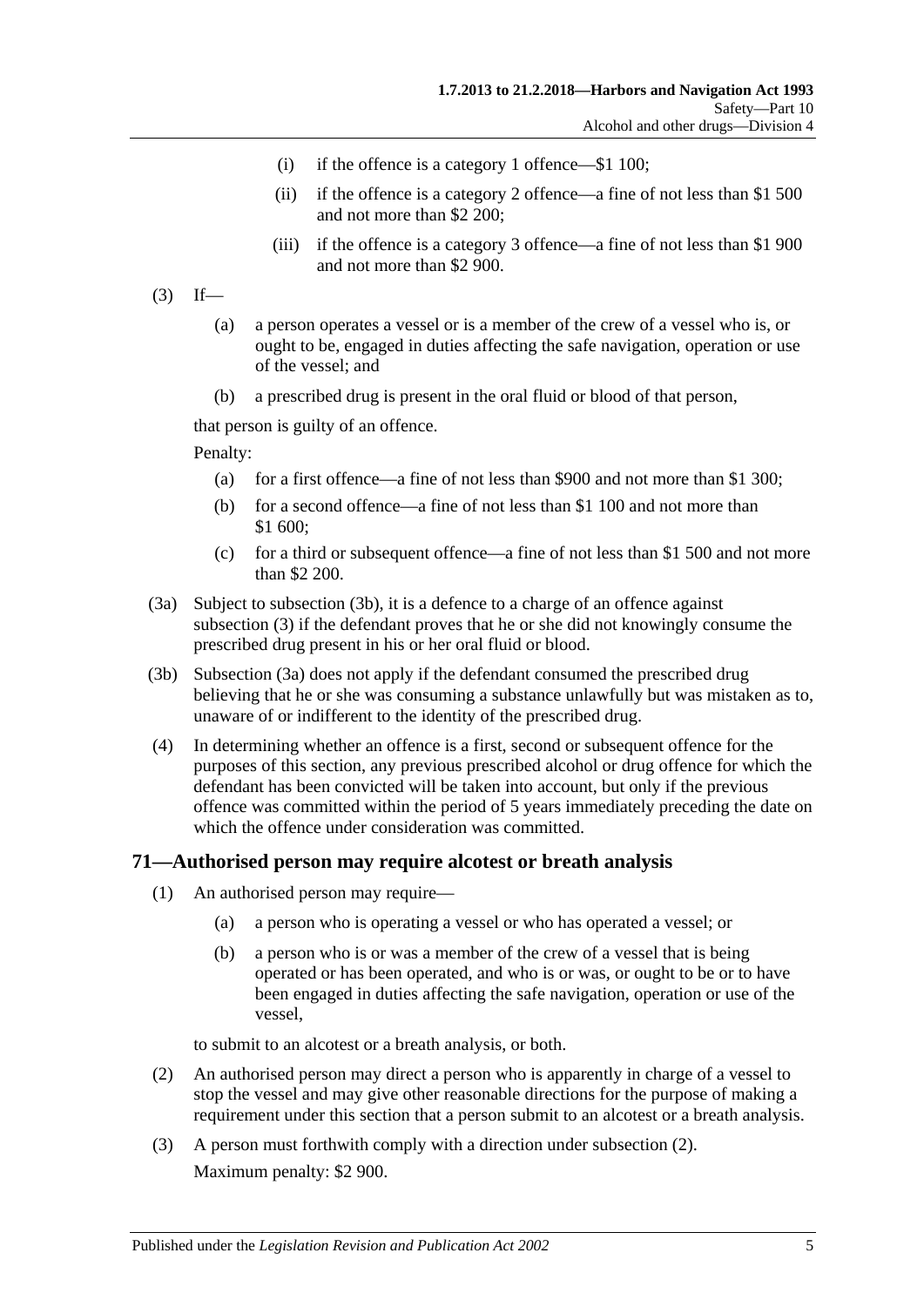(i) if the offence is a category 1 offence—$1 100;

(ii) if the offence is a category 2 offence—a fine of not less than $1 500 and not more than $2 200;

(iii) if the offence is a category 3 offence—a fine of not less than $1 900 and not more than $2 900.

(3) If—

(a) a person operates a vessel or is a member of the crew of a vessel who is, or ought to be, engaged in duties affecting the safe navigation, operation or use of the vessel; and

(b) a prescribed drug is present in the oral fluid or blood of that person,

that person is guilty of an offence.

Penalty:

(a) for a first offence—a fine of not less than $900 and not more than $1 300;

(b) for a second offence—a fine of not less than $1 100 and not more than $1 600;

(c) for a third or subsequent offence—a fine of not less than $1 500 and not more than $2 200.

(3a) Subject to subsection (3b), it is a defence to a charge of an offence against subsection (3) if the defendant proves that he or she did not knowingly consume the prescribed drug present in his or her oral fluid or blood.

(3b) Subsection (3a) does not apply if the defendant consumed the prescribed drug believing that he or she was consuming a substance unlawfully but was mistaken as to, unaware of or indifferent to the identity of the prescribed drug.

(4) In determining whether an offence is a first, second or subsequent offence for the purposes of this section, any previous prescribed alcohol or drug offence for which the defendant has been convicted will be taken into account, but only if the previous offence was committed within the period of 5 years immediately preceding the date on which the offence under consideration was committed.

## 71—Authorised person may require alcotest or breath analysis

(1) An authorised person may require—

(a) a person who is operating a vessel or who has operated a vessel; or

(b) a person who is or was a member of the crew of a vessel that is being operated or has been operated, and who is or was, or ought to be or to have been engaged in duties affecting the safe navigation, operation or use of the vessel,

to submit to an alcotest or a breath analysis, or both.

(2) An authorised person may direct a person who is apparently in charge of a vessel to stop the vessel and may give other reasonable directions for the purpose of making a requirement under this section that a person submit to an alcotest or a breath analysis.

(3) A person must forthwith comply with a direction under subsection (2).

Maximum penalty: $2 900.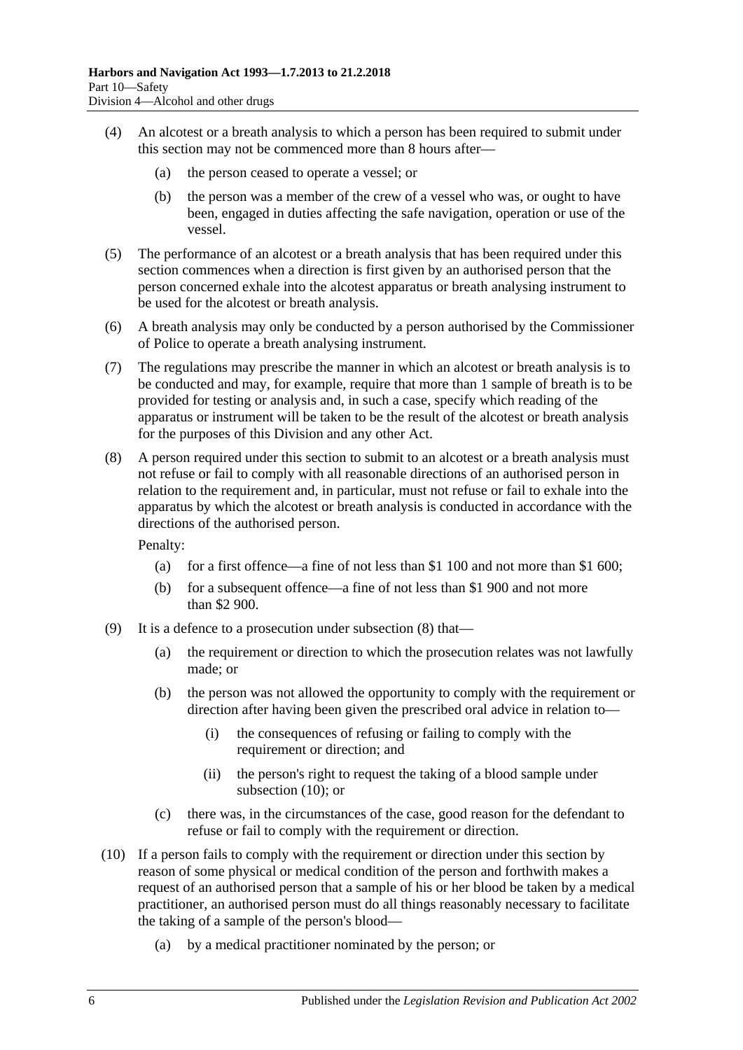(4) An alcotest or a breath analysis to which a person has been required to submit under this section may not be commenced more than 8 hours after—

(a) the person ceased to operate a vessel; or

(b) the person was a member of the crew of a vessel who was, or ought to have been, engaged in duties affecting the safe navigation, operation or use of the vessel.

(5) The performance of an alcotest or a breath analysis that has been required under this section commences when a direction is first given by an authorised person that the person concerned exhale into the alcotest apparatus or breath analysing instrument to be used for the alcotest or breath analysis.

(6) A breath analysis may only be conducted by a person authorised by the Commissioner of Police to operate a breath analysing instrument.

(7) The regulations may prescribe the manner in which an alcotest or breath analysis is to be conducted and may, for example, require that more than 1 sample of breath is to be provided for testing or analysis and, in such a case, specify which reading of the apparatus or instrument will be taken to be the result of the alcotest or breath analysis for the purposes of this Division and any other Act.

(8) A person required under this section to submit to an alcotest or a breath analysis must not refuse or fail to comply with all reasonable directions of an authorised person in relation to the requirement and, in particular, must not refuse or fail to exhale into the apparatus by which the alcotest or breath analysis is conducted in accordance with the directions of the authorised person.

Penalty:

(a) for a first offence—a fine of not less than $1 100 and not more than $1 600;

(b) for a subsequent offence—a fine of not less than $1 900 and not more than $2 900.

(9) It is a defence to a prosecution under subsection (8) that—

(a) the requirement or direction to which the prosecution relates was not lawfully made; or

(b) the person was not allowed the opportunity to comply with the requirement or direction after having been given the prescribed oral advice in relation to—

(i) the consequences of refusing or failing to comply with the requirement or direction; and

(ii) the person's right to request the taking of a blood sample under subsection (10); or

(c) there was, in the circumstances of the case, good reason for the defendant to refuse or fail to comply with the requirement or direction.

(10) If a person fails to comply with the requirement or direction under this section by reason of some physical or medical condition of the person and forthwith makes a request of an authorised person that a sample of his or her blood be taken by a medical practitioner, an authorised person must do all things reasonably necessary to facilitate the taking of a sample of the person's blood—

(a) by a medical practitioner nominated by the person; or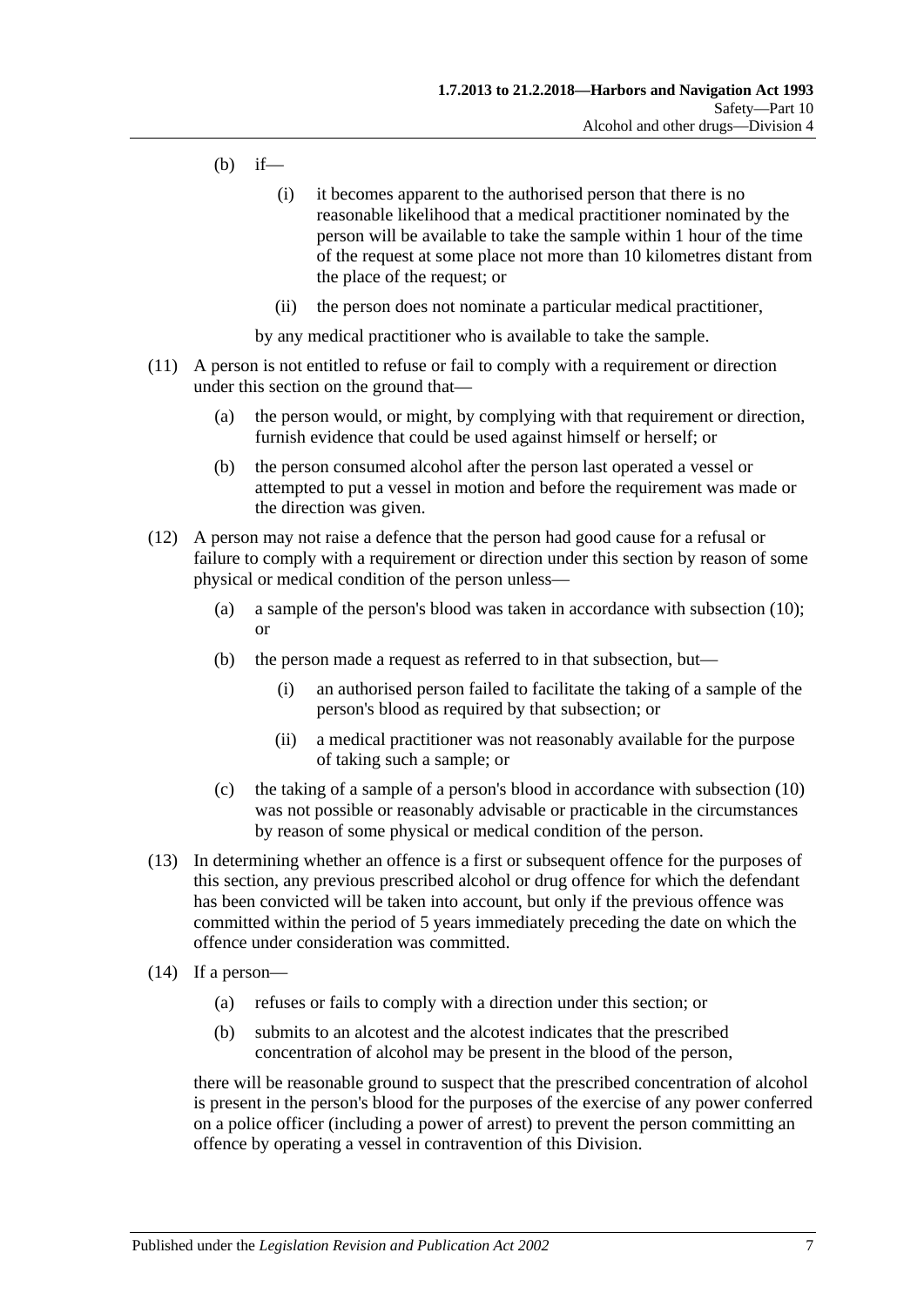(b) if—

  (i) it becomes apparent to the authorised person that there is no reasonable likelihood that a medical practitioner nominated by the person will be available to take the sample within 1 hour of the time of the request at some place not more than 10 kilometres distant from the place of the request; or

  (ii) the person does not nominate a particular medical practitioner,

by any medical practitioner who is available to take the sample.

(11) A person is not entitled to refuse or fail to comply with a requirement or direction under this section on the ground that—

  (a) the person would, or might, by complying with that requirement or direction, furnish evidence that could be used against himself or herself; or

  (b) the person consumed alcohol after the person last operated a vessel or attempted to put a vessel in motion and before the requirement was made or the direction was given.

(12) A person may not raise a defence that the person had good cause for a refusal or failure to comply with a requirement or direction under this section by reason of some physical or medical condition of the person unless—

  (a) a sample of the person's blood was taken in accordance with subsection (10); or

  (b) the person made a request as referred to in that subsection, but—

    (i) an authorised person failed to facilitate the taking of a sample of the person's blood as required by that subsection; or

    (ii) a medical practitioner was not reasonably available for the purpose of taking such a sample; or

  (c) the taking of a sample of a person's blood in accordance with subsection (10) was not possible or reasonably advisable or practicable in the circumstances by reason of some physical or medical condition of the person.

(13) In determining whether an offence is a first or subsequent offence for the purposes of this section, any previous prescribed alcohol or drug offence for which the defendant has been convicted will be taken into account, but only if the previous offence was committed within the period of 5 years immediately preceding the date on which the offence under consideration was committed.

(14) If a person—

  (a) refuses or fails to comply with a direction under this section; or

  (b) submits to an alcotest and the alcotest indicates that the prescribed concentration of alcohol may be present in the blood of the person,

there will be reasonable ground to suspect that the prescribed concentration of alcohol is present in the person's blood for the purposes of the exercise of any power conferred on a police officer (including a power of arrest) to prevent the person committing an offence by operating a vessel in contravention of this Division.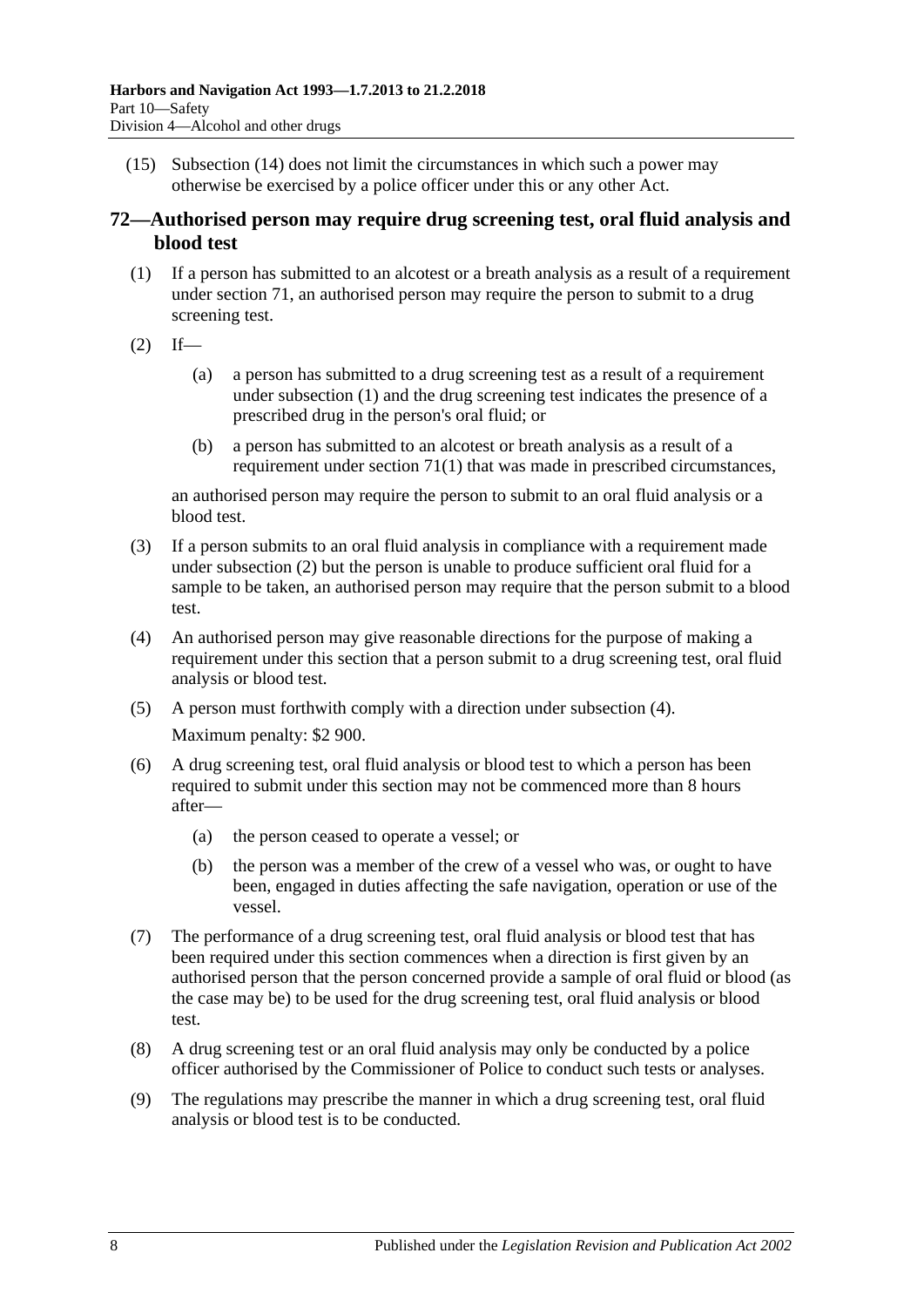(15) Subsection (14) does not limit the circumstances in which such a power may otherwise be exercised by a police officer under this or any other Act.

## 72—Authorised person may require drug screening test, oral fluid analysis and blood test

(1) If a person has submitted to an alcotest or a breath analysis as a result of a requirement under section 71, an authorised person may require the person to submit to a drug screening test.

(2) If—

(a) a person has submitted to a drug screening test as a result of a requirement under subsection (1) and the drug screening test indicates the presence of a prescribed drug in the person's oral fluid; or

(b) a person has submitted to an alcotest or breath analysis as a result of a requirement under section 71(1) that was made in prescribed circumstances,

an authorised person may require the person to submit to an oral fluid analysis or a blood test.

(3) If a person submits to an oral fluid analysis in compliance with a requirement made under subsection (2) but the person is unable to produce sufficient oral fluid for a sample to be taken, an authorised person may require that the person submit to a blood test.

(4) An authorised person may give reasonable directions for the purpose of making a requirement under this section that a person submit to a drug screening test, oral fluid analysis or blood test.

(5) A person must forthwith comply with a direction under subsection (4).

Maximum penalty: $2 900.

(6) A drug screening test, oral fluid analysis or blood test to which a person has been required to submit under this section may not be commenced more than 8 hours after—

(a) the person ceased to operate a vessel; or

(b) the person was a member of the crew of a vessel who was, or ought to have been, engaged in duties affecting the safe navigation, operation or use of the vessel.

(7) The performance of a drug screening test, oral fluid analysis or blood test that has been required under this section commences when a direction is first given by an authorised person that the person concerned provide a sample of oral fluid or blood (as the case may be) to be used for the drug screening test, oral fluid analysis or blood test.

(8) A drug screening test or an oral fluid analysis may only be conducted by a police officer authorised by the Commissioner of Police to conduct such tests or analyses.

(9) The regulations may prescribe the manner in which a drug screening test, oral fluid analysis or blood test is to be conducted.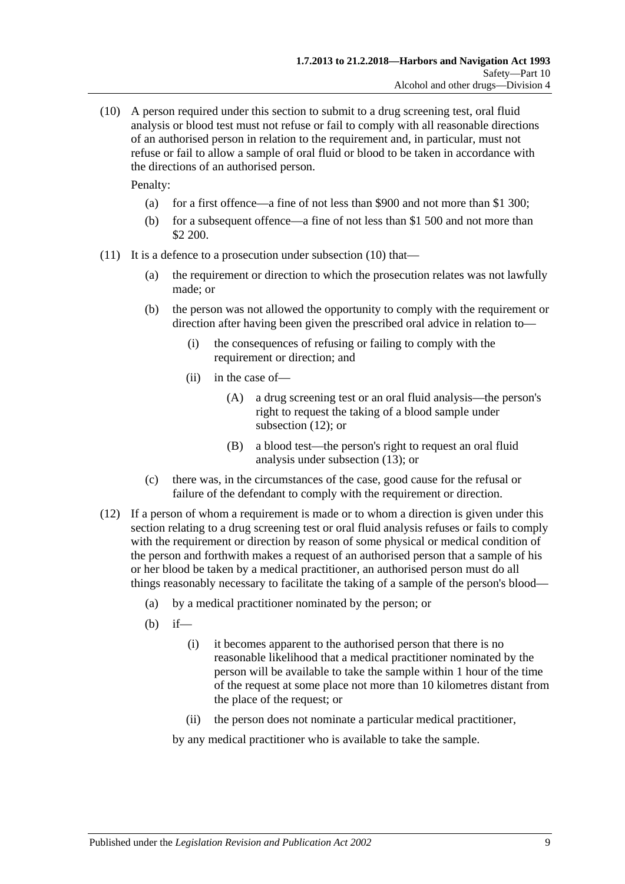(10) A person required under this section to submit to a drug screening test, oral fluid analysis or blood test must not refuse or fail to comply with all reasonable directions of an authorised person in relation to the requirement and, in particular, must not refuse or fail to allow a sample of oral fluid or blood to be taken in accordance with the directions of an authorised person.

Penalty:

(a) for a first offence—a fine of not less than $900 and not more than $1 300;

(b) for a subsequent offence—a fine of not less than $1 500 and not more than $2 200.

(11) It is a defence to a prosecution under subsection (10) that—

(a) the requirement or direction to which the prosecution relates was not lawfully made; or

(b) the person was not allowed the opportunity to comply with the requirement or direction after having been given the prescribed oral advice in relation to—

(i) the consequences of refusing or failing to comply with the requirement or direction; and

(ii) in the case of—

(A) a drug screening test or an oral fluid analysis—the person's right to request the taking of a blood sample under subsection (12); or

(B) a blood test—the person's right to request an oral fluid analysis under subsection (13); or

(c) there was, in the circumstances of the case, good cause for the refusal or failure of the defendant to comply with the requirement or direction.

(12) If a person of whom a requirement is made or to whom a direction is given under this section relating to a drug screening test or oral fluid analysis refuses or fails to comply with the requirement or direction by reason of some physical or medical condition of the person and forthwith makes a request of an authorised person that a sample of his or her blood be taken by a medical practitioner, an authorised person must do all things reasonably necessary to facilitate the taking of a sample of the person's blood—

(a) by a medical practitioner nominated by the person; or

(b) if—

(i) it becomes apparent to the authorised person that there is no reasonable likelihood that a medical practitioner nominated by the person will be available to take the sample within 1 hour of the time of the request at some place not more than 10 kilometres distant from the place of the request; or

(ii) the person does not nominate a particular medical practitioner,

by any medical practitioner who is available to take the sample.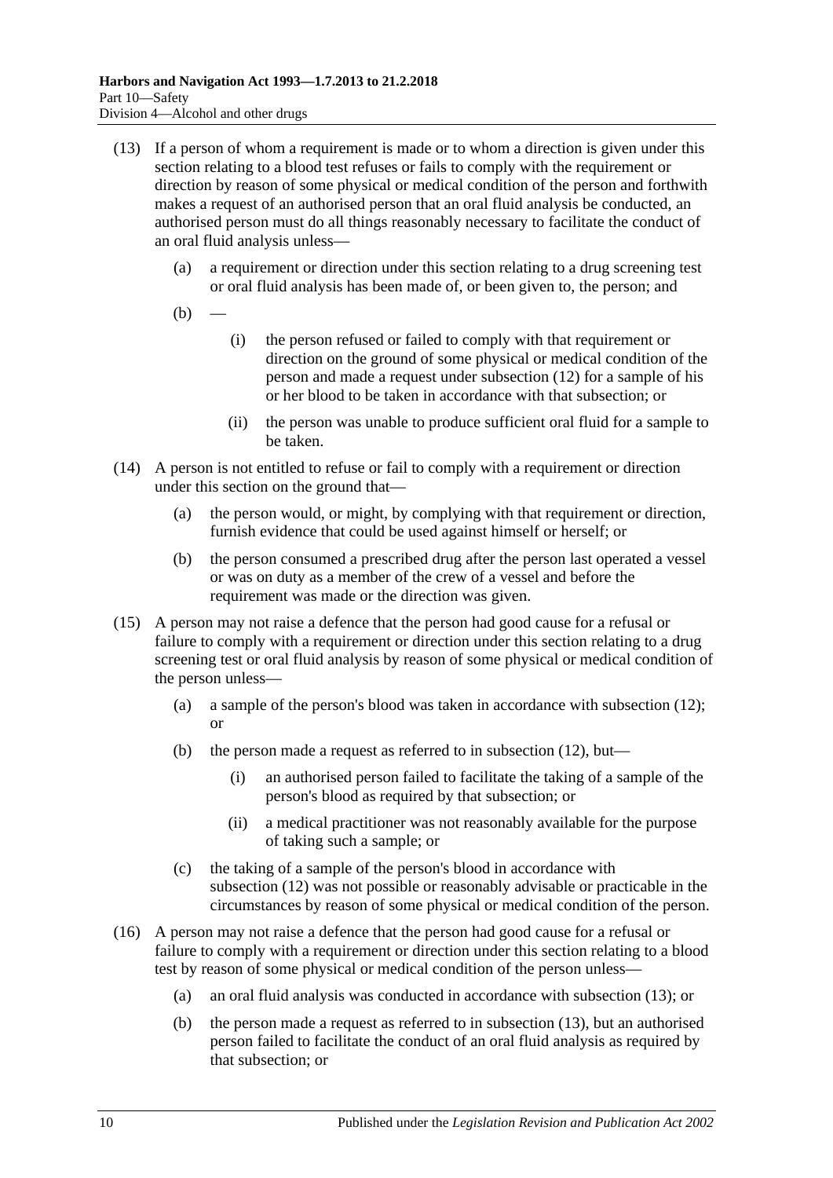(13) If a person of whom a requirement is made or to whom a direction is given under this section relating to a blood test refuses or fails to comply with the requirement or direction by reason of some physical or medical condition of the person and forthwith makes a request of an authorised person that an oral fluid analysis be conducted, an authorised person must do all things reasonably necessary to facilitate the conduct of an oral fluid analysis unless—

(a) a requirement or direction under this section relating to a drug screening test or oral fluid analysis has been made of, or been given to, the person; and

(b) —

(i) the person refused or failed to comply with that requirement or direction on the ground of some physical or medical condition of the person and made a request under subsection (12) for a sample of his or her blood to be taken in accordance with that subsection; or

(ii) the person was unable to produce sufficient oral fluid for a sample to be taken.

(14) A person is not entitled to refuse or fail to comply with a requirement or direction under this section on the ground that—

(a) the person would, or might, by complying with that requirement or direction, furnish evidence that could be used against himself or herself; or

(b) the person consumed a prescribed drug after the person last operated a vessel or was on duty as a member of the crew of a vessel and before the requirement was made or the direction was given.

(15) A person may not raise a defence that the person had good cause for a refusal or failure to comply with a requirement or direction under this section relating to a drug screening test or oral fluid analysis by reason of some physical or medical condition of the person unless—

(a) a sample of the person's blood was taken in accordance with subsection (12); or

(b) the person made a request as referred to in subsection (12), but—

(i) an authorised person failed to facilitate the taking of a sample of the person's blood as required by that subsection; or

(ii) a medical practitioner was not reasonably available for the purpose of taking such a sample; or

(c) the taking of a sample of the person's blood in accordance with subsection (12) was not possible or reasonably advisable or practicable in the circumstances by reason of some physical or medical condition of the person.

(16) A person may not raise a defence that the person had good cause for a refusal or failure to comply with a requirement or direction under this section relating to a blood test by reason of some physical or medical condition of the person unless—

(a) an oral fluid analysis was conducted in accordance with subsection (13); or

(b) the person made a request as referred to in subsection (13), but an authorised person failed to facilitate the conduct of an oral fluid analysis as required by that subsection; or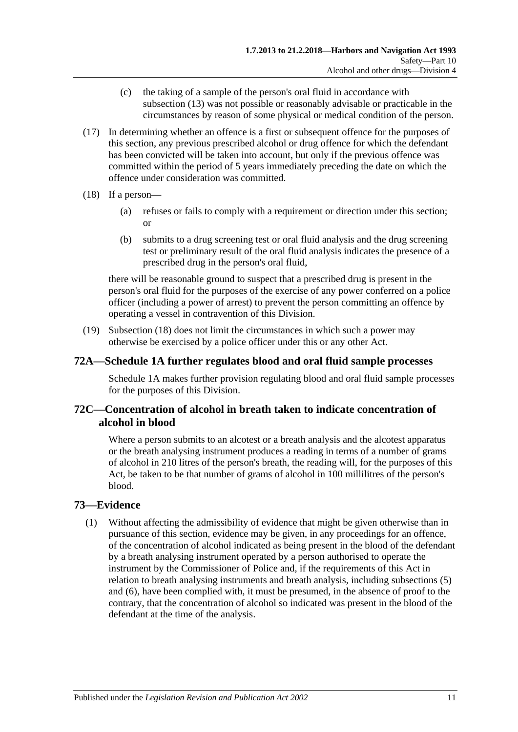(c) the taking of a sample of the person's oral fluid in accordance with subsection (13) was not possible or reasonably advisable or practicable in the circumstances by reason of some physical or medical condition of the person.

(17) In determining whether an offence is a first or subsequent offence for the purposes of this section, any previous prescribed alcohol or drug offence for which the defendant has been convicted will be taken into account, but only if the previous offence was committed within the period of 5 years immediately preceding the date on which the offence under consideration was committed.

(18) If a person—

(a) refuses or fails to comply with a requirement or direction under this section; or

(b) submits to a drug screening test or oral fluid analysis and the drug screening test or preliminary result of the oral fluid analysis indicates the presence of a prescribed drug in the person's oral fluid,

there will be reasonable ground to suspect that a prescribed drug is present in the person's oral fluid for the purposes of the exercise of any power conferred on a police officer (including a power of arrest) to prevent the person committing an offence by operating a vessel in contravention of this Division.

(19) Subsection (18) does not limit the circumstances in which such a power may otherwise be exercised by a police officer under this or any other Act.

## 72A—Schedule 1A further regulates blood and oral fluid sample processes

Schedule 1A makes further provision regulating blood and oral fluid sample processes for the purposes of this Division.

## 72C—Concentration of alcohol in breath taken to indicate concentration of alcohol in blood

Where a person submits to an alcotest or a breath analysis and the alcotest apparatus or the breath analysing instrument produces a reading in terms of a number of grams of alcohol in 210 litres of the person's breath, the reading will, for the purposes of this Act, be taken to be that number of grams of alcohol in 100 millilitres of the person's blood.

## 73—Evidence

(1) Without affecting the admissibility of evidence that might be given otherwise than in pursuance of this section, evidence may be given, in any proceedings for an offence, of the concentration of alcohol indicated as being present in the blood of the defendant by a breath analysing instrument operated by a person authorised to operate the instrument by the Commissioner of Police and, if the requirements of this Act in relation to breath analysing instruments and breath analysis, including subsections (5) and (6), have been complied with, it must be presumed, in the absence of proof to the contrary, that the concentration of alcohol so indicated was present in the blood of the defendant at the time of the analysis.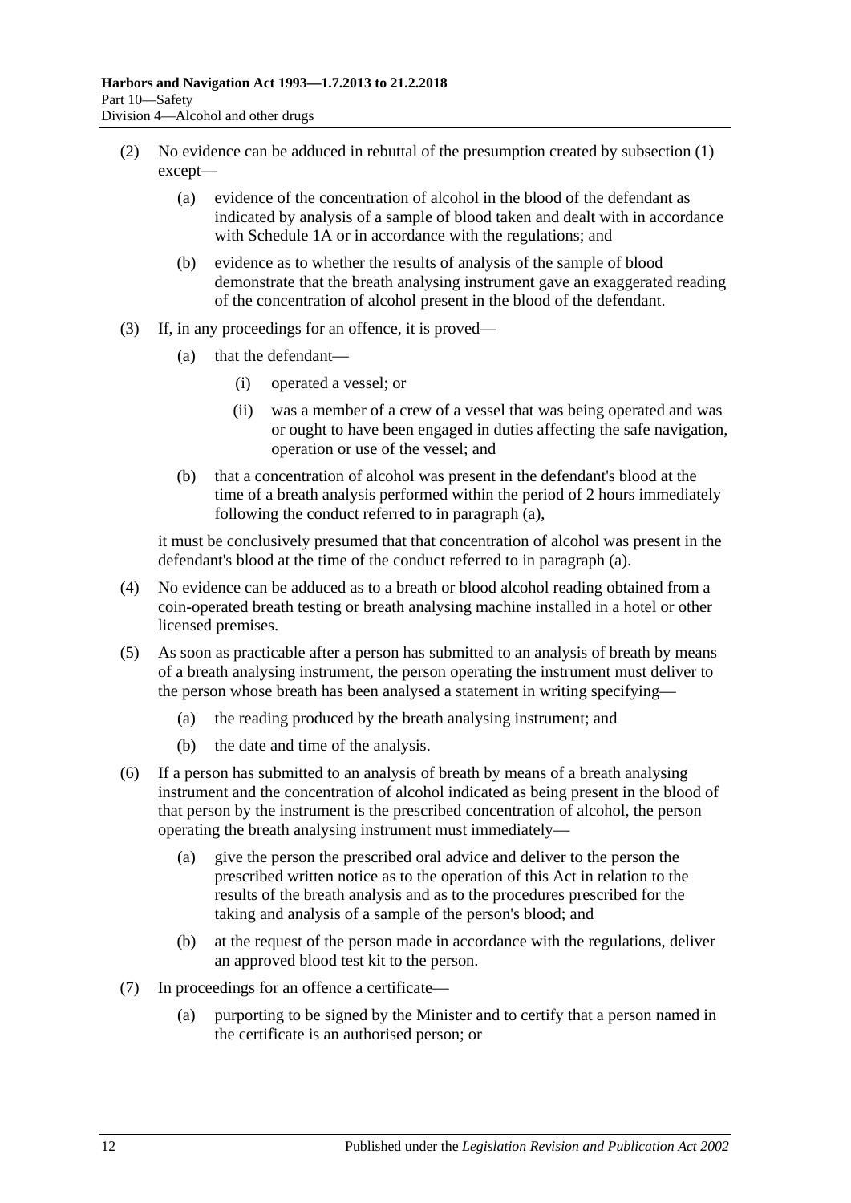(2) No evidence can be adduced in rebuttal of the presumption created by subsection (1) except—

(a) evidence of the concentration of alcohol in the blood of the defendant as indicated by analysis of a sample of blood taken and dealt with in accordance with Schedule 1A or in accordance with the regulations; and

(b) evidence as to whether the results of analysis of the sample of blood demonstrate that the breath analysing instrument gave an exaggerated reading of the concentration of alcohol present in the blood of the defendant.

(3) If, in any proceedings for an offence, it is proved—

(a) that the defendant—

(i) operated a vessel; or

(ii) was a member of a crew of a vessel that was being operated and was or ought to have been engaged in duties affecting the safe navigation, operation or use of the vessel; and

(b) that a concentration of alcohol was present in the defendant's blood at the time of a breath analysis performed within the period of 2 hours immediately following the conduct referred to in paragraph (a),

it must be conclusively presumed that that concentration of alcohol was present in the defendant's blood at the time of the conduct referred to in paragraph (a).

(4) No evidence can be adduced as to a breath or blood alcohol reading obtained from a coin-operated breath testing or breath analysing machine installed in a hotel or other licensed premises.

(5) As soon as practicable after a person has submitted to an analysis of breath by means of a breath analysing instrument, the person operating the instrument must deliver to the person whose breath has been analysed a statement in writing specifying—

(a) the reading produced by the breath analysing instrument; and

(b) the date and time of the analysis.

(6) If a person has submitted to an analysis of breath by means of a breath analysing instrument and the concentration of alcohol indicated as being present in the blood of that person by the instrument is the prescribed concentration of alcohol, the person operating the breath analysing instrument must immediately—

(a) give the person the prescribed oral advice and deliver to the person the prescribed written notice as to the operation of this Act in relation to the results of the breath analysis and as to the procedures prescribed for the taking and analysis of a sample of the person's blood; and

(b) at the request of the person made in accordance with the regulations, deliver an approved blood test kit to the person.

(7) In proceedings for an offence a certificate—

(a) purporting to be signed by the Minister and to certify that a person named in the certificate is an authorised person; or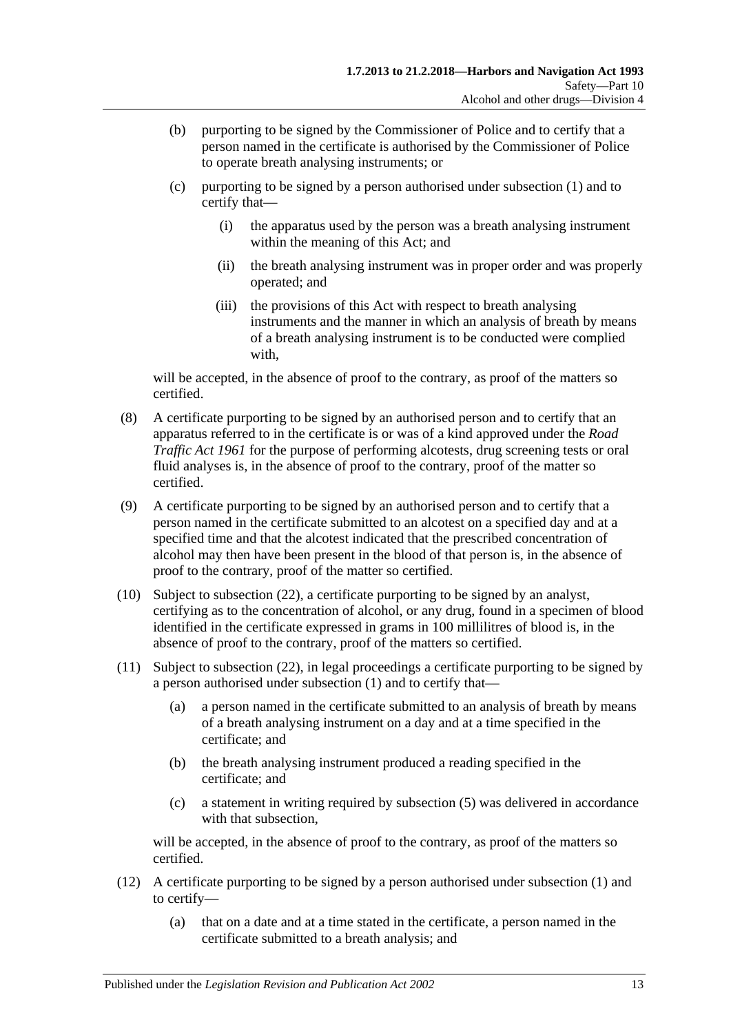(b) purporting to be signed by the Commissioner of Police and to certify that a person named in the certificate is authorised by the Commissioner of Police to operate breath analysing instruments; or

(c) purporting to be signed by a person authorised under subsection (1) and to certify that—

  (i) the apparatus used by the person was a breath analysing instrument within the meaning of this Act; and

  (ii) the breath analysing instrument was in proper order and was properly operated; and

  (iii) the provisions of this Act with respect to breath analysing instruments and the manner in which an analysis of breath by means of a breath analysing instrument is to be conducted were complied with,

will be accepted, in the absence of proof to the contrary, as proof of the matters so certified.

(8) A certificate purporting to be signed by an authorised person and to certify that an apparatus referred to in the certificate is or was of a kind approved under the *Road Traffic Act 1961* for the purpose of performing alcotests, drug screening tests or oral fluid analyses is, in the absence of proof to the contrary, proof of the matter so certified.

(9) A certificate purporting to be signed by an authorised person and to certify that a person named in the certificate submitted to an alcotest on a specified day and at a specified time and that the alcotest indicated that the prescribed concentration of alcohol may then have been present in the blood of that person is, in the absence of proof to the contrary, proof of the matter so certified.

(10) Subject to subsection (22), a certificate purporting to be signed by an analyst, certifying as to the concentration of alcohol, or any drug, found in a specimen of blood identified in the certificate expressed in grams in 100 millilitres of blood is, in the absence of proof to the contrary, proof of the matters so certified.

(11) Subject to subsection (22), in legal proceedings a certificate purporting to be signed by a person authorised under subsection (1) and to certify that—

  (a) a person named in the certificate submitted to an analysis of breath by means of a breath analysing instrument on a day and at a time specified in the certificate; and

  (b) the breath analysing instrument produced a reading specified in the certificate; and

  (c) a statement in writing required by subsection (5) was delivered in accordance with that subsection,

will be accepted, in the absence of proof to the contrary, as proof of the matters so certified.

(12) A certificate purporting to be signed by a person authorised under subsection (1) and to certify—

  (a) that on a date and at a time stated in the certificate, a person named in the certificate submitted to a breath analysis; and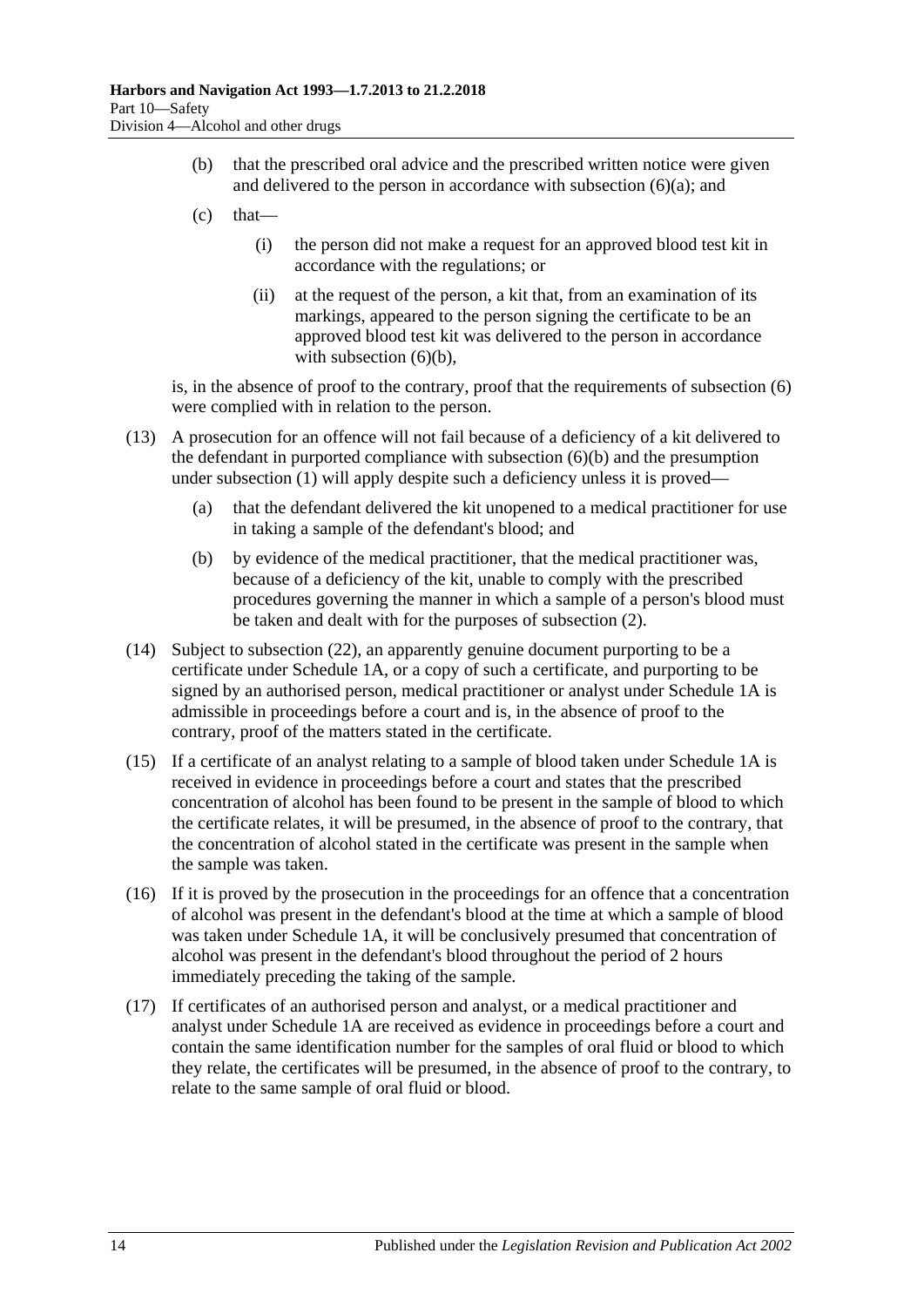(b) that the prescribed oral advice and the prescribed written notice were given and delivered to the person in accordance with subsection (6)(a); and

(c) that—

(i) the person did not make a request for an approved blood test kit in accordance with the regulations; or

(ii) at the request of the person, a kit that, from an examination of its markings, appeared to the person signing the certificate to be an approved blood test kit was delivered to the person in accordance with subsection (6)(b),

is, in the absence of proof to the contrary, proof that the requirements of subsection (6) were complied with in relation to the person.

(13) A prosecution for an offence will not fail because of a deficiency of a kit delivered to the defendant in purported compliance with subsection (6)(b) and the presumption under subsection (1) will apply despite such a deficiency unless it is proved—

(a) that the defendant delivered the kit unopened to a medical practitioner for use in taking a sample of the defendant's blood; and

(b) by evidence of the medical practitioner, that the medical practitioner was, because of a deficiency of the kit, unable to comply with the prescribed procedures governing the manner in which a sample of a person's blood must be taken and dealt with for the purposes of subsection (2).

(14) Subject to subsection (22), an apparently genuine document purporting to be a certificate under Schedule 1A, or a copy of such a certificate, and purporting to be signed by an authorised person, medical practitioner or analyst under Schedule 1A is admissible in proceedings before a court and is, in the absence of proof to the contrary, proof of the matters stated in the certificate.

(15) If a certificate of an analyst relating to a sample of blood taken under Schedule 1A is received in evidence in proceedings before a court and states that the prescribed concentration of alcohol has been found to be present in the sample of blood to which the certificate relates, it will be presumed, in the absence of proof to the contrary, that the concentration of alcohol stated in the certificate was present in the sample when the sample was taken.

(16) If it is proved by the prosecution in the proceedings for an offence that a concentration of alcohol was present in the defendant's blood at the time at which a sample of blood was taken under Schedule 1A, it will be conclusively presumed that concentration of alcohol was present in the defendant's blood throughout the period of 2 hours immediately preceding the taking of the sample.

(17) If certificates of an authorised person and analyst, or a medical practitioner and analyst under Schedule 1A are received as evidence in proceedings before a court and contain the same identification number for the samples of oral fluid or blood to which they relate, the certificates will be presumed, in the absence of proof to the contrary, to relate to the same sample of oral fluid or blood.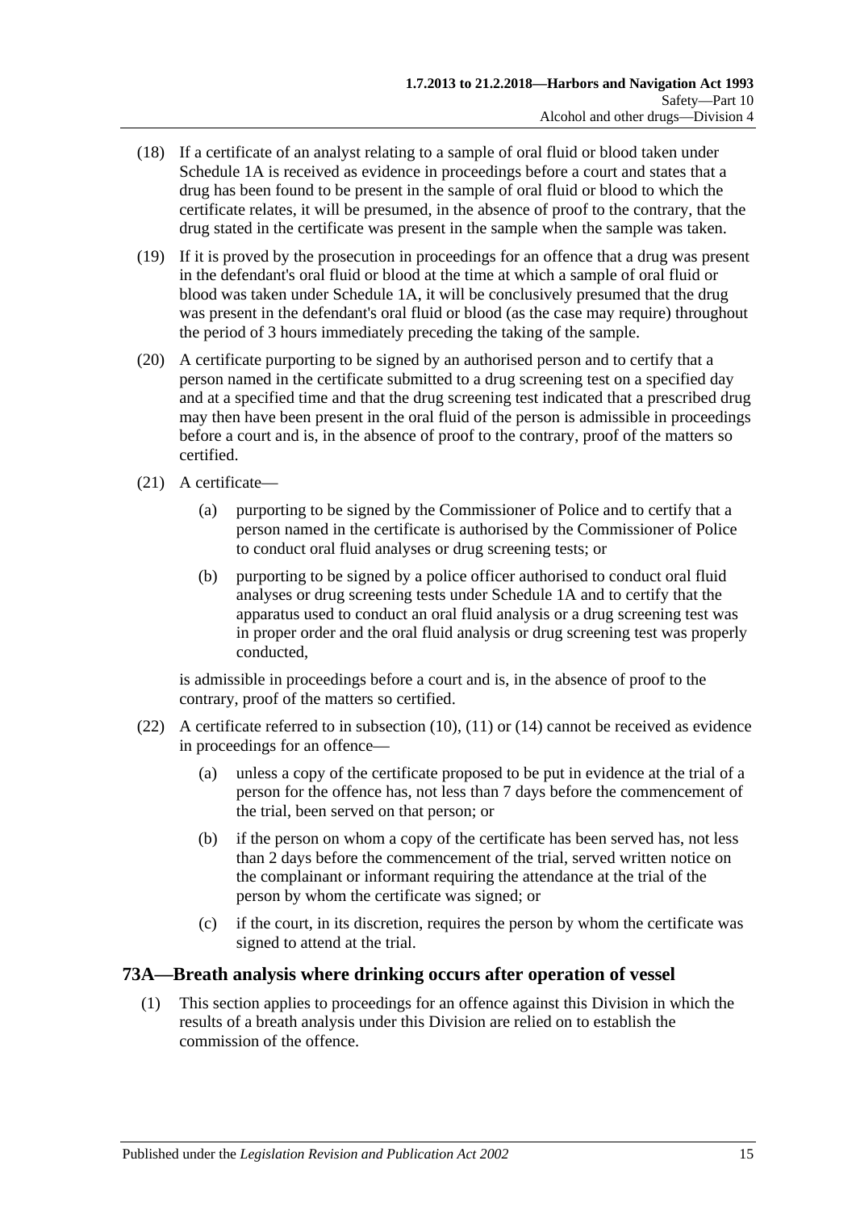(18) If a certificate of an analyst relating to a sample of oral fluid or blood taken under Schedule 1A is received as evidence in proceedings before a court and states that a drug has been found to be present in the sample of oral fluid or blood to which the certificate relates, it will be presumed, in the absence of proof to the contrary, that the drug stated in the certificate was present in the sample when the sample was taken.

(19) If it is proved by the prosecution in proceedings for an offence that a drug was present in the defendant's oral fluid or blood at the time at which a sample of oral fluid or blood was taken under Schedule 1A, it will be conclusively presumed that the drug was present in the defendant's oral fluid or blood (as the case may require) throughout the period of 3 hours immediately preceding the taking of the sample.

(20) A certificate purporting to be signed by an authorised person and to certify that a person named in the certificate submitted to a drug screening test on a specified day and at a specified time and that the drug screening test indicated that a prescribed drug may then have been present in the oral fluid of the person is admissible in proceedings before a court and is, in the absence of proof to the contrary, proof of the matters so certified.

(21) A certificate—

(a) purporting to be signed by the Commissioner of Police and to certify that a person named in the certificate is authorised by the Commissioner of Police to conduct oral fluid analyses or drug screening tests; or

(b) purporting to be signed by a police officer authorised to conduct oral fluid analyses or drug screening tests under Schedule 1A and to certify that the apparatus used to conduct an oral fluid analysis or a drug screening test was in proper order and the oral fluid analysis or drug screening test was properly conducted,

is admissible in proceedings before a court and is, in the absence of proof to the contrary, proof of the matters so certified.

(22) A certificate referred to in subsection (10), (11) or (14) cannot be received as evidence in proceedings for an offence—

(a) unless a copy of the certificate proposed to be put in evidence at the trial of a person for the offence has, not less than 7 days before the commencement of the trial, been served on that person; or

(b) if the person on whom a copy of the certificate has been served has, not less than 2 days before the commencement of the trial, served written notice on the complainant or informant requiring the attendance at the trial of the person by whom the certificate was signed; or

(c) if the court, in its discretion, requires the person by whom the certificate was signed to attend at the trial.

## 73A—Breath analysis where drinking occurs after operation of vessel

(1) This section applies to proceedings for an offence against this Division in which the results of a breath analysis under this Division are relied on to establish the commission of the offence.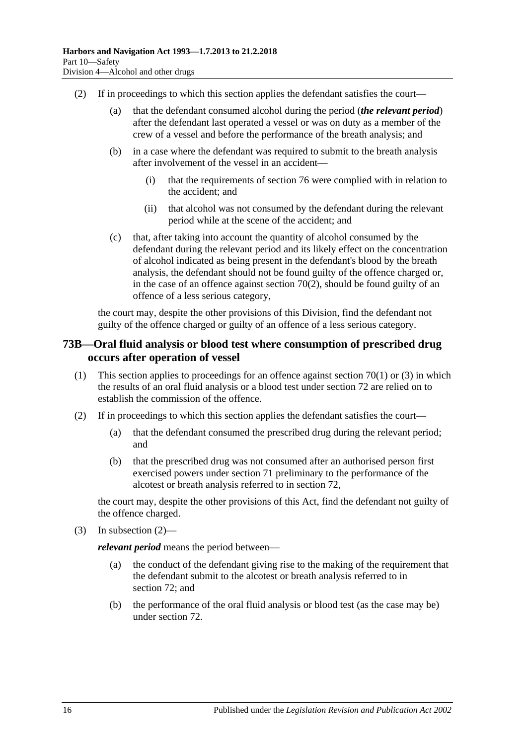(2) If in proceedings to which this section applies the defendant satisfies the court—

(a) that the defendant consumed alcohol during the period (***the relevant period***) after the defendant last operated a vessel or was on duty as a member of the crew of a vessel and before the performance of the breath analysis; and

(b) in a case where the defendant was required to submit to the breath analysis after involvement of the vessel in an accident—

(i) that the requirements of section 76 were complied with in relation to the accident; and

(ii) that alcohol was not consumed by the defendant during the relevant period while at the scene of the accident; and

(c) that, after taking into account the quantity of alcohol consumed by the defendant during the relevant period and its likely effect on the concentration of alcohol indicated as being present in the defendant's blood by the breath analysis, the defendant should not be found guilty of the offence charged or, in the case of an offence against section 70(2), should be found guilty of an offence of a less serious category,

the court may, despite the other provisions of this Division, find the defendant not guilty of the offence charged or guilty of an offence of a less serious category.

## 73B—Oral fluid analysis or blood test where consumption of prescribed drug occurs after operation of vessel

(1) This section applies to proceedings for an offence against section 70(1) or (3) in which the results of an oral fluid analysis or a blood test under section 72 are relied on to establish the commission of the offence.

(2) If in proceedings to which this section applies the defendant satisfies the court—

(a) that the defendant consumed the prescribed drug during the relevant period; and

(b) that the prescribed drug was not consumed after an authorised person first exercised powers under section 71 preliminary to the performance of the alcotest or breath analysis referred to in section 72,

the court may, despite the other provisions of this Act, find the defendant not guilty of the offence charged.

(3) In subsection (2)—

***relevant period*** means the period between—

(a) the conduct of the defendant giving rise to the making of the requirement that the defendant submit to the alcotest or breath analysis referred to in section 72; and

(b) the performance of the oral fluid analysis or blood test (as the case may be) under section 72.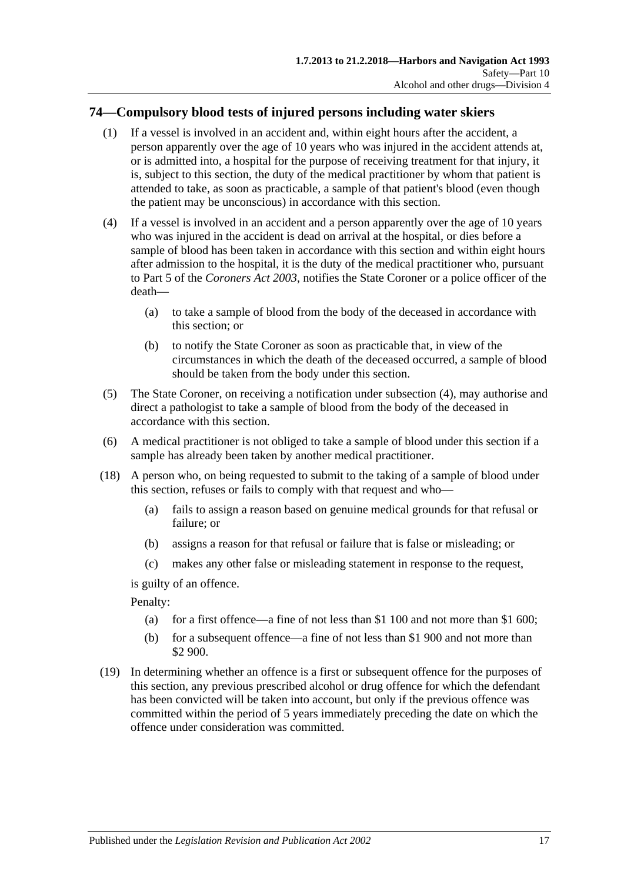## 74—Compulsory blood tests of injured persons including water skiers

(1) If a vessel is involved in an accident and, within eight hours after the accident, a person apparently over the age of 10 years who was injured in the accident attends at, or is admitted into, a hospital for the purpose of receiving treatment for that injury, it is, subject to this section, the duty of the medical practitioner by whom that patient is attended to take, as soon as practicable, a sample of that patient's blood (even though the patient may be unconscious) in accordance with this section.

(4) If a vessel is involved in an accident and a person apparently over the age of 10 years who was injured in the accident is dead on arrival at the hospital, or dies before a sample of blood has been taken in accordance with this section and within eight hours after admission to the hospital, it is the duty of the medical practitioner who, pursuant to Part 5 of the *Coroners Act 2003*, notifies the State Coroner or a police officer of the death—

- (a) to take a sample of blood from the body of the deceased in accordance with this section; or
- (b) to notify the State Coroner as soon as practicable that, in view of the circumstances in which the death of the deceased occurred, a sample of blood should be taken from the body under this section.

(5) The State Coroner, on receiving a notification under subsection (4), may authorise and direct a pathologist to take a sample of blood from the body of the deceased in accordance with this section.

(6) A medical practitioner is not obliged to take a sample of blood under this section if a sample has already been taken by another medical practitioner.

(18) A person who, on being requested to submit to the taking of a sample of blood under this section, refuses or fails to comply with that request and who—

- (a) fails to assign a reason based on genuine medical grounds for that refusal or failure; or
- (b) assigns a reason for that refusal or failure that is false or misleading; or
- (c) makes any other false or misleading statement in response to the request,

is guilty of an offence.

Penalty:

- (a) for a first offence—a fine of not less than $1 100 and not more than $1 600;
- (b) for a subsequent offence—a fine of not less than $1 900 and not more than $2 900.

(19) In determining whether an offence is a first or subsequent offence for the purposes of this section, any previous prescribed alcohol or drug offence for which the defendant has been convicted will be taken into account, but only if the previous offence was committed within the period of 5 years immediately preceding the date on which the offence under consideration was committed.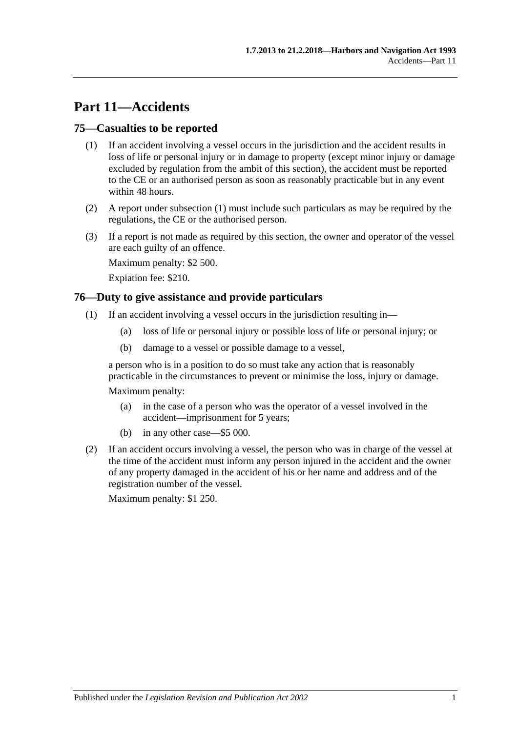# Part 11—Accidents

## 75—Casualties to be reported

(1) If an accident involving a vessel occurs in the jurisdiction and the accident results in loss of life or personal injury or in damage to property (except minor injury or damage excluded by regulation from the ambit of this section), the accident must be reported to the CE or an authorised person as soon as reasonably practicable but in any event within 48 hours.

(2) A report under subsection (1) must include such particulars as may be required by the regulations, the CE or the authorised person.

(3) If a report is not made as required by this section, the owner and operator of the vessel are each guilty of an offence.

Maximum penalty: $2 500.

Expiation fee: $210.

## 76—Duty to give assistance and provide particulars

(1) If an accident involving a vessel occurs in the jurisdiction resulting in—

- (a) loss of life or personal injury or possible loss of life or personal injury; or
- (b) damage to a vessel or possible damage to a vessel,

a person who is in a position to do so must take any action that is reasonably practicable in the circumstances to prevent or minimise the loss, injury or damage.

Maximum penalty:

- (a) in the case of a person who was the operator of a vessel involved in the accident—imprisonment for 5 years;
- (b) in any other case—$5 000.

(2) If an accident occurs involving a vessel, the person who was in charge of the vessel at the time of the accident must inform any person injured in the accident and the owner of any property damaged in the accident of his or her name and address and of the registration number of the vessel.

Maximum penalty: $1 250.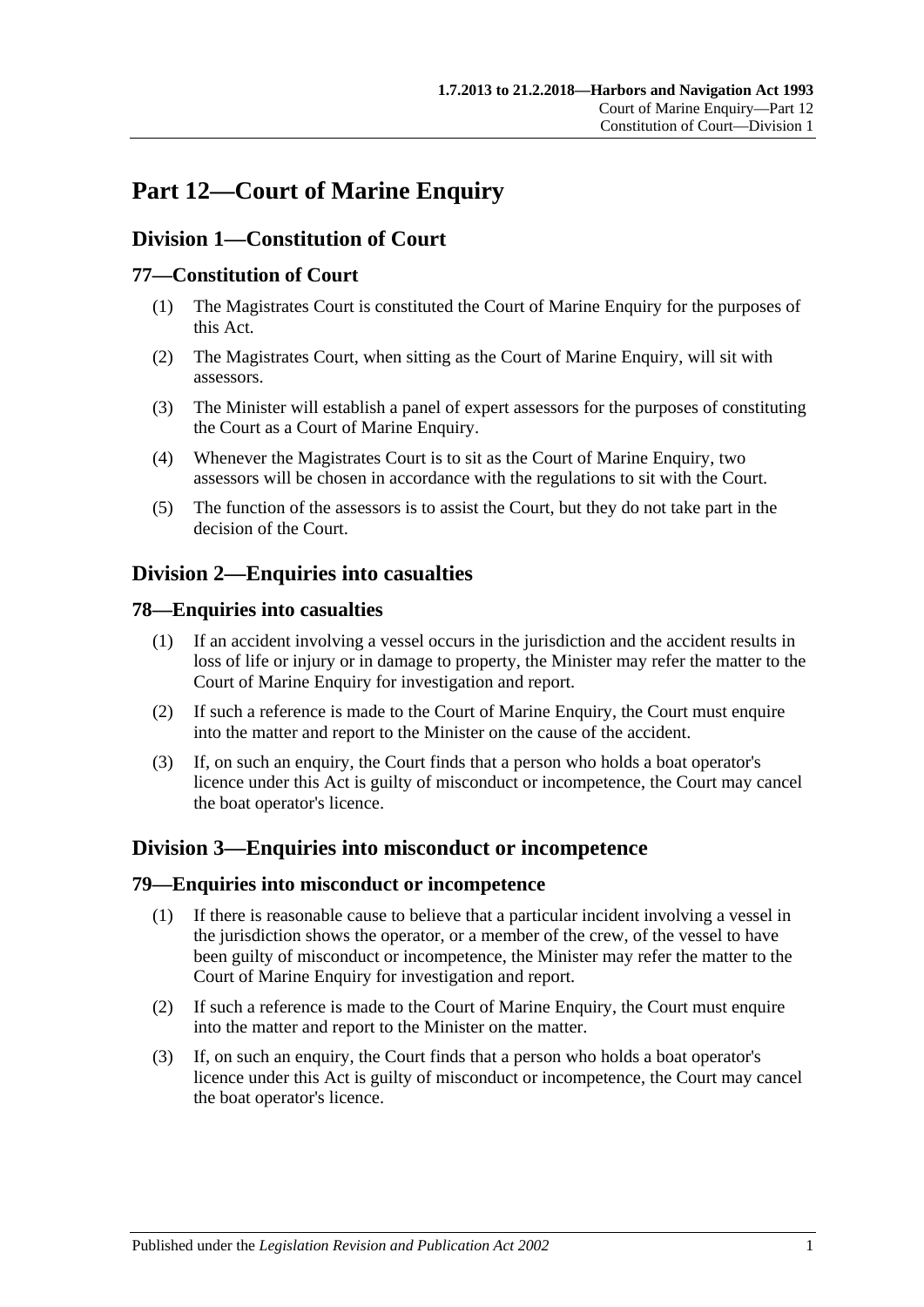# Part 12—Court of Marine Enquiry

## Division 1—Constitution of Court

### 77—Constitution of Court

(1) The Magistrates Court is constituted the Court of Marine Enquiry for the purposes of this Act.

(2) The Magistrates Court, when sitting as the Court of Marine Enquiry, will sit with assessors.

(3) The Minister will establish a panel of expert assessors for the purposes of constituting the Court as a Court of Marine Enquiry.

(4) Whenever the Magistrates Court is to sit as the Court of Marine Enquiry, two assessors will be chosen in accordance with the regulations to sit with the Court.

(5) The function of the assessors is to assist the Court, but they do not take part in the decision of the Court.

## Division 2—Enquiries into casualties

### 78—Enquiries into casualties

(1) If an accident involving a vessel occurs in the jurisdiction and the accident results in loss of life or injury or in damage to property, the Minister may refer the matter to the Court of Marine Enquiry for investigation and report.

(2) If such a reference is made to the Court of Marine Enquiry, the Court must enquire into the matter and report to the Minister on the cause of the accident.

(3) If, on such an enquiry, the Court finds that a person who holds a boat operator's licence under this Act is guilty of misconduct or incompetence, the Court may cancel the boat operator's licence.

## Division 3—Enquiries into misconduct or incompetence

### 79—Enquiries into misconduct or incompetence

(1) If there is reasonable cause to believe that a particular incident involving a vessel in the jurisdiction shows the operator, or a member of the crew, of the vessel to have been guilty of misconduct or incompetence, the Minister may refer the matter to the Court of Marine Enquiry for investigation and report.

(2) If such a reference is made to the Court of Marine Enquiry, the Court must enquire into the matter and report to the Minister on the matter.

(3) If, on such an enquiry, the Court finds that a person who holds a boat operator's licence under this Act is guilty of misconduct or incompetence, the Court may cancel the boat operator's licence.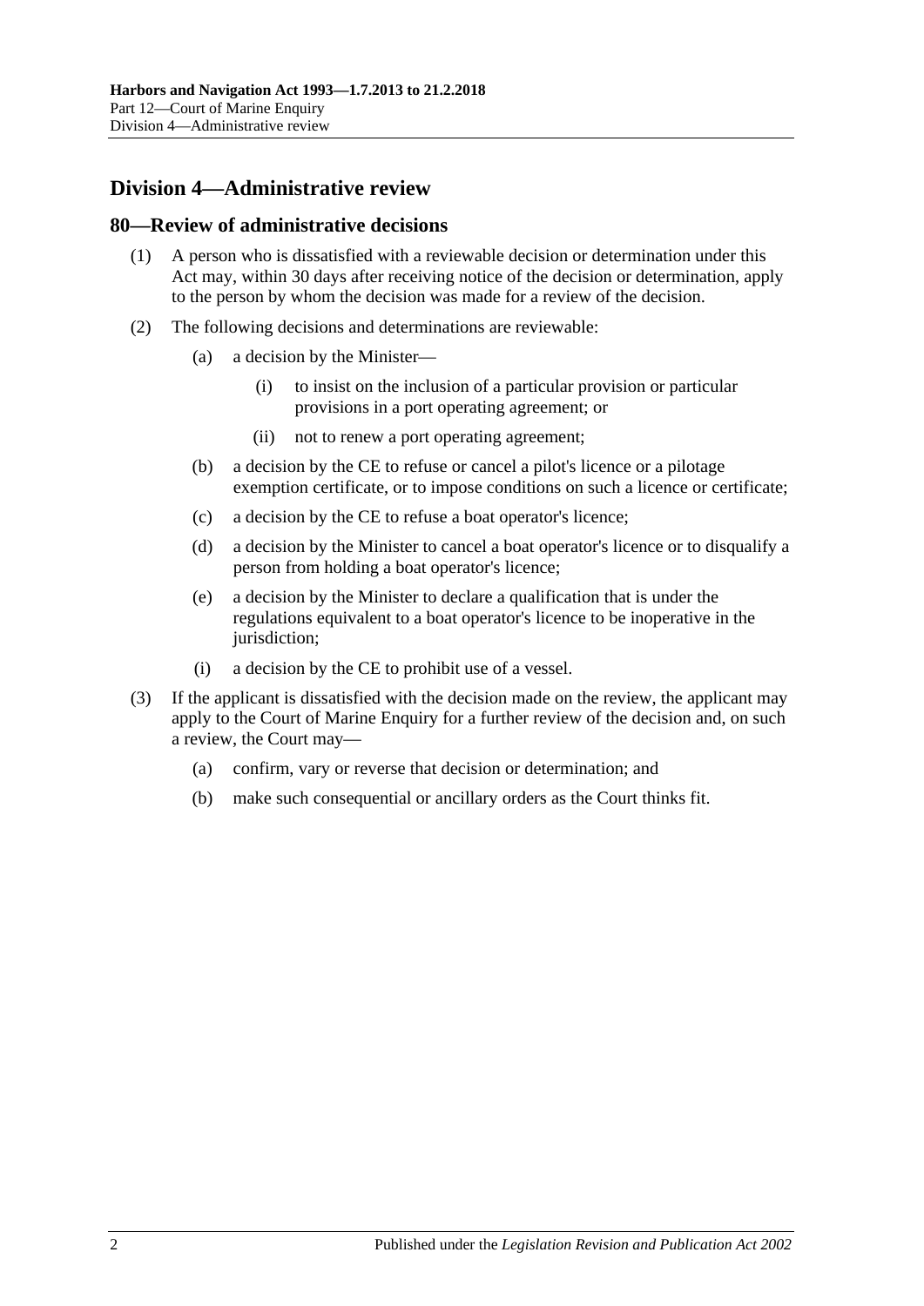## Division 4—Administrative review

### 80—Review of administrative decisions

(1) A person who is dissatisfied with a reviewable decision or determination under this Act may, within 30 days after receiving notice of the decision or determination, apply to the person by whom the decision was made for a review of the decision.

(2) The following decisions and determinations are reviewable:

(a) a decision by the Minister—

(i) to insist on the inclusion of a particular provision or particular provisions in a port operating agreement; or

(ii) not to renew a port operating agreement;

(b) a decision by the CE to refuse or cancel a pilot's licence or a pilotage exemption certificate, or to impose conditions on such a licence or certificate;

(c) a decision by the CE to refuse a boat operator's licence;

(d) a decision by the Minister to cancel a boat operator's licence or to disqualify a person from holding a boat operator's licence;

(e) a decision by the Minister to declare a qualification that is under the regulations equivalent to a boat operator's licence to be inoperative in the jurisdiction;

(i) a decision by the CE to prohibit use of a vessel.

(3) If the applicant is dissatisfied with the decision made on the review, the applicant may apply to the Court of Marine Enquiry for a further review of the decision and, on such a review, the Court may—

(a) confirm, vary or reverse that decision or determination; and

(b) make such consequential or ancillary orders as the Court thinks fit.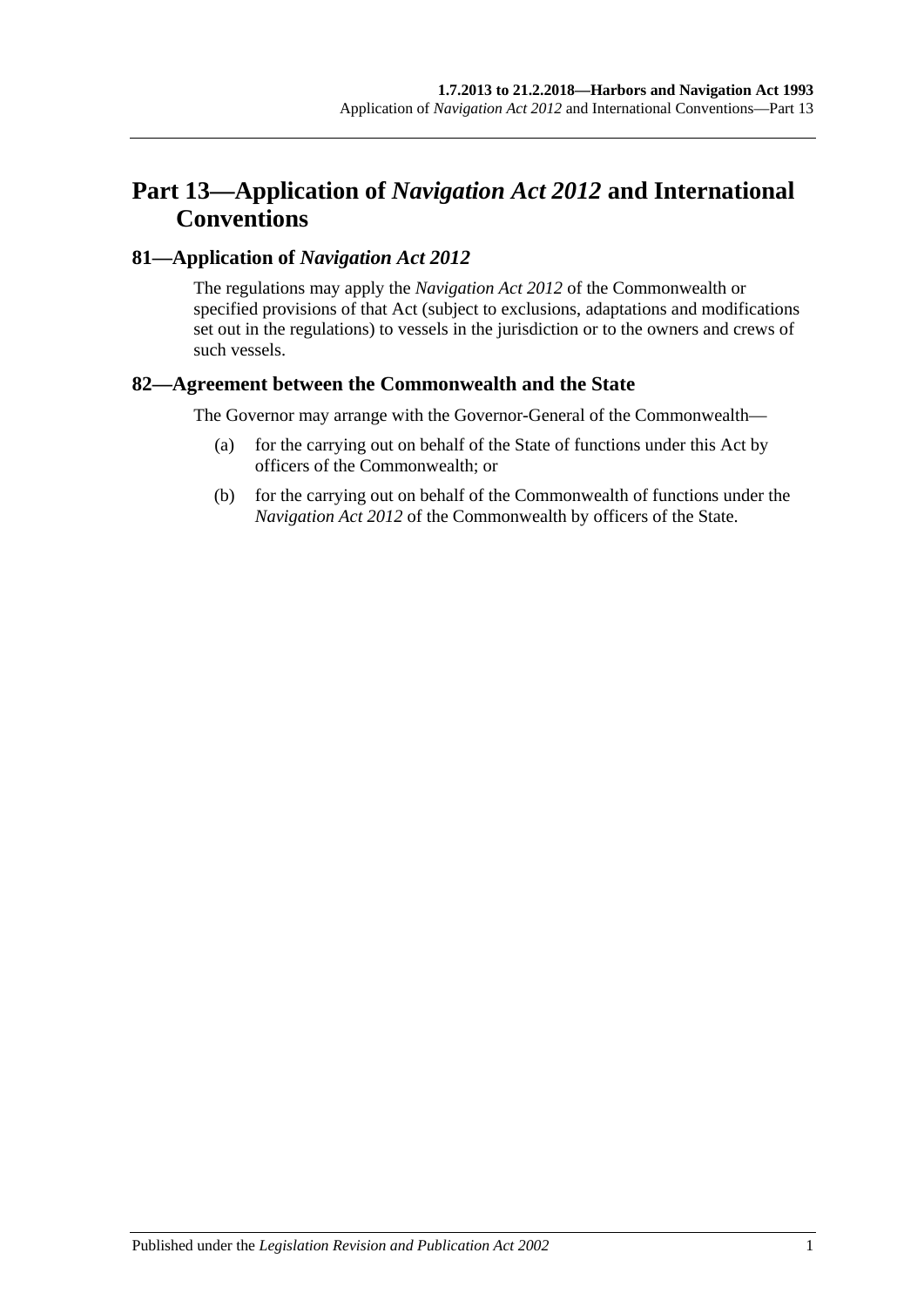# Part 13—Application of *Navigation Act 2012* and International Conventions

## 81—Application of *Navigation Act 2012*

The regulations may apply the *Navigation Act 2012* of the Commonwealth or specified provisions of that Act (subject to exclusions, adaptations and modifications set out in the regulations) to vessels in the jurisdiction or to the owners and crews of such vessels.

## 82—Agreement between the Commonwealth and the State

The Governor may arrange with the Governor-General of the Commonwealth—

(a) for the carrying out on behalf of the State of functions under this Act by officers of the Commonwealth; or

(b) for the carrying out on behalf of the Commonwealth of functions under the *Navigation Act 2012* of the Commonwealth by officers of the State.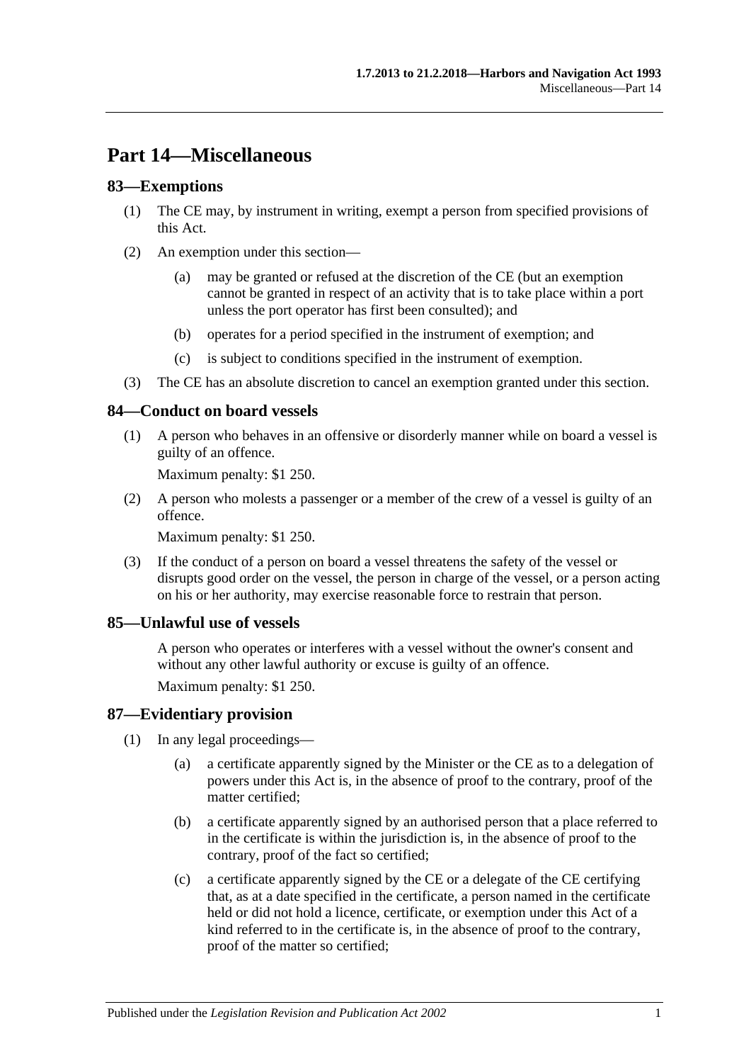# Part 14—Miscellaneous

## 83—Exemptions

(1) The CE may, by instrument in writing, exempt a person from specified provisions of this Act.

(2) An exemption under this section—

(a) may be granted or refused at the discretion of the CE (but an exemption cannot be granted in respect of an activity that is to take place within a port unless the port operator has first been consulted); and

(b) operates for a period specified in the instrument of exemption; and

(c) is subject to conditions specified in the instrument of exemption.

(3) The CE has an absolute discretion to cancel an exemption granted under this section.

## 84—Conduct on board vessels

(1) A person who behaves in an offensive or disorderly manner while on board a vessel is guilty of an offence.

Maximum penalty: $1 250.

(2) A person who molests a passenger or a member of the crew of a vessel is guilty of an offence.

Maximum penalty: $1 250.

(3) If the conduct of a person on board a vessel threatens the safety of the vessel or disrupts good order on the vessel, the person in charge of the vessel, or a person acting on his or her authority, may exercise reasonable force to restrain that person.

## 85—Unlawful use of vessels

A person who operates or interferes with a vessel without the owner's consent and without any other lawful authority or excuse is guilty of an offence.

Maximum penalty: $1 250.

## 87—Evidentiary provision

(1) In any legal proceedings—

(a) a certificate apparently signed by the Minister or the CE as to a delegation of powers under this Act is, in the absence of proof to the contrary, proof of the matter certified;

(b) a certificate apparently signed by an authorised person that a place referred to in the certificate is within the jurisdiction is, in the absence of proof to the contrary, proof of the fact so certified;

(c) a certificate apparently signed by the CE or a delegate of the CE certifying that, as at a date specified in the certificate, a person named in the certificate held or did not hold a licence, certificate, or exemption under this Act of a kind referred to in the certificate is, in the absence of proof to the contrary, proof of the matter so certified;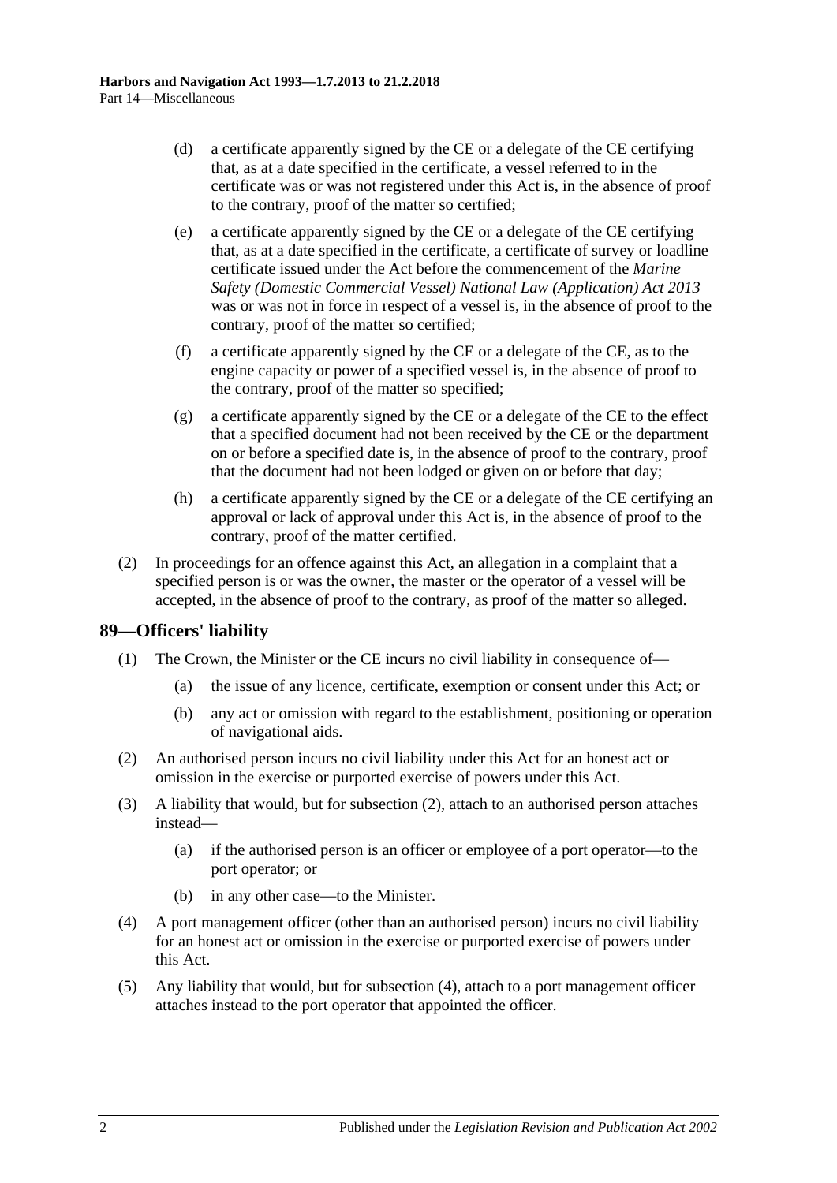(d) a certificate apparently signed by the CE or a delegate of the CE certifying that, as at a date specified in the certificate, a vessel referred to in the certificate was or was not registered under this Act is, in the absence of proof to the contrary, proof of the matter so certified;

(e) a certificate apparently signed by the CE or a delegate of the CE certifying that, as at a date specified in the certificate, a certificate of survey or loadline certificate issued under the Act before the commencement of the *Marine Safety (Domestic Commercial Vessel) National Law (Application) Act 2013* was or was not in force in respect of a vessel is, in the absence of proof to the contrary, proof of the matter so certified;

(f) a certificate apparently signed by the CE or a delegate of the CE, as to the engine capacity or power of a specified vessel is, in the absence of proof to the contrary, proof of the matter so specified;

(g) a certificate apparently signed by the CE or a delegate of the CE to the effect that a specified document had not been received by the CE or the department on or before a specified date is, in the absence of proof to the contrary, proof that the document had not been lodged or given on or before that day;

(h) a certificate apparently signed by the CE or a delegate of the CE certifying an approval or lack of approval under this Act is, in the absence of proof to the contrary, proof of the matter certified.

(2) In proceedings for an offence against this Act, an allegation in a complaint that a specified person is or was the owner, the master or the operator of a vessel will be accepted, in the absence of proof to the contrary, as proof of the matter so alleged.

## 89—Officers' liability

(1) The Crown, the Minister or the CE incurs no civil liability in consequence of—

(a) the issue of any licence, certificate, exemption or consent under this Act; or

(b) any act or omission with regard to the establishment, positioning or operation of navigational aids.

(2) An authorised person incurs no civil liability under this Act for an honest act or omission in the exercise or purported exercise of powers under this Act.

(3) A liability that would, but for subsection (2), attach to an authorised person attaches instead—

(a) if the authorised person is an officer or employee of a port operator—to the port operator; or

(b) in any other case—to the Minister.

(4) A port management officer (other than an authorised person) incurs no civil liability for an honest act or omission in the exercise or purported exercise of powers under this Act.

(5) Any liability that would, but for subsection (4), attach to a port management officer attaches instead to the port operator that appointed the officer.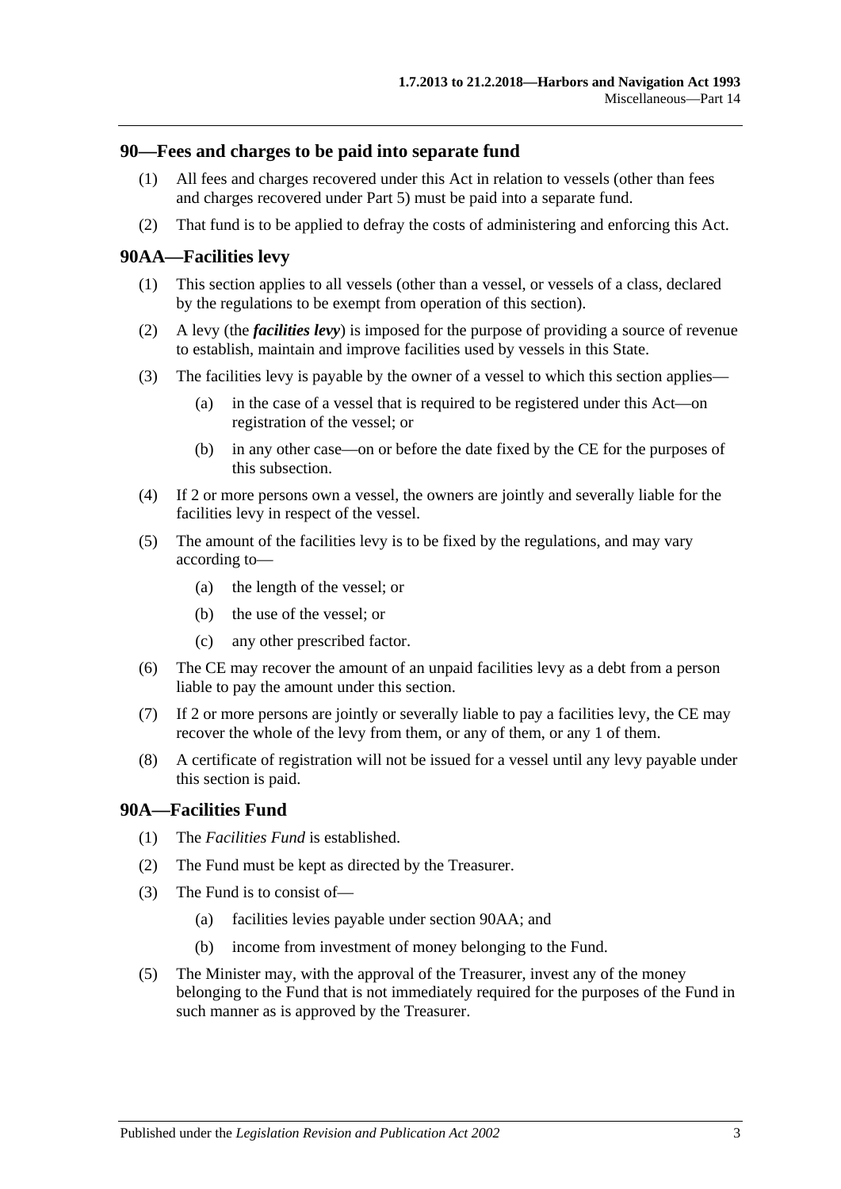## 90—Fees and charges to be paid into separate fund

(1) All fees and charges recovered under this Act in relation to vessels (other than fees and charges recovered under Part 5) must be paid into a separate fund.

(2) That fund is to be applied to defray the costs of administering and enforcing this Act.

## 90AA—Facilities levy

(1) This section applies to all vessels (other than a vessel, or vessels of a class, declared by the regulations to be exempt from operation of this section).

(2) A levy (the ***facilities levy***) is imposed for the purpose of providing a source of revenue to establish, maintain and improve facilities used by vessels in this State.

(3) The facilities levy is payable by the owner of a vessel to which this section applies—

- (a) in the case of a vessel that is required to be registered under this Act—on registration of the vessel; or
- (b) in any other case—on or before the date fixed by the CE for the purposes of this subsection.

(4) If 2 or more persons own a vessel, the owners are jointly and severally liable for the facilities levy in respect of the vessel.

(5) The amount of the facilities levy is to be fixed by the regulations, and may vary according to—

- (a) the length of the vessel; or
- (b) the use of the vessel; or
- (c) any other prescribed factor.

(6) The CE may recover the amount of an unpaid facilities levy as a debt from a person liable to pay the amount under this section.

(7) If 2 or more persons are jointly or severally liable to pay a facilities levy, the CE may recover the whole of the levy from them, or any of them, or any 1 of them.

(8) A certificate of registration will not be issued for a vessel until any levy payable under this section is paid.

## 90A—Facilities Fund

(1) The *Facilities Fund* is established.

(2) The Fund must be kept as directed by the Treasurer.

(3) The Fund is to consist of—

- (a) facilities levies payable under section 90AA; and
- (b) income from investment of money belonging to the Fund.

(5) The Minister may, with the approval of the Treasurer, invest any of the money belonging to the Fund that is not immediately required for the purposes of the Fund in such manner as is approved by the Treasurer.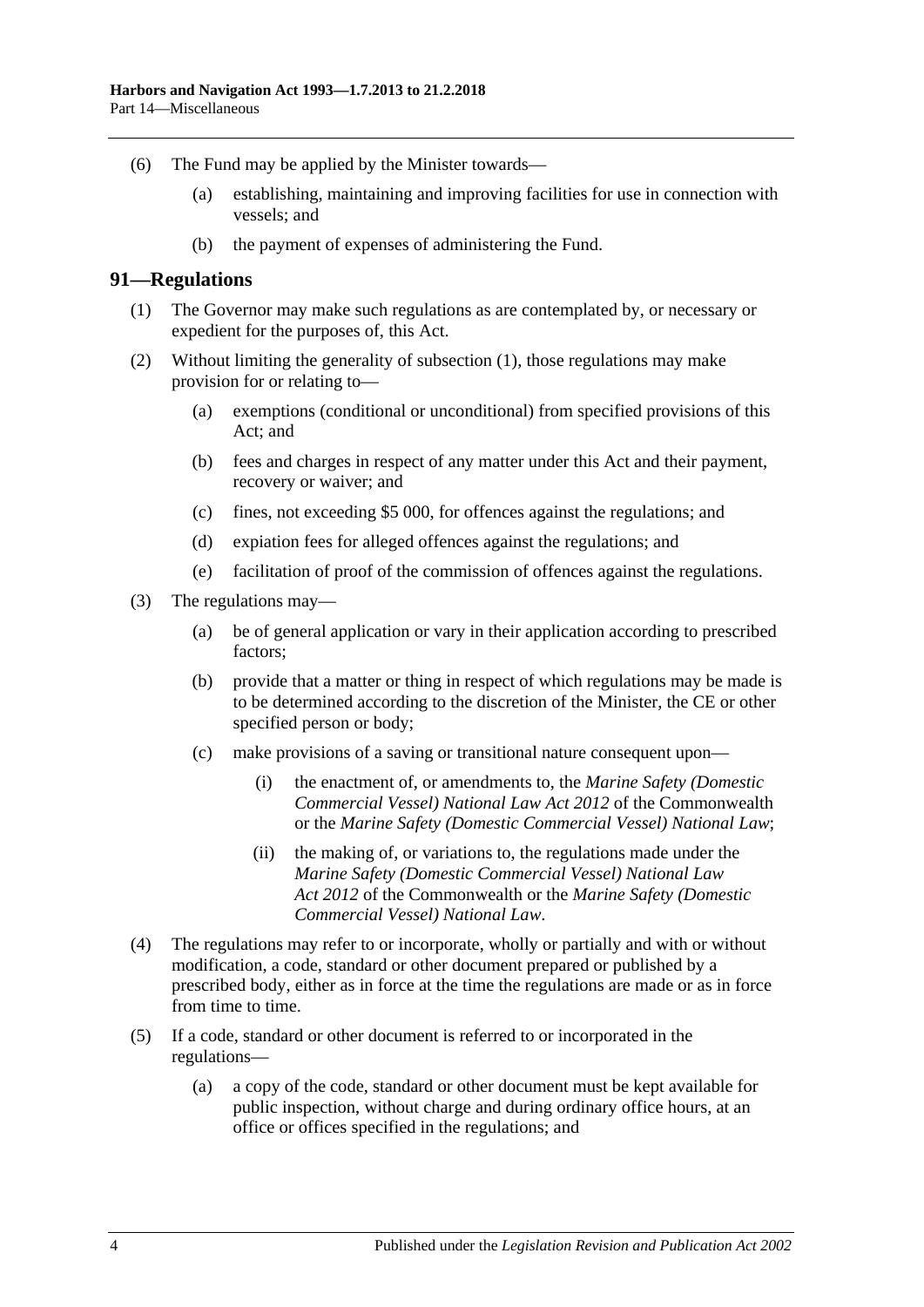(6) The Fund may be applied by the Minister towards—

(a) establishing, maintaining and improving facilities for use in connection with vessels; and

(b) the payment of expenses of administering the Fund.

## 91—Regulations

(1) The Governor may make such regulations as are contemplated by, or necessary or expedient for the purposes of, this Act.

(2) Without limiting the generality of subsection (1), those regulations may make provision for or relating to—

(a) exemptions (conditional or unconditional) from specified provisions of this Act; and

(b) fees and charges in respect of any matter under this Act and their payment, recovery or waiver; and

(c) fines, not exceeding $5 000, for offences against the regulations; and

(d) expiation fees for alleged offences against the regulations; and

(e) facilitation of proof of the commission of offences against the regulations.

(3) The regulations may—

(a) be of general application or vary in their application according to prescribed factors;

(b) provide that a matter or thing in respect of which regulations may be made is to be determined according to the discretion of the Minister, the CE or other specified person or body;

(c) make provisions of a saving or transitional nature consequent upon—

(i) the enactment of, or amendments to, the *Marine Safety (Domestic Commercial Vessel) National Law Act 2012* of the Commonwealth or the *Marine Safety (Domestic Commercial Vessel) National Law*;

(ii) the making of, or variations to, the regulations made under the *Marine Safety (Domestic Commercial Vessel) National Law Act 2012* of the Commonwealth or the *Marine Safety (Domestic Commercial Vessel) National Law*.

(4) The regulations may refer to or incorporate, wholly or partially and with or without modification, a code, standard or other document prepared or published by a prescribed body, either as in force at the time the regulations are made or as in force from time to time.

(5) If a code, standard or other document is referred to or incorporated in the regulations—

(a) a copy of the code, standard or other document must be kept available for public inspection, without charge and during ordinary office hours, at an office or offices specified in the regulations; and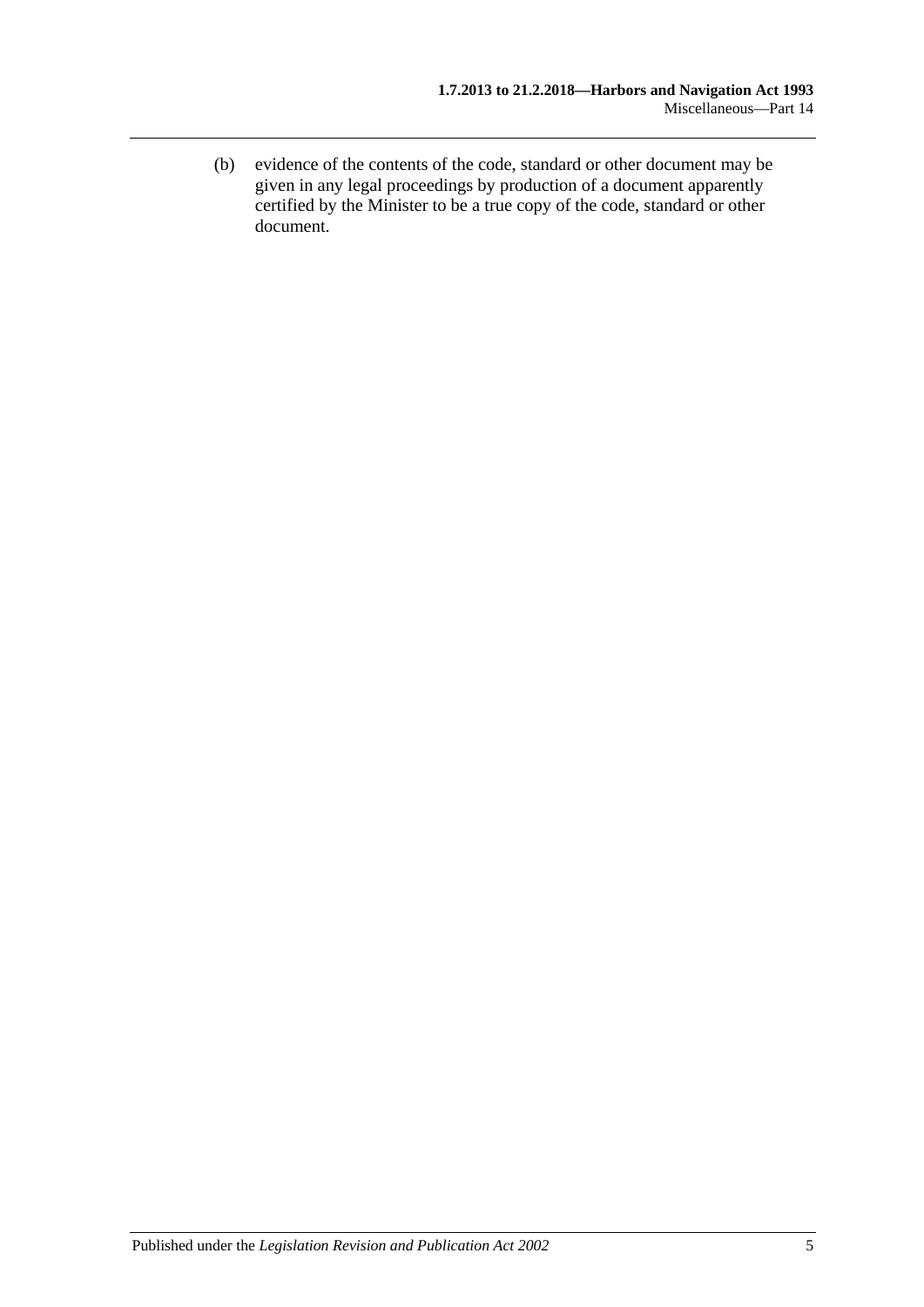(b) evidence of the contents of the code, standard or other document may be given in any legal proceedings by production of a document apparently certified by the Minister to be a true copy of the code, standard or other document.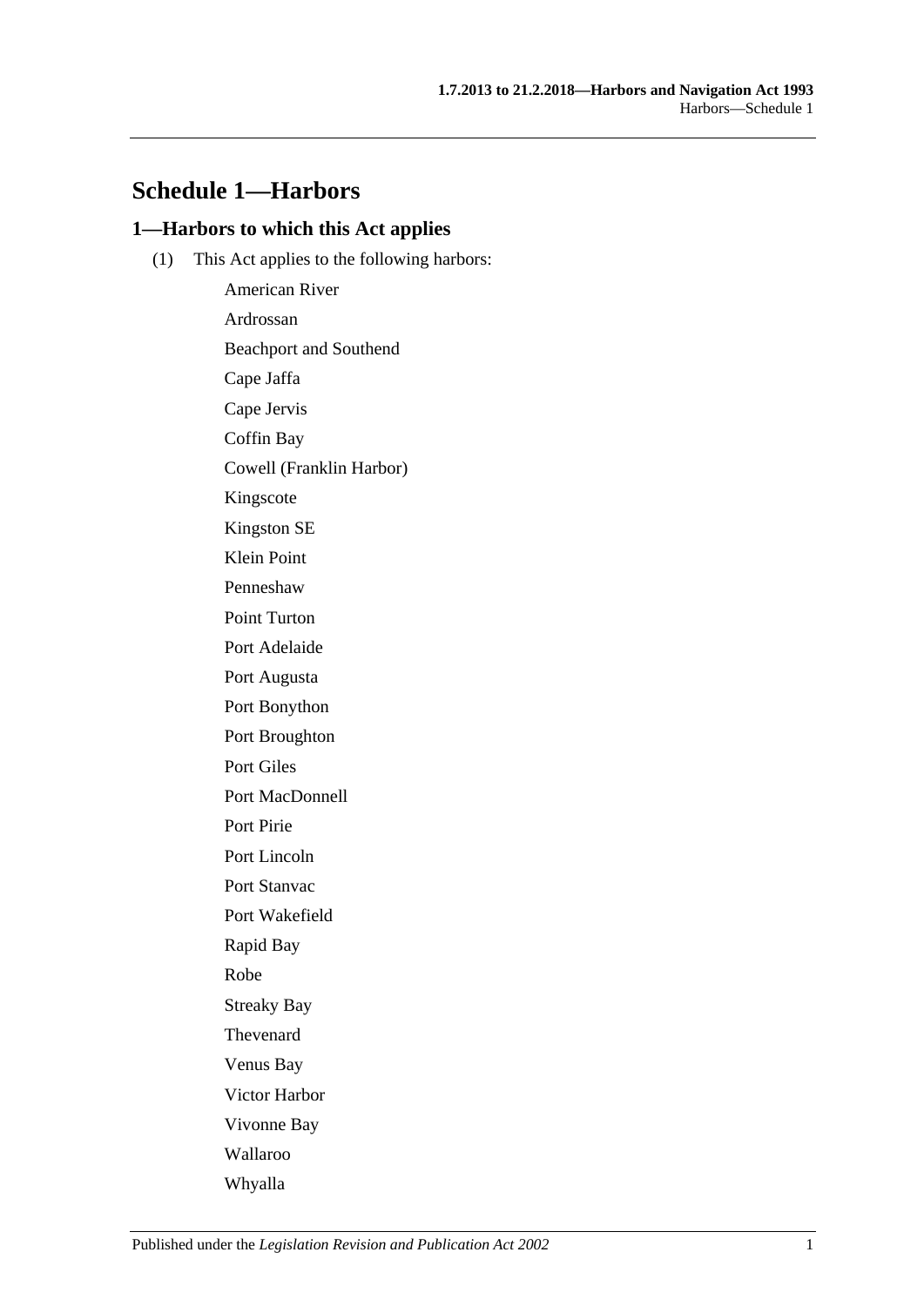# Schedule 1—Harbors

## 1—Harbors to which this Act applies

(1) This Act applies to the following harbors:

American River

Ardrossan

Beachport and Southend

Cape Jaffa

Cape Jervis

Coffin Bay

Cowell (Franklin Harbor)

Kingscote

Kingston SE

Klein Point

Penneshaw

Point Turton

Port Adelaide

Port Augusta

Port Bonython

Port Broughton

Port Giles

Port MacDonnell

Port Pirie

Port Lincoln

Port Stanvac

Port Wakefield

Rapid Bay

Robe

Streaky Bay

Thevenard

Venus Bay

Victor Harbor

Vivonne Bay

Wallaroo

Whyalla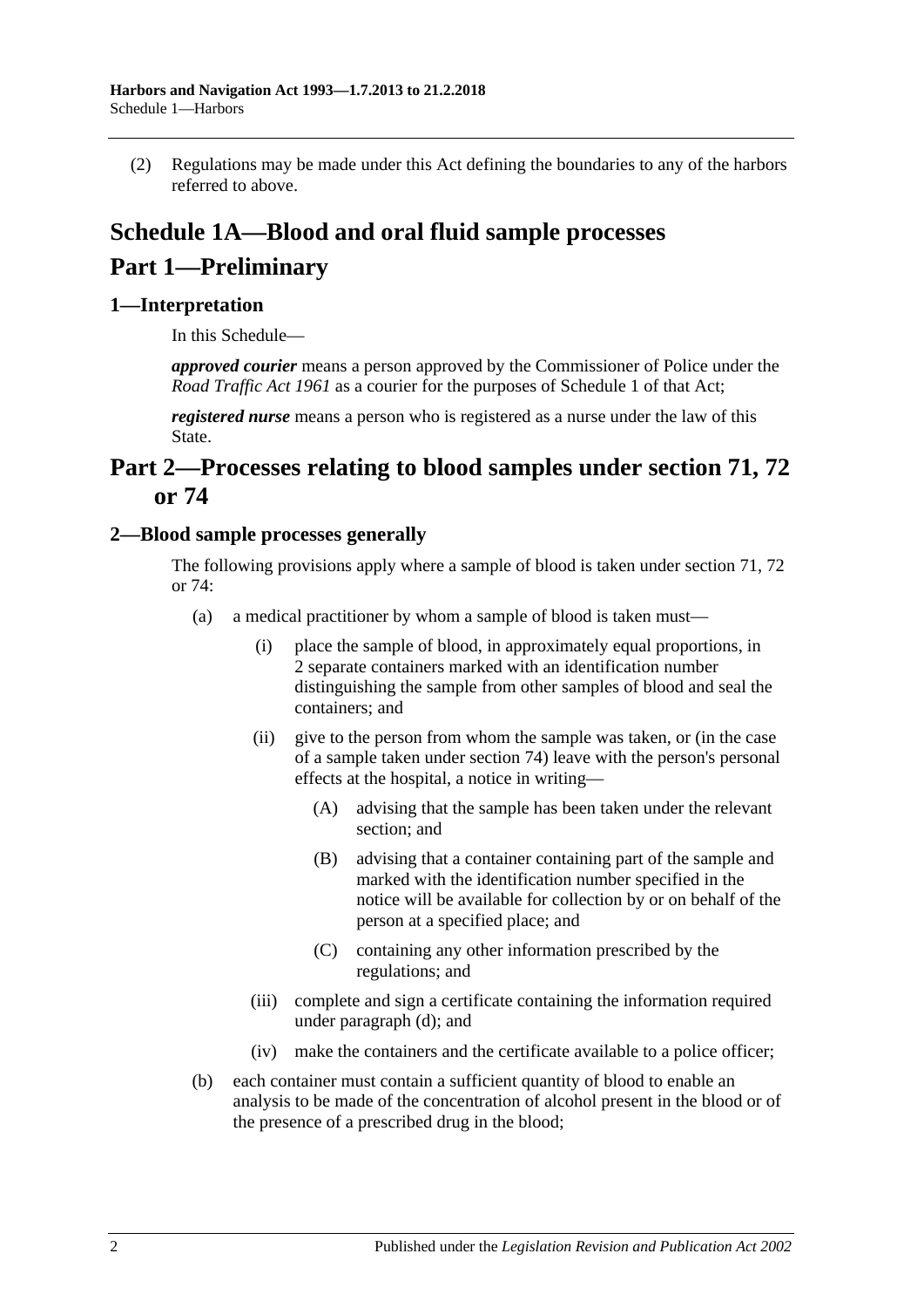(2) Regulations may be made under this Act defining the boundaries to any of the harbors referred to above.

# Schedule 1A—Blood and oral fluid sample processes

# Part 1—Preliminary

## 1—Interpretation

In this Schedule—

***approved courier*** means a person approved by the Commissioner of Police under the *Road Traffic Act 1961* as a courier for the purposes of Schedule 1 of that Act;

***registered nurse*** means a person who is registered as a nurse under the law of this State.

# Part 2—Processes relating to blood samples under section 71, 72 or 74

## 2—Blood sample processes generally

The following provisions apply where a sample of blood is taken under section 71, 72 or 74:

(a) a medical practitioner by whom a sample of blood is taken must—

(i) place the sample of blood, in approximately equal proportions, in 2 separate containers marked with an identification number distinguishing the sample from other samples of blood and seal the containers; and

(ii) give to the person from whom the sample was taken, or (in the case of a sample taken under section 74) leave with the person's personal effects at the hospital, a notice in writing—

(A) advising that the sample has been taken under the relevant section; and

(B) advising that a container containing part of the sample and marked with the identification number specified in the notice will be available for collection by or on behalf of the person at a specified place; and

(C) containing any other information prescribed by the regulations; and

(iii) complete and sign a certificate containing the information required under paragraph (d); and

(iv) make the containers and the certificate available to a police officer;

(b) each container must contain a sufficient quantity of blood to enable an analysis to be made of the concentration of alcohol present in the blood or of the presence of a prescribed drug in the blood;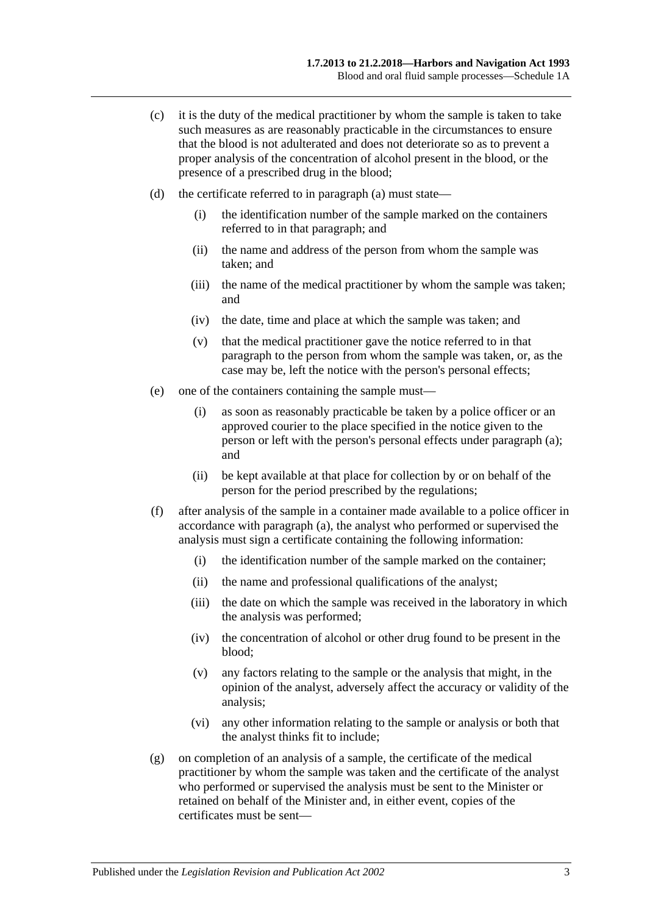(c) it is the duty of the medical practitioner by whom the sample is taken to take such measures as are reasonably practicable in the circumstances to ensure that the blood is not adulterated and does not deteriorate so as to prevent a proper analysis of the concentration of alcohol present in the blood, or the presence of a prescribed drug in the blood;

(d) the certificate referred to in paragraph (a) must state—

(i) the identification number of the sample marked on the containers referred to in that paragraph; and

(ii) the name and address of the person from whom the sample was taken; and

(iii) the name of the medical practitioner by whom the sample was taken; and

(iv) the date, time and place at which the sample was taken; and

(v) that the medical practitioner gave the notice referred to in that paragraph to the person from whom the sample was taken, or, as the case may be, left the notice with the person's personal effects;

(e) one of the containers containing the sample must—

(i) as soon as reasonably practicable be taken by a police officer or an approved courier to the place specified in the notice given to the person or left with the person's personal effects under paragraph (a); and

(ii) be kept available at that place for collection by or on behalf of the person for the period prescribed by the regulations;

(f) after analysis of the sample in a container made available to a police officer in accordance with paragraph (a), the analyst who performed or supervised the analysis must sign a certificate containing the following information:

(i) the identification number of the sample marked on the container;

(ii) the name and professional qualifications of the analyst;

(iii) the date on which the sample was received in the laboratory in which the analysis was performed;

(iv) the concentration of alcohol or other drug found to be present in the blood;

(v) any factors relating to the sample or the analysis that might, in the opinion of the analyst, adversely affect the accuracy or validity of the analysis;

(vi) any other information relating to the sample or analysis or both that the analyst thinks fit to include;

(g) on completion of an analysis of a sample, the certificate of the medical practitioner by whom the sample was taken and the certificate of the analyst who performed or supervised the analysis must be sent to the Minister or retained on behalf of the Minister and, in either event, copies of the certificates must be sent—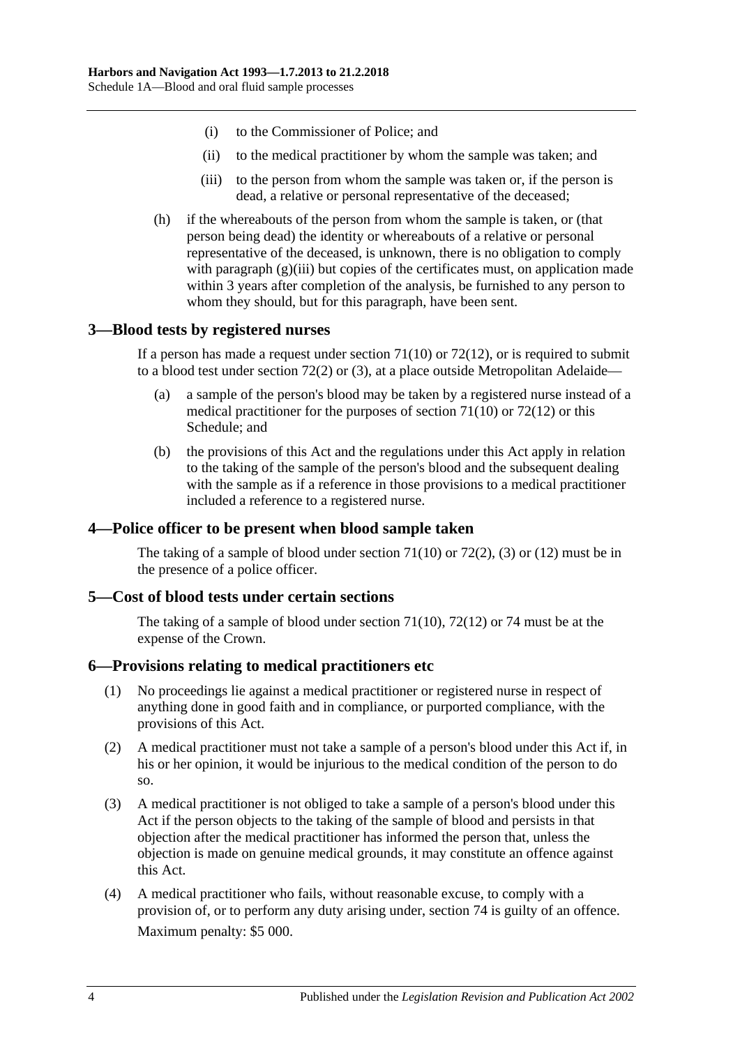(i) to the Commissioner of Police; and

(ii) to the medical practitioner by whom the sample was taken; and

(iii) to the person from whom the sample was taken or, if the person is dead, a relative or personal representative of the deceased;

(h) if the whereabouts of the person from whom the sample is taken, or (that person being dead) the identity or whereabouts of a relative or personal representative of the deceased, is unknown, there is no obligation to comply with paragraph (g)(iii) but copies of the certificates must, on application made within 3 years after completion of the analysis, be furnished to any person to whom they should, but for this paragraph, have been sent.

## 3—Blood tests by registered nurses

If a person has made a request under section 71(10) or 72(12), or is required to submit to a blood test under section 72(2) or (3), at a place outside Metropolitan Adelaide—

(a) a sample of the person's blood may be taken by a registered nurse instead of a medical practitioner for the purposes of section 71(10) or 72(12) or this Schedule; and

(b) the provisions of this Act and the regulations under this Act apply in relation to the taking of the sample of the person's blood and the subsequent dealing with the sample as if a reference in those provisions to a medical practitioner included a reference to a registered nurse.

## 4—Police officer to be present when blood sample taken

The taking of a sample of blood under section 71(10) or 72(2), (3) or (12) must be in the presence of a police officer.

## 5—Cost of blood tests under certain sections

The taking of a sample of blood under section 71(10), 72(12) or 74 must be at the expense of the Crown.

## 6—Provisions relating to medical practitioners etc

(1) No proceedings lie against a medical practitioner or registered nurse in respect of anything done in good faith and in compliance, or purported compliance, with the provisions of this Act.

(2) A medical practitioner must not take a sample of a person's blood under this Act if, in his or her opinion, it would be injurious to the medical condition of the person to do so.

(3) A medical practitioner is not obliged to take a sample of a person's blood under this Act if the person objects to the taking of the sample of blood and persists in that objection after the medical practitioner has informed the person that, unless the objection is made on genuine medical grounds, it may constitute an offence against this Act.

(4) A medical practitioner who fails, without reasonable excuse, to comply with a provision of, or to perform any duty arising under, section 74 is guilty of an offence.

Maximum penalty: $5 000.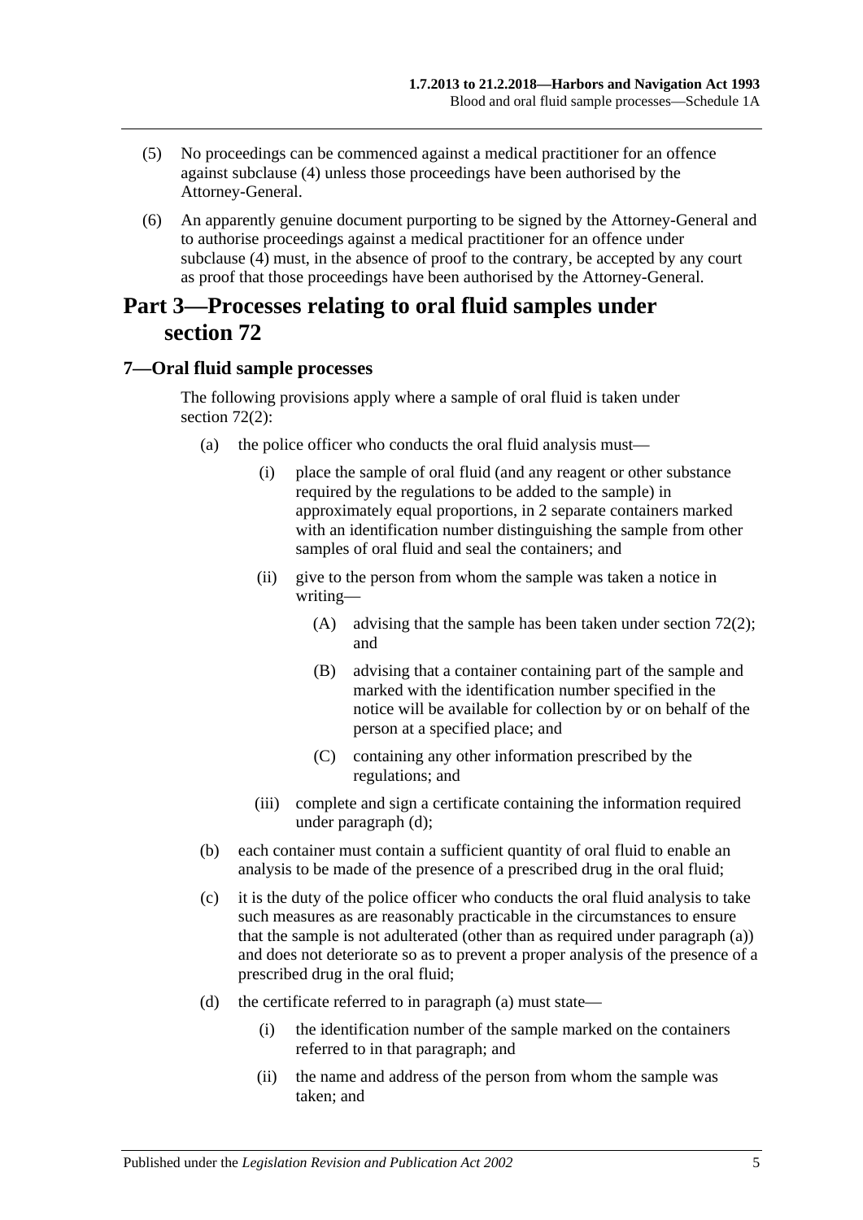(5) No proceedings can be commenced against a medical practitioner for an offence against subclause (4) unless those proceedings have been authorised by the Attorney-General.

(6) An apparently genuine document purporting to be signed by the Attorney-General and to authorise proceedings against a medical practitioner for an offence under subclause (4) must, in the absence of proof to the contrary, be accepted by any court as proof that those proceedings have been authorised by the Attorney-General.

## Part 3—Processes relating to oral fluid samples under section 72

### 7—Oral fluid sample processes

The following provisions apply where a sample of oral fluid is taken under section 72(2):

(a) the police officer who conducts the oral fluid analysis must—

(i) place the sample of oral fluid (and any reagent or other substance required by the regulations to be added to the sample) in approximately equal proportions, in 2 separate containers marked with an identification number distinguishing the sample from other samples of oral fluid and seal the containers; and

(ii) give to the person from whom the sample was taken a notice in writing—

(A) advising that the sample has been taken under section 72(2); and

(B) advising that a container containing part of the sample and marked with the identification number specified in the notice will be available for collection by or on behalf of the person at a specified place; and

(C) containing any other information prescribed by the regulations; and

(iii) complete and sign a certificate containing the information required under paragraph (d);

(b) each container must contain a sufficient quantity of oral fluid to enable an analysis to be made of the presence of a prescribed drug in the oral fluid;

(c) it is the duty of the police officer who conducts the oral fluid analysis to take such measures as are reasonably practicable in the circumstances to ensure that the sample is not adulterated (other than as required under paragraph (a)) and does not deteriorate so as to prevent a proper analysis of the presence of a prescribed drug in the oral fluid;

(d) the certificate referred to in paragraph (a) must state—

(i) the identification number of the sample marked on the containers referred to in that paragraph; and

(ii) the name and address of the person from whom the sample was taken; and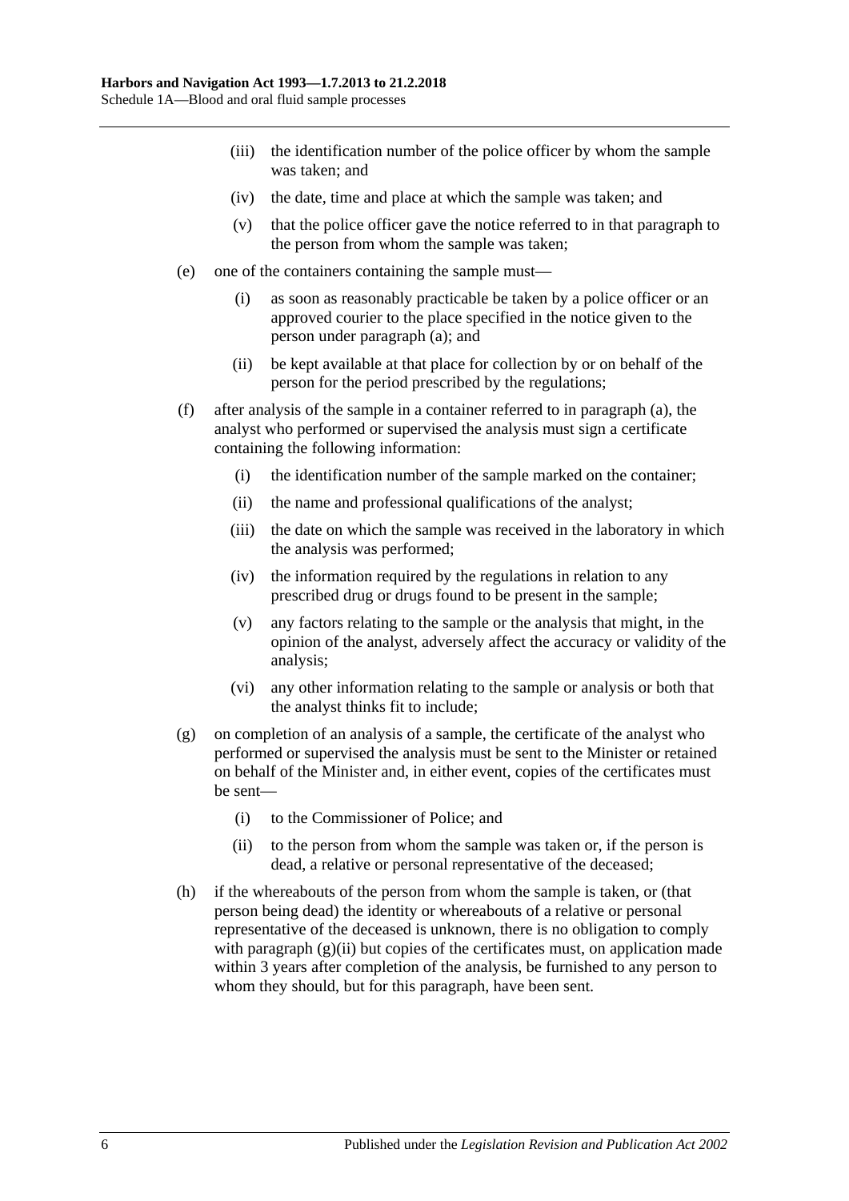(iii) the identification number of the police officer by whom the sample was taken; and

(iv) the date, time and place at which the sample was taken; and

(v) that the police officer gave the notice referred to in that paragraph to the person from whom the sample was taken;

(e) one of the containers containing the sample must—

(i) as soon as reasonably practicable be taken by a police officer or an approved courier to the place specified in the notice given to the person under paragraph (a); and

(ii) be kept available at that place for collection by or on behalf of the person for the period prescribed by the regulations;

(f) after analysis of the sample in a container referred to in paragraph (a), the analyst who performed or supervised the analysis must sign a certificate containing the following information:

(i) the identification number of the sample marked on the container;

(ii) the name and professional qualifications of the analyst;

(iii) the date on which the sample was received in the laboratory in which the analysis was performed;

(iv) the information required by the regulations in relation to any prescribed drug or drugs found to be present in the sample;

(v) any factors relating to the sample or the analysis that might, in the opinion of the analyst, adversely affect the accuracy or validity of the analysis;

(vi) any other information relating to the sample or analysis or both that the analyst thinks fit to include;

(g) on completion of an analysis of a sample, the certificate of the analyst who performed or supervised the analysis must be sent to the Minister or retained on behalf of the Minister and, in either event, copies of the certificates must be sent—

(i) to the Commissioner of Police; and

(ii) to the person from whom the sample was taken or, if the person is dead, a relative or personal representative of the deceased;

(h) if the whereabouts of the person from whom the sample is taken, or (that person being dead) the identity or whereabouts of a relative or personal representative of the deceased is unknown, there is no obligation to comply with paragraph (g)(ii) but copies of the certificates must, on application made within 3 years after completion of the analysis, be furnished to any person to whom they should, but for this paragraph, have been sent.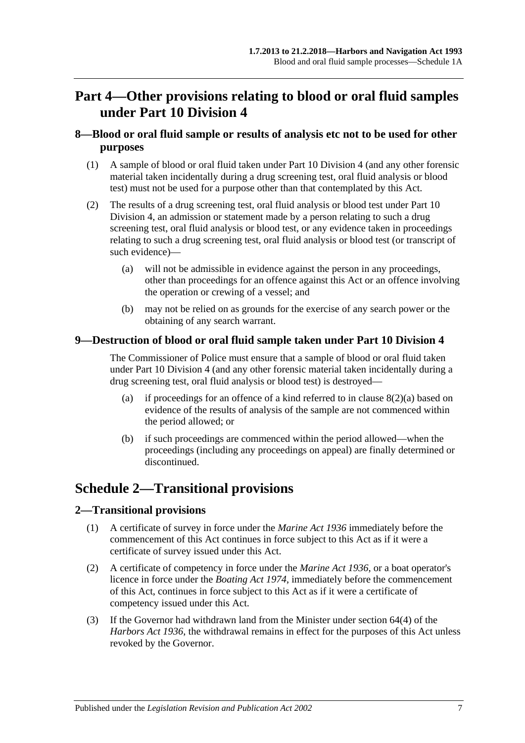# Part 4—Other provisions relating to blood or oral fluid samples under Part 10 Division 4

## 8—Blood or oral fluid sample or results of analysis etc not to be used for other purposes

(1) A sample of blood or oral fluid taken under Part 10 Division 4 (and any other forensic material taken incidentally during a drug screening test, oral fluid analysis or blood test) must not be used for a purpose other than that contemplated by this Act.

(2) The results of a drug screening test, oral fluid analysis or blood test under Part 10 Division 4, an admission or statement made by a person relating to such a drug screening test, oral fluid analysis or blood test, or any evidence taken in proceedings relating to such a drug screening test, oral fluid analysis or blood test (or transcript of such evidence)—

(a) will not be admissible in evidence against the person in any proceedings, other than proceedings for an offence against this Act or an offence involving the operation or crewing of a vessel; and

(b) may not be relied on as grounds for the exercise of any search power or the obtaining of any search warrant.

## 9—Destruction of blood or oral fluid sample taken under Part 10 Division 4

The Commissioner of Police must ensure that a sample of blood or oral fluid taken under Part 10 Division 4 (and any other forensic material taken incidentally during a drug screening test, oral fluid analysis or blood test) is destroyed—

(a) if proceedings for an offence of a kind referred to in clause 8(2)(a) based on evidence of the results of analysis of the sample are not commenced within the period allowed; or

(b) if such proceedings are commenced within the period allowed—when the proceedings (including any proceedings on appeal) are finally determined or discontinued.

# Schedule 2—Transitional provisions

## 2—Transitional provisions

(1) A certificate of survey in force under the *Marine Act 1936* immediately before the commencement of this Act continues in force subject to this Act as if it were a certificate of survey issued under this Act.

(2) A certificate of competency in force under the *Marine Act 1936*, or a boat operator's licence in force under the *Boating Act 1974*, immediately before the commencement of this Act, continues in force subject to this Act as if it were a certificate of competency issued under this Act.

(3) If the Governor had withdrawn land from the Minister under section 64(4) of the *Harbors Act 1936*, the withdrawal remains in effect for the purposes of this Act unless revoked by the Governor.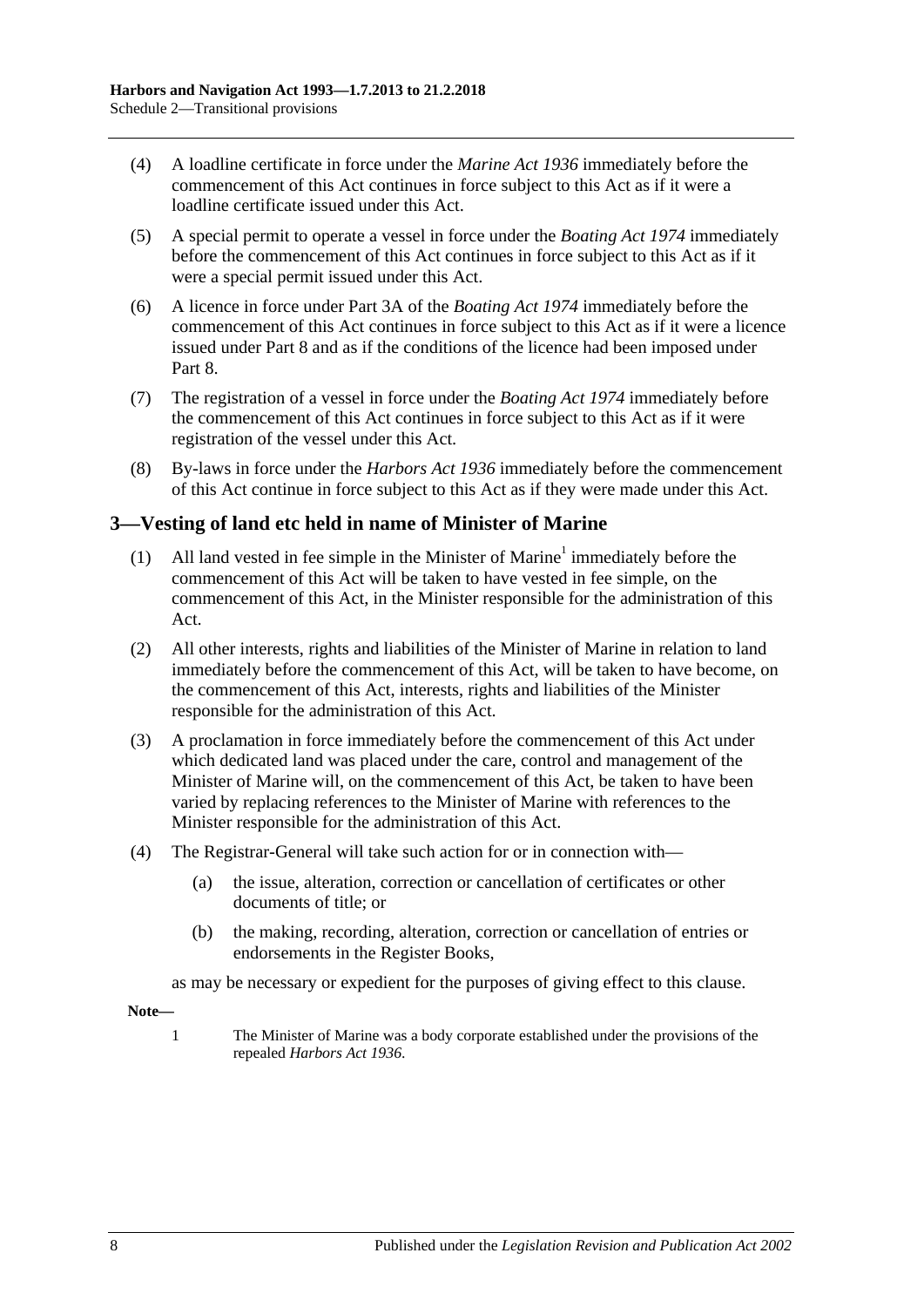(4) A loadline certificate in force under the *Marine Act 1936* immediately before the commencement of this Act continues in force subject to this Act as if it were a loadline certificate issued under this Act.

(5) A special permit to operate a vessel in force under the *Boating Act 1974* immediately before the commencement of this Act continues in force subject to this Act as if it were a special permit issued under this Act.

(6) A licence in force under Part 3A of the *Boating Act 1974* immediately before the commencement of this Act continues in force subject to this Act as if it were a licence issued under Part 8 and as if the conditions of the licence had been imposed under Part 8.

(7) The registration of a vessel in force under the *Boating Act 1974* immediately before the commencement of this Act continues in force subject to this Act as if it were registration of the vessel under this Act.

(8) By-laws in force under the *Harbors Act 1936* immediately before the commencement of this Act continue in force subject to this Act as if they were made under this Act.

## 3—Vesting of land etc held in name of Minister of Marine

(1) All land vested in fee simple in the Minister of Marine[1] immediately before the commencement of this Act will be taken to have vested in fee simple, on the commencement of this Act, in the Minister responsible for the administration of this Act.

(2) All other interests, rights and liabilities of the Minister of Marine in relation to land immediately before the commencement of this Act, will be taken to have become, on the commencement of this Act, interests, rights and liabilities of the Minister responsible for the administration of this Act.

(3) A proclamation in force immediately before the commencement of this Act under which dedicated land was placed under the care, control and management of the Minister of Marine will, on the commencement of this Act, be taken to have been varied by replacing references to the Minister of Marine with references to the Minister responsible for the administration of this Act.

(4) The Registrar-General will take such action for or in connection with—

(a) the issue, alteration, correction or cancellation of certificates or other documents of title; or

(b) the making, recording, alteration, correction or cancellation of entries or endorsements in the Register Books,

as may be necessary or expedient for the purposes of giving effect to this clause.

**Note—**

1 The Minister of Marine was a body corporate established under the provisions of the repealed *Harbors Act 1936*.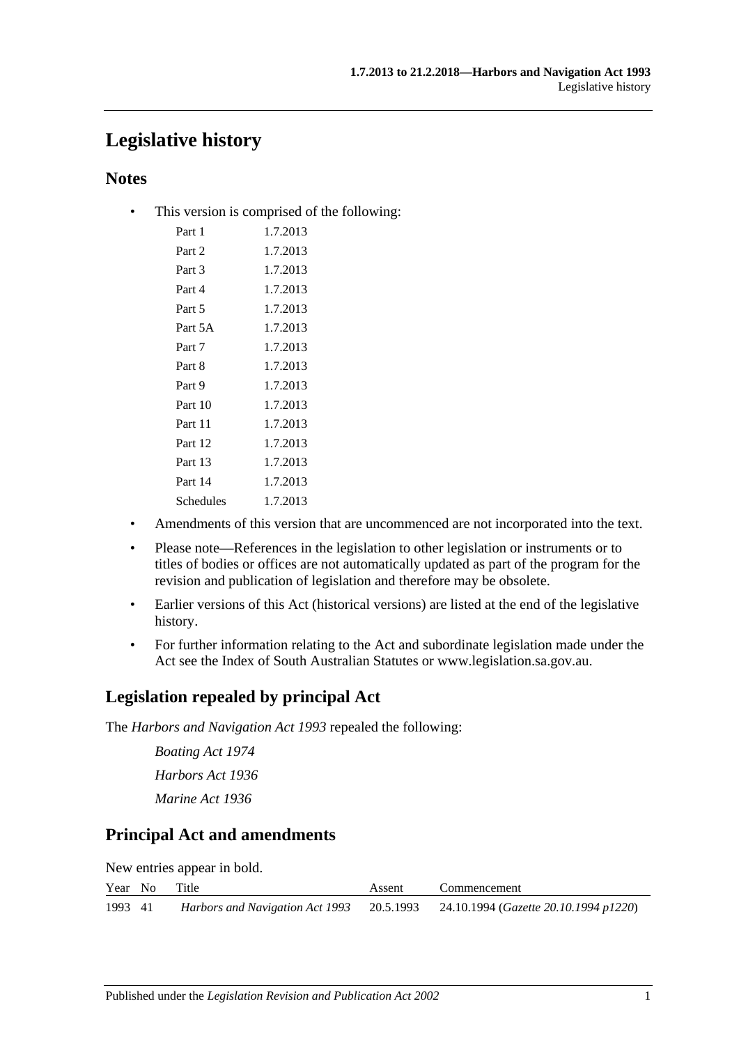# Legislative history

## Notes

- This version is comprised of the following:

| | |
|---|---|
| Part 1 | 1.7.2013 |
| Part 2 | 1.7.2013 |
| Part 3 | 1.7.2013 |
| Part 4 | 1.7.2013 |
| Part 5 | 1.7.2013 |
| Part 5A | 1.7.2013 |
| Part 7 | 1.7.2013 |
| Part 8 | 1.7.2013 |
| Part 9 | 1.7.2013 |
| Part 10 | 1.7.2013 |
| Part 11 | 1.7.2013 |
| Part 12 | 1.7.2013 |
| Part 13 | 1.7.2013 |
| Part 14 | 1.7.2013 |
| Schedules | 1.7.2013 |

- Amendments of this version that are uncommenced are not incorporated into the text.
- Please note—References in the legislation to other legislation or instruments or to titles of bodies or offices are not automatically updated as part of the program for the revision and publication of legislation and therefore may be obsolete.
- Earlier versions of this Act (historical versions) are listed at the end of the legislative history.
- For further information relating to the Act and subordinate legislation made under the Act see the Index of South Australian Statutes or www.legislation.sa.gov.au.

## Legislation repealed by principal Act

The *Harbors and Navigation Act 1993* repealed the following:

*Boating Act 1974*

*Harbors Act 1936*

*Marine Act 1936*

## Principal Act and amendments

New entries appear in bold.

| Year | No | Title | Assent | Commencement |
|---|---|---|---|---|
| 1993 | 41 | *Harbors and Navigation Act 1993* | 20.5.1993 | 24.10.1994 (*Gazette 20.10.1994 p1220*) |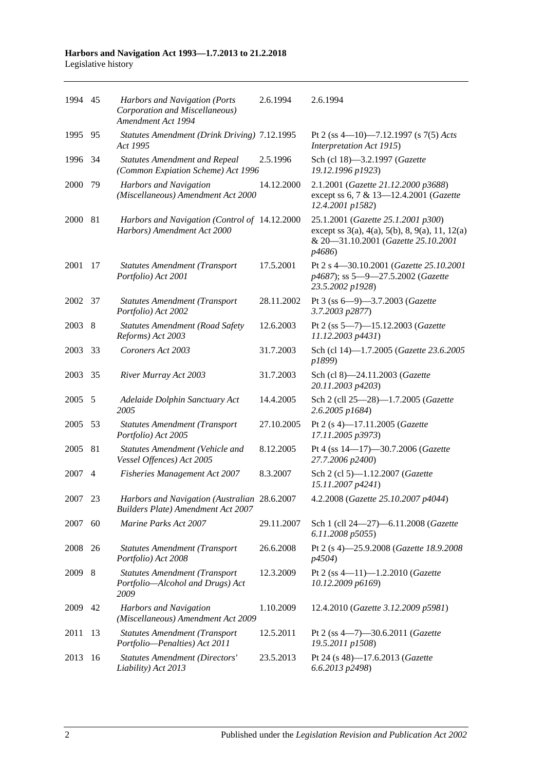| | | | | |
|---|---|---|---|---|
| 1994 | 45 | *Harbors and Navigation (Ports Corporation and Miscellaneous) Amendment Act 1994* | 2.6.1994 | 2.6.1994 |
| 1995 | 95 | *Statutes Amendment (Drink Driving) Act 1995* | 7.12.1995 | Pt 2 (ss 4—10)—7.12.1997 (s 7(5) *Acts Interpretation Act 1915*) |
| 1996 | 34 | *Statutes Amendment and Repeal (Common Expiation Scheme) Act 1996* | 2.5.1996 | Sch (cl 18)—3.2.1997 (*Gazette 19.12.1996 p1923*) |
| 2000 | 79 | *Harbors and Navigation (Miscellaneous) Amendment Act 2000* | 14.12.2000 | 2.1.2001 (*Gazette 21.12.2000 p3688*) except ss 6, 7 & 13—12.4.2001 (*Gazette 12.4.2001 p1582*) |
| 2000 | 81 | *Harbors and Navigation (Control of Harbors) Amendment Act 2000* | 14.12.2000 | 25.1.2001 (*Gazette 25.1.2001 p300*) except ss 3(a), 4(a), 5(b), 8, 9(a), 11, 12(a) & 20—31.10.2001 (*Gazette 25.10.2001 p4686*) |
| 2001 | 17 | *Statutes Amendment (Transport Portfolio) Act 2001* | 17.5.2001 | Pt 2 s 4—30.10.2001 (*Gazette 25.10.2001 p4687*); ss 5—9—27.5.2002 (*Gazette 23.5.2002 p1928*) |
| 2002 | 37 | *Statutes Amendment (Transport Portfolio) Act 2002* | 28.11.2002 | Pt 3 (ss 6—9)—3.7.2003 (*Gazette 3.7.2003 p2877*) |
| 2003 | 8 | *Statutes Amendment (Road Safety Reforms) Act 2003* | 12.6.2003 | Pt 2 (ss 5—7)—15.12.2003 (*Gazette 11.12.2003 p4431*) |
| 2003 | 33 | *Coroners Act 2003* | 31.7.2003 | Sch (cl 14)—1.7.2005 (*Gazette 23.6.2005 p1899*) |
| 2003 | 35 | *River Murray Act 2003* | 31.7.2003 | Sch (cl 8)—24.11.2003 (*Gazette 20.11.2003 p4203*) |
| 2005 | 5 | *Adelaide Dolphin Sanctuary Act 2005* | 14.4.2005 | Sch 2 (cll 25—28)—1.7.2005 (*Gazette 2.6.2005 p1684*) |
| 2005 | 53 | *Statutes Amendment (Transport Portfolio) Act 2005* | 27.10.2005 | Pt 2 (s 4)—17.11.2005 (*Gazette 17.11.2005 p3973*) |
| 2005 | 81 | *Statutes Amendment (Vehicle and Vessel Offences) Act 2005* | 8.12.2005 | Pt 4 (ss 14—17)—30.7.2006 (*Gazette 27.7.2006 p2400*) |
| 2007 | 4 | *Fisheries Management Act 2007* | 8.3.2007 | Sch 2 (cl 5)—1.12.2007 (*Gazette 15.11.2007 p4241*) |
| 2007 | 23 | *Harbors and Navigation (Australian Builders Plate) Amendment Act 2007* | 28.6.2007 | 4.2.2008 (*Gazette 25.10.2007 p4044*) |
| 2007 | 60 | *Marine Parks Act 2007* | 29.11.2007 | Sch 1 (cll 24—27)—6.11.2008 (*Gazette 6.11.2008 p5055*) |
| 2008 | 26 | *Statutes Amendment (Transport Portfolio) Act 2008* | 26.6.2008 | Pt 2 (s 4)—25.9.2008 (*Gazette 18.9.2008 p4504*) |
| 2009 | 8 | *Statutes Amendment (Transport Portfolio—Alcohol and Drugs) Act 2009* | 12.3.2009 | Pt 2 (ss 4—11)—1.2.2010 (*Gazette 10.12.2009 p6169*) |
| 2009 | 42 | *Harbors and Navigation (Miscellaneous) Amendment Act 2009* | 1.10.2009 | 12.4.2010 (*Gazette 3.12.2009 p5981*) |
| 2011 | 13 | *Statutes Amendment (Transport Portfolio—Penalties) Act 2011* | 12.5.2011 | Pt 2 (ss 4—7)—30.6.2011 (*Gazette 19.5.2011 p1508*) |
| 2013 | 16 | *Statutes Amendment (Directors' Liability) Act 2013* | 23.5.2013 | Pt 24 (s 48)—17.6.2013 (*Gazette 6.6.2013 p2498*) |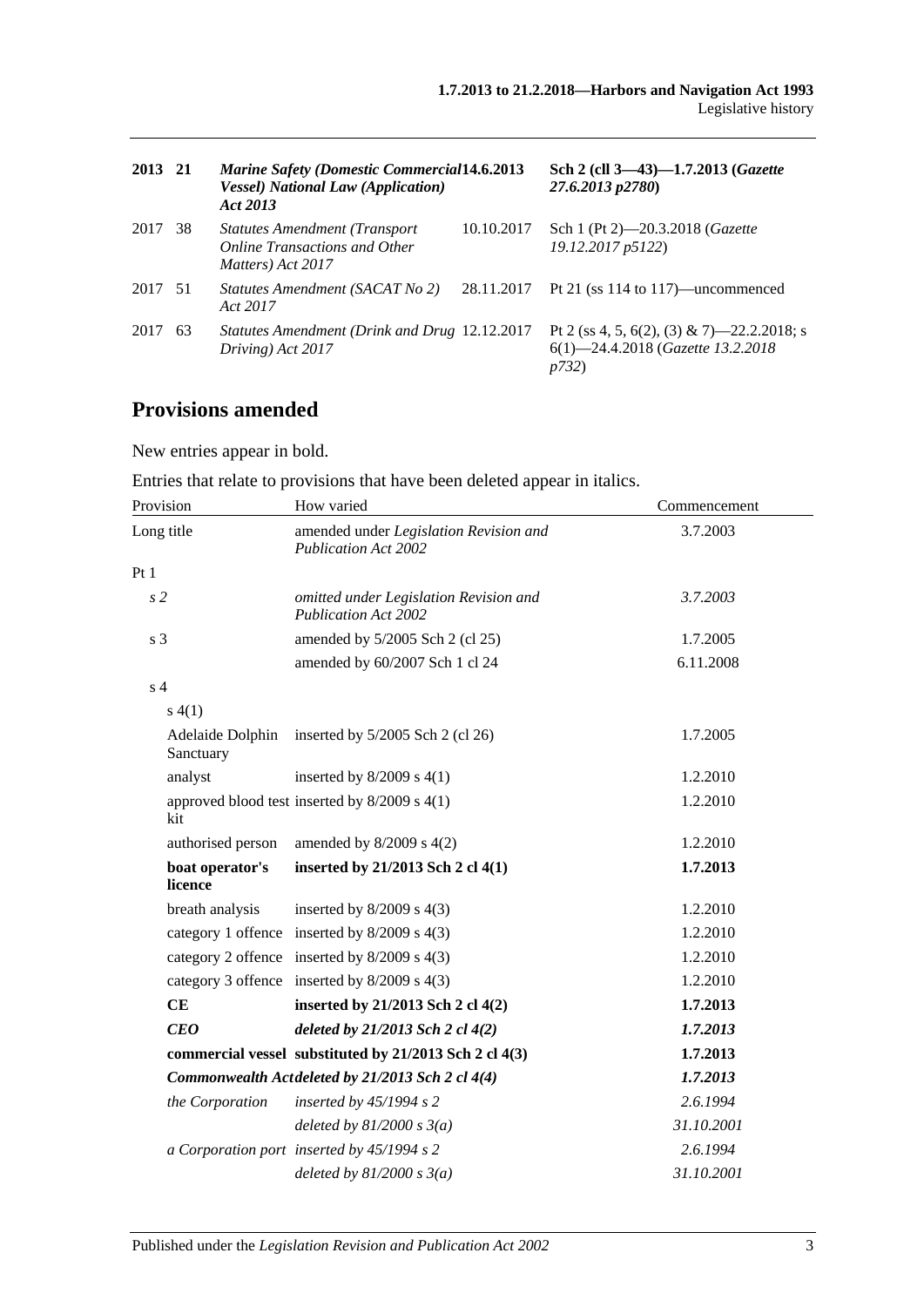| | | | | |
|---|---|---|---|---|
| **2013** | **21** | ***Marine Safety (Domestic Commercial Vessel) National Law (Application) Act 2013*** | **14.6.2013** | **Sch 2 (cll 3—43)—1.7.2013 (*Gazette 27.6.2013 p2780*)** |
| 2017 | 38 | *Statutes Amendment (Transport Online Transactions and Other Matters) Act 2017* | 10.10.2017 | Sch 1 (Pt 2)—20.3.2018 (*Gazette 19.12.2017 p5122*) |
| 2017 | 51 | *Statutes Amendment (SACAT No 2) Act 2017* | 28.11.2017 | Pt 21 (ss 114 to 117)—uncommenced |
| 2017 | 63 | *Statutes Amendment (Drink and Drug Driving) Act 2017* | 12.12.2017 | Pt 2 (ss 4, 5, 6(2), (3) & 7)—22.2.2018; s 6(1)—24.4.2018 (*Gazette 13.2.2018 p732*) |

## Provisions amended

New entries appear in bold.

Entries that relate to provisions that have been deleted appear in italics.

| Provision | | How varied | Commencement |
|---|---|---|---|
| Long title | | amended under *Legislation Revision and Publication Act 2002* | 3.7.2003 |
| Pt 1 | | | |
| *s 2* | | *omitted under Legislation Revision and Publication Act 2002* | *3.7.2003* |
| s 3 | | amended by 5/2005 Sch 2 (cl 25) | 1.7.2005 |
| | | amended by 60/2007 Sch 1 cl 24 | 6.11.2008 |
| s 4 | | | |
| s 4(1) | | | |
| | Adelaide Dolphin Sanctuary | inserted by 5/2005 Sch 2 (cl 26) | 1.7.2005 |
| | analyst | inserted by 8/2009 s 4(1) | 1.2.2010 |
| | approved blood test kit | inserted by 8/2009 s 4(1) | 1.2.2010 |
| | authorised person | amended by 8/2009 s 4(2) | 1.2.2010 |
| | **boat operator's licence** | **inserted by 21/2013 Sch 2 cl 4(1)** | **1.7.2013** |
| | breath analysis | inserted by 8/2009 s 4(3) | 1.2.2010 |
| | category 1 offence | inserted by 8/2009 s 4(3) | 1.2.2010 |
| | category 2 offence | inserted by 8/2009 s 4(3) | 1.2.2010 |
| | category 3 offence | inserted by 8/2009 s 4(3) | 1.2.2010 |
| | **CE** | **inserted by 21/2013 Sch 2 cl 4(2)** | **1.7.2013** |
| | ***CEO*** | ***deleted by 21/2013 Sch 2 cl 4(2)*** | ***1.7.2013*** |
| | **commercial vessel** | **substituted by 21/2013 Sch 2 cl 4(3)** | **1.7.2013** |
| | ***Commonwealth Act*** | ***deleted by 21/2013 Sch 2 cl 4(4)*** | ***1.7.2013*** |
| | *the Corporation* | *inserted by 45/1994 s 2* | *2.6.1994* |
| | | *deleted by 81/2000 s 3(a)* | *31.10.2001* |
| | *a Corporation port* | *inserted by 45/1994 s 2* | *2.6.1994* |
| | | *deleted by 81/2000 s 3(a)* | *31.10.2001* |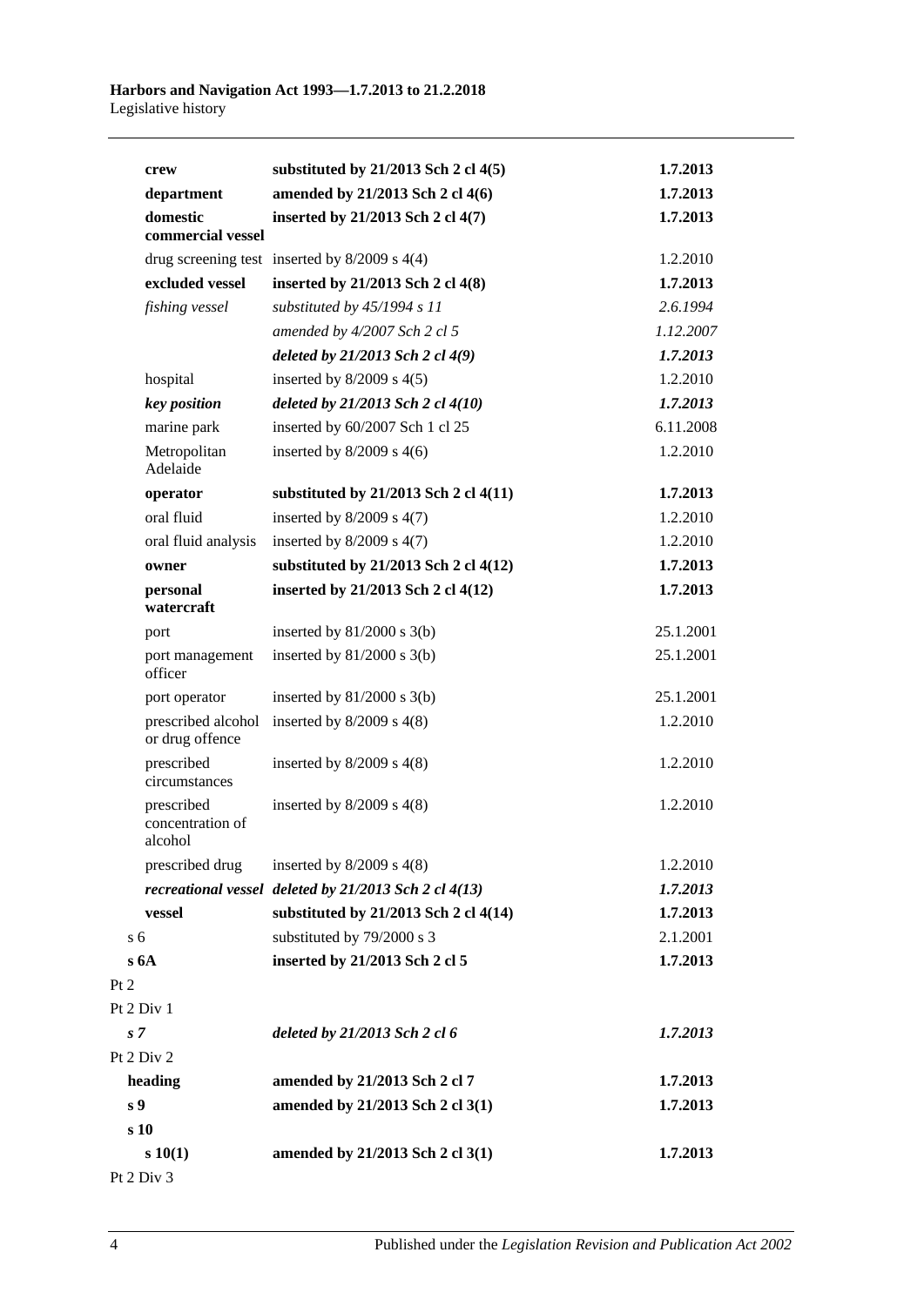| | | |
|---|---|---|
| **crew** | **substituted by 21/2013 Sch 2 cl 4(5)** | **1.7.2013** |
| **department** | **amended by 21/2013 Sch 2 cl 4(6)** | **1.7.2013** |
| **domestic commercial vessel** | **inserted by 21/2013 Sch 2 cl 4(7)** | **1.7.2013** |
| drug screening test | inserted by 8/2009 s 4(4) | 1.2.2010 |
| **excluded vessel** | **inserted by 21/2013 Sch 2 cl 4(8)** | **1.7.2013** |
| *fishing vessel* | *substituted by 45/1994 s 11* | *2.6.1994* |
| | *amended by 4/2007 Sch 2 cl 5* | *1.12.2007* |
| | ***deleted by 21/2013 Sch 2 cl 4(9)*** | ***1.7.2013*** |
| hospital | inserted by 8/2009 s 4(5) | 1.2.2010 |
| ***key position*** | ***deleted by 21/2013 Sch 2 cl 4(10)*** | ***1.7.2013*** |
| marine park | inserted by 60/2007 Sch 1 cl 25 | 6.11.2008 |
| Metropolitan Adelaide | inserted by 8/2009 s 4(6) | 1.2.2010 |
| **operator** | **substituted by 21/2013 Sch 2 cl 4(11)** | **1.7.2013** |
| oral fluid | inserted by 8/2009 s 4(7) | 1.2.2010 |
| oral fluid analysis | inserted by 8/2009 s 4(7) | 1.2.2010 |
| **owner** | **substituted by 21/2013 Sch 2 cl 4(12)** | **1.7.2013** |
| **personal watercraft** | **inserted by 21/2013 Sch 2 cl 4(12)** | **1.7.2013** |
| port | inserted by 81/2000 s 3(b) | 25.1.2001 |
| port management officer | inserted by 81/2000 s 3(b) | 25.1.2001 |
| port operator | inserted by 81/2000 s 3(b) | 25.1.2001 |
| prescribed alcohol or drug offence | inserted by 8/2009 s 4(8) | 1.2.2010 |
| prescribed circumstances | inserted by 8/2009 s 4(8) | 1.2.2010 |
| prescribed concentration of alcohol | inserted by 8/2009 s 4(8) | 1.2.2010 |
| prescribed drug | inserted by 8/2009 s 4(8) | 1.2.2010 |
| ***recreational vessel*** | ***deleted by 21/2013 Sch 2 cl 4(13)*** | ***1.7.2013*** |
| **vessel** | **substituted by 21/2013 Sch 2 cl 4(14)** | **1.7.2013** |
| s 6 | substituted by 79/2000 s 3 | 2.1.2001 |
| **s 6A** | **inserted by 21/2013 Sch 2 cl 5** | **1.7.2013** |
| Pt 2 | | |
| Pt 2 Div 1 | | |
| ***s 7*** | ***deleted by 21/2013 Sch 2 cl 6*** | ***1.7.2013*** |
| Pt 2 Div 2 | | |
| **heading** | **amended by 21/2013 Sch 2 cl 7** | **1.7.2013** |
| **s 9** | **amended by 21/2013 Sch 2 cl 3(1)** | **1.7.2013** |
| **s 10** | | |
| **s 10(1)** | **amended by 21/2013 Sch 2 cl 3(1)** | **1.7.2013** |
| Pt 2 Div 3 | | |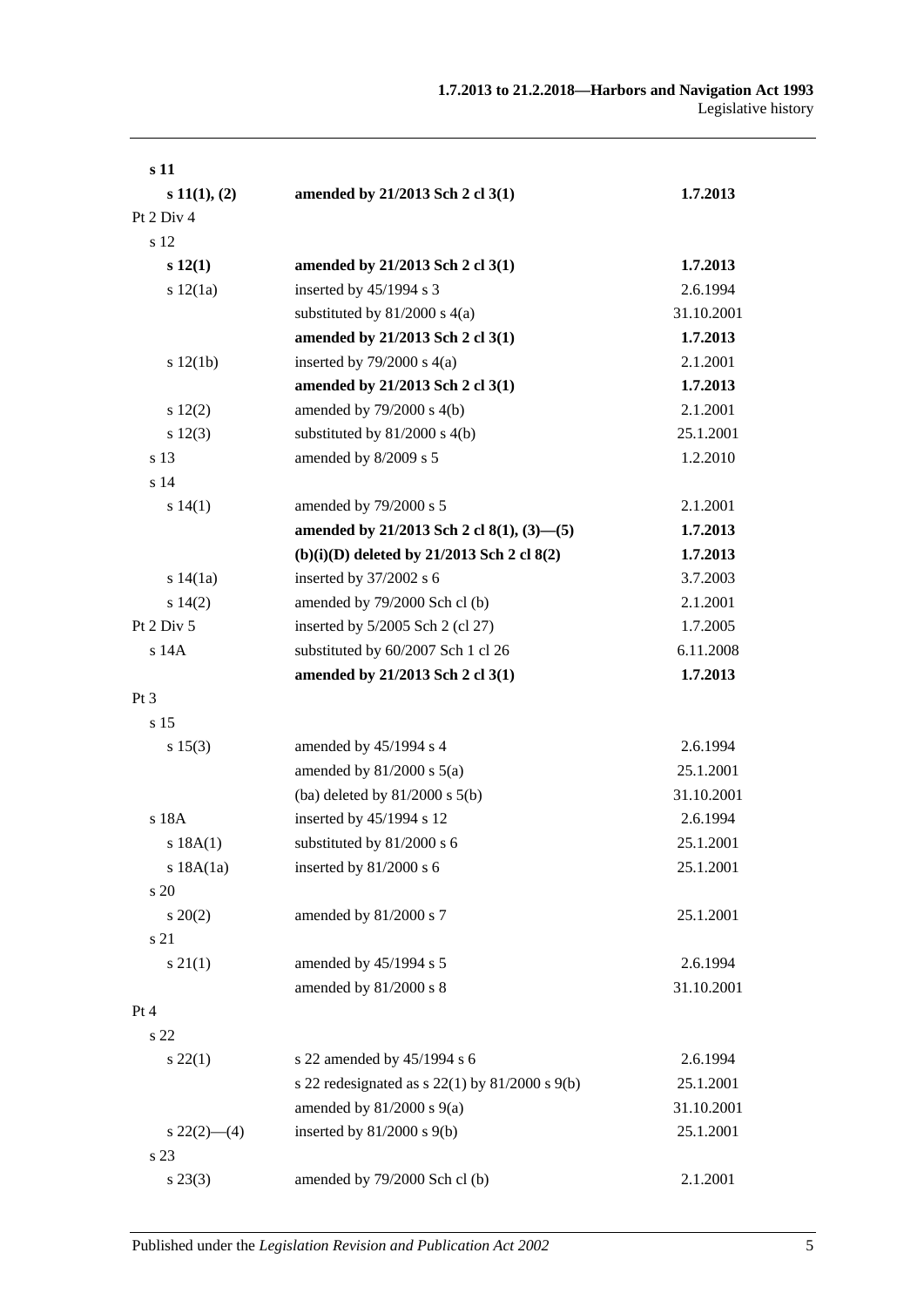| | | |
|---|---|---|
| **s 11** | | |
| **s 11(1), (2)** | **amended by 21/2013 Sch 2 cl 3(1)** | **1.7.2013** |
| Pt 2 Div 4 | | |
| s 12 | | |
| **s 12(1)** | **amended by 21/2013 Sch 2 cl 3(1)** | **1.7.2013** |
| s 12(1a) | inserted by 45/1994 s 3 | 2.6.1994 |
| | substituted by 81/2000 s 4(a) | 31.10.2001 |
| | **amended by 21/2013 Sch 2 cl 3(1)** | **1.7.2013** |
| s 12(1b) | inserted by 79/2000 s 4(a) | 2.1.2001 |
| | **amended by 21/2013 Sch 2 cl 3(1)** | **1.7.2013** |
| s 12(2) | amended by 79/2000 s 4(b) | 2.1.2001 |
| s 12(3) | substituted by 81/2000 s 4(b) | 25.1.2001 |
| s 13 | amended by 8/2009 s 5 | 1.2.2010 |
| s 14 | | |
| s 14(1) | amended by 79/2000 s 5 | 2.1.2001 |
| | **amended by 21/2013 Sch 2 cl 8(1), (3)—(5)** | **1.7.2013** |
| | **(b)(i)(D) deleted by 21/2013 Sch 2 cl 8(2)** | **1.7.2013** |
| s 14(1a) | inserted by 37/2002 s 6 | 3.7.2003 |
| s 14(2) | amended by 79/2000 Sch cl (b) | 2.1.2001 |
| Pt 2 Div 5 | inserted by 5/2005 Sch 2 (cl 27) | 1.7.2005 |
| s 14A | substituted by 60/2007 Sch 1 cl 26 | 6.11.2008 |
| | **amended by 21/2013 Sch 2 cl 3(1)** | **1.7.2013** |
| Pt 3 | | |
| s 15 | | |
| s 15(3) | amended by 45/1994 s 4 | 2.6.1994 |
| | amended by 81/2000 s 5(a) | 25.1.2001 |
| | (ba) deleted by 81/2000 s 5(b) | 31.10.2001 |
| s 18A | inserted by 45/1994 s 12 | 2.6.1994 |
| s 18A(1) | substituted by 81/2000 s 6 | 25.1.2001 |
| s 18A(1a) | inserted by 81/2000 s 6 | 25.1.2001 |
| s 20 | | |
| s 20(2) | amended by 81/2000 s 7 | 25.1.2001 |
| s 21 | | |
| s 21(1) | amended by 45/1994 s 5 | 2.6.1994 |
| | amended by 81/2000 s 8 | 31.10.2001 |
| Pt 4 | | |
| s 22 | | |
| s 22(1) | s 22 amended by 45/1994 s 6 | 2.6.1994 |
| | s 22 redesignated as s 22(1) by 81/2000 s 9(b) | 25.1.2001 |
| | amended by 81/2000 s 9(a) | 31.10.2001 |
| s 22(2)—(4) | inserted by 81/2000 s 9(b) | 25.1.2001 |
| s 23 | | |
| s 23(3) | amended by 79/2000 Sch cl (b) | 2.1.2001 |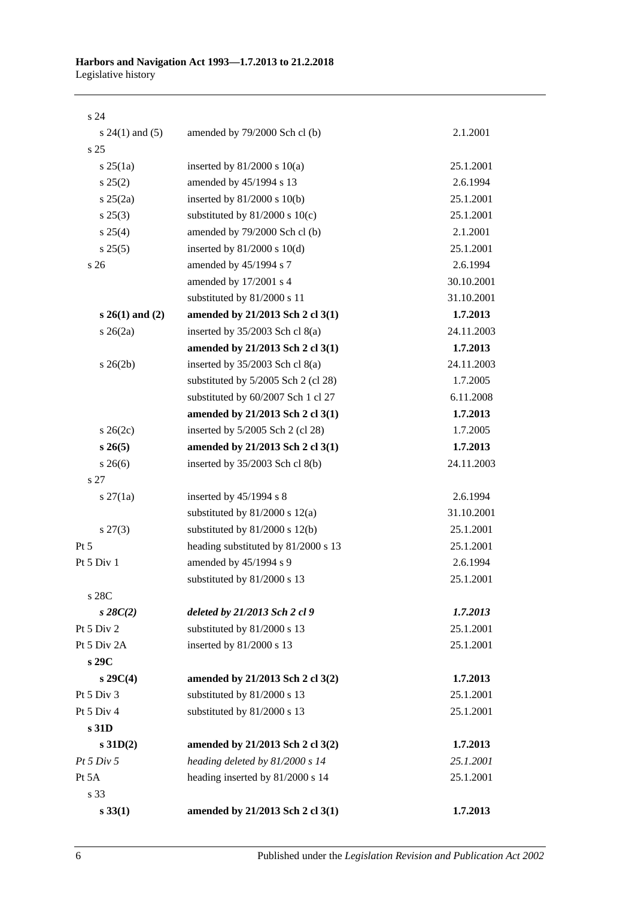| | | |
|---|---|---|
| s 24 | | |
| s 24(1) and (5) | amended by 79/2000 Sch cl (b) | 2.1.2001 |
| s 25 | | |
| s 25(1a) | inserted by 81/2000 s 10(a) | 25.1.2001 |
| s 25(2) | amended by 45/1994 s 13 | 2.6.1994 |
| s 25(2a) | inserted by 81/2000 s 10(b) | 25.1.2001 |
| s 25(3) | substituted by 81/2000 s 10(c) | 25.1.2001 |
| s 25(4) | amended by 79/2000 Sch cl (b) | 2.1.2001 |
| s 25(5) | inserted by 81/2000 s 10(d) | 25.1.2001 |
| s 26 | amended by 45/1994 s 7 | 2.6.1994 |
| | amended by 17/2001 s 4 | 30.10.2001 |
| | substituted by 81/2000 s 11 | 31.10.2001 |
| **s 26(1) and (2)** | **amended by 21/2013 Sch 2 cl 3(1)** | **1.7.2013** |
| s 26(2a) | inserted by 35/2003 Sch cl 8(a) | 24.11.2003 |
| | **amended by 21/2013 Sch 2 cl 3(1)** | **1.7.2013** |
| s 26(2b) | inserted by 35/2003 Sch cl 8(a) | 24.11.2003 |
| | substituted by 5/2005 Sch 2 (cl 28) | 1.7.2005 |
| | substituted by 60/2007 Sch 1 cl 27 | 6.11.2008 |
| | **amended by 21/2013 Sch 2 cl 3(1)** | **1.7.2013** |
| s 26(2c) | inserted by 5/2005 Sch 2 (cl 28) | 1.7.2005 |
| **s 26(5)** | **amended by 21/2013 Sch 2 cl 3(1)** | **1.7.2013** |
| s 26(6) | inserted by 35/2003 Sch cl 8(b) | 24.11.2003 |
| s 27 | | |
| s 27(1a) | inserted by 45/1994 s 8 | 2.6.1994 |
| | substituted by 81/2000 s 12(a) | 31.10.2001 |
| s 27(3) | substituted by 81/2000 s 12(b) | 25.1.2001 |
| Pt 5 | heading substituted by 81/2000 s 13 | 25.1.2001 |
| Pt 5 Div 1 | amended by 45/1994 s 9 | 2.6.1994 |
| | substituted by 81/2000 s 13 | 25.1.2001 |
| s 28C | | |
| ***s 28C(2)*** | ***deleted by 21/2013 Sch 2 cl 9*** | ***1.7.2013*** |
| Pt 5 Div 2 | substituted by 81/2000 s 13 | 25.1.2001 |
| Pt 5 Div 2A | inserted by 81/2000 s 13 | 25.1.2001 |
| **s 29C** | | |
| **s 29C(4)** | **amended by 21/2013 Sch 2 cl 3(2)** | **1.7.2013** |
| Pt 5 Div 3 | substituted by 81/2000 s 13 | 25.1.2001 |
| Pt 5 Div 4 | substituted by 81/2000 s 13 | 25.1.2001 |
| **s 31D** | | |
| **s 31D(2)** | **amended by 21/2013 Sch 2 cl 3(2)** | **1.7.2013** |
| *Pt 5 Div 5* | *heading deleted by 81/2000 s 14* | *25.1.2001* |
| Pt 5A | heading inserted by 81/2000 s 14 | 25.1.2001 |
| s 33 | | |
| **s 33(1)** | **amended by 21/2013 Sch 2 cl 3(1)** | **1.7.2013** |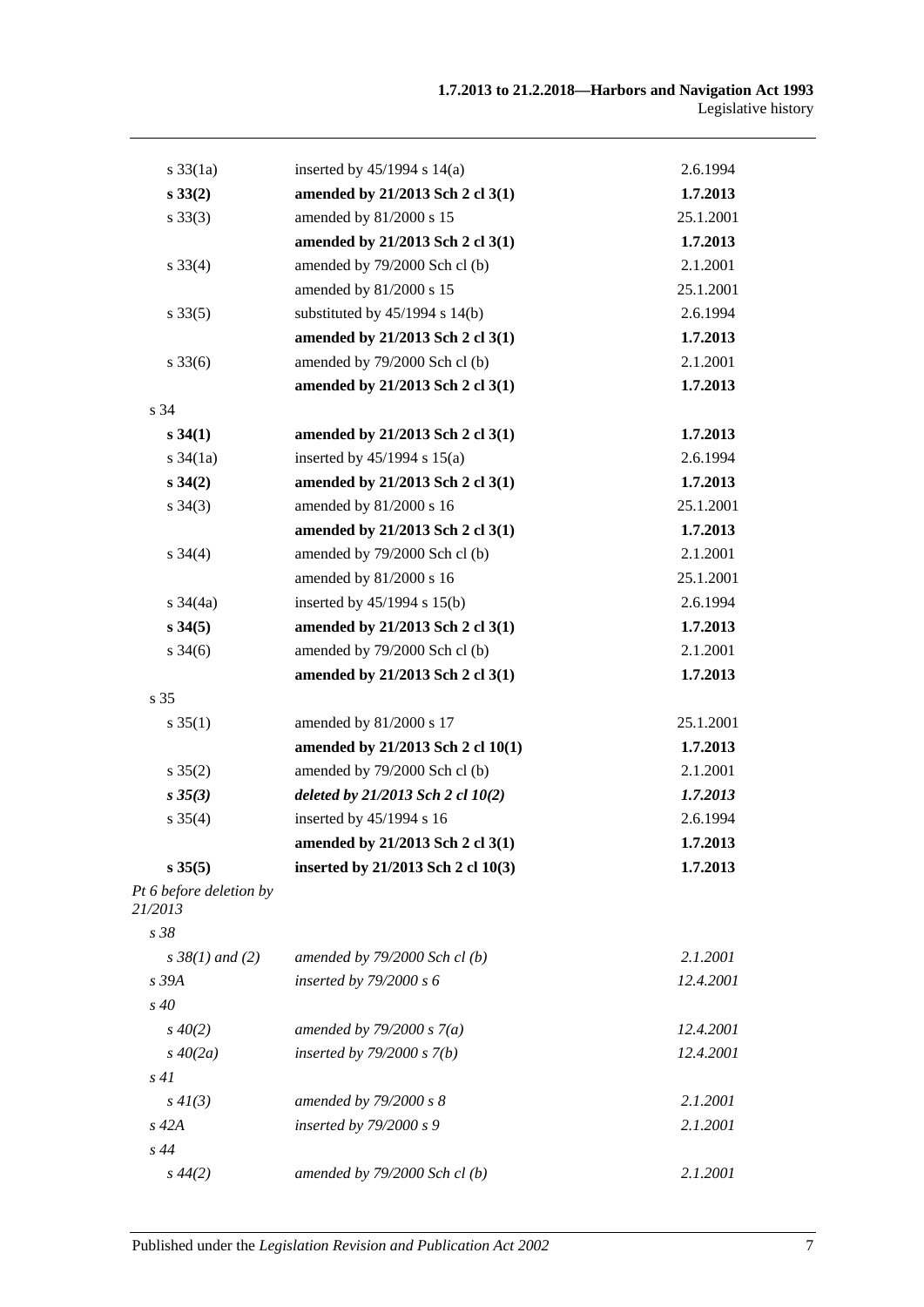| | | |
|---|---|---|
| s 33(1a) | inserted by 45/1994 s 14(a) | 2.6.1994 |
| **s 33(2)** | **amended by 21/2013 Sch 2 cl 3(1)** | **1.7.2013** |
| s 33(3) | amended by 81/2000 s 15 | 25.1.2001 |
| | **amended by 21/2013 Sch 2 cl 3(1)** | **1.7.2013** |
| s 33(4) | amended by 79/2000 Sch cl (b) | 2.1.2001 |
| | amended by 81/2000 s 15 | 25.1.2001 |
| s 33(5) | substituted by 45/1994 s 14(b) | 2.6.1994 |
| | **amended by 21/2013 Sch 2 cl 3(1)** | **1.7.2013** |
| s 33(6) | amended by 79/2000 Sch cl (b) | 2.1.2001 |
| | **amended by 21/2013 Sch 2 cl 3(1)** | **1.7.2013** |
| s 34 | | |
| **s 34(1)** | **amended by 21/2013 Sch 2 cl 3(1)** | **1.7.2013** |
| s 34(1a) | inserted by 45/1994 s 15(a) | 2.6.1994 |
| **s 34(2)** | **amended by 21/2013 Sch 2 cl 3(1)** | **1.7.2013** |
| s 34(3) | amended by 81/2000 s 16 | 25.1.2001 |
| | **amended by 21/2013 Sch 2 cl 3(1)** | **1.7.2013** |
| s 34(4) | amended by 79/2000 Sch cl (b) | 2.1.2001 |
| | amended by 81/2000 s 16 | 25.1.2001 |
| s 34(4a) | inserted by 45/1994 s 15(b) | 2.6.1994 |
| **s 34(5)** | **amended by 21/2013 Sch 2 cl 3(1)** | **1.7.2013** |
| s 34(6) | amended by 79/2000 Sch cl (b) | 2.1.2001 |
| | **amended by 21/2013 Sch 2 cl 3(1)** | **1.7.2013** |
| s 35 | | |
| s 35(1) | amended by 81/2000 s 17 | 25.1.2001 |
| | **amended by 21/2013 Sch 2 cl 10(1)** | **1.7.2013** |
| s 35(2) | amended by 79/2000 Sch cl (b) | 2.1.2001 |
| ***s 35(3)*** | ***deleted by 21/2013 Sch 2 cl 10(2)*** | ***1.7.2013*** |
| s 35(4) | inserted by 45/1994 s 16 | 2.6.1994 |
| | **amended by 21/2013 Sch 2 cl 3(1)** | **1.7.2013** |
| **s 35(5)** | **inserted by 21/2013 Sch 2 cl 10(3)** | **1.7.2013** |
| *Pt 6 before deletion by 21/2013* | | |
| *s 38* | | |
| *s 38(1) and (2)* | *amended by 79/2000 Sch cl (b)* | *2.1.2001* |
| *s 39A* | *inserted by 79/2000 s 6* | *12.4.2001* |
| *s 40* | | |
| *s 40(2)* | *amended by 79/2000 s 7(a)* | *12.4.2001* |
| *s 40(2a)* | *inserted by 79/2000 s 7(b)* | *12.4.2001* |
| *s 41* | | |
| *s 41(3)* | *amended by 79/2000 s 8* | *2.1.2001* |
| *s 42A* | *inserted by 79/2000 s 9* | *2.1.2001* |
| *s 44* | | |
| *s 44(2)* | *amended by 79/2000 Sch cl (b)* | *2.1.2001* |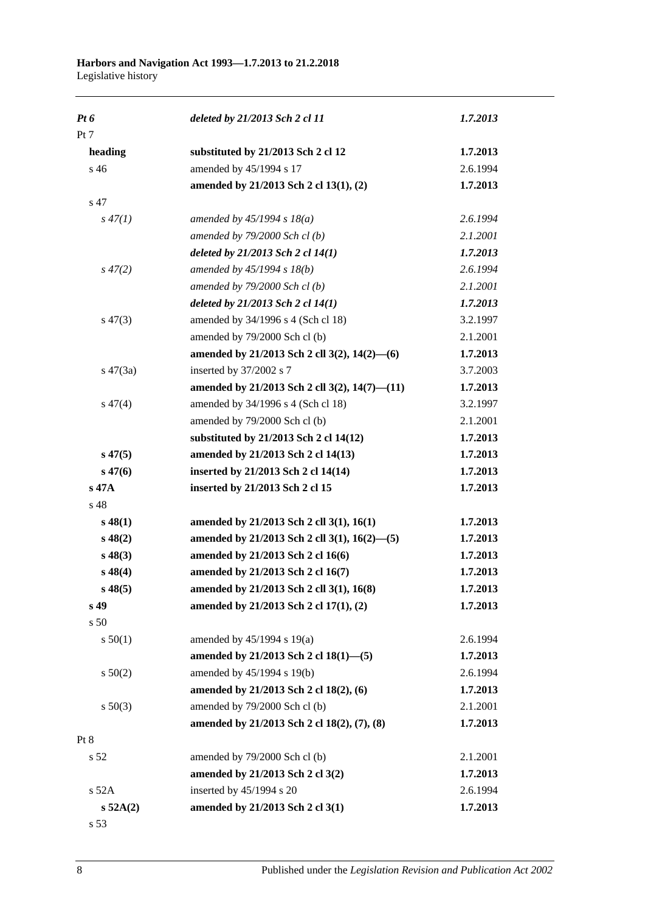| | | |
|---|---|---|
| ***Pt 6*** | ***deleted by 21/2013 Sch 2 cl 11*** | ***1.7.2013*** |
| Pt 7 | | |
| **heading** | **substituted by 21/2013 Sch 2 cl 12** | **1.7.2013** |
| s 46 | amended by 45/1994 s 17 | 2.6.1994 |
| | **amended by 21/2013 Sch 2 cl 13(1), (2)** | **1.7.2013** |
| s 47 | | |
| *s 47(1)* | *amended by 45/1994 s 18(a)* | *2.6.1994* |
| | *amended by 79/2000 Sch cl (b)* | *2.1.2001* |
| | ***deleted by 21/2013 Sch 2 cl 14(1)*** | ***1.7.2013*** |
| *s 47(2)* | *amended by 45/1994 s 18(b)* | *2.6.1994* |
| | *amended by 79/2000 Sch cl (b)* | *2.1.2001* |
| | ***deleted by 21/2013 Sch 2 cl 14(1)*** | ***1.7.2013*** |
| s 47(3) | amended by 34/1996 s 4 (Sch cl 18) | 3.2.1997 |
| | amended by 79/2000 Sch cl (b) | 2.1.2001 |
| | **amended by 21/2013 Sch 2 cll 3(2), 14(2)—(6)** | **1.7.2013** |
| s 47(3a) | inserted by 37/2002 s 7 | 3.7.2003 |
| | **amended by 21/2013 Sch 2 cll 3(2), 14(7)—(11)** | **1.7.2013** |
| s 47(4) | amended by 34/1996 s 4 (Sch cl 18) | 3.2.1997 |
| | amended by 79/2000 Sch cl (b) | 2.1.2001 |
| | **substituted by 21/2013 Sch 2 cl 14(12)** | **1.7.2013** |
| **s 47(5)** | **amended by 21/2013 Sch 2 cl 14(13)** | **1.7.2013** |
| **s 47(6)** | **inserted by 21/2013 Sch 2 cl 14(14)** | **1.7.2013** |
| **s 47A** | **inserted by 21/2013 Sch 2 cl 15** | **1.7.2013** |
| s 48 | | |
| **s 48(1)** | **amended by 21/2013 Sch 2 cll 3(1), 16(1)** | **1.7.2013** |
| **s 48(2)** | **amended by 21/2013 Sch 2 cll 3(1), 16(2)—(5)** | **1.7.2013** |
| **s 48(3)** | **amended by 21/2013 Sch 2 cl 16(6)** | **1.7.2013** |
| **s 48(4)** | **amended by 21/2013 Sch 2 cl 16(7)** | **1.7.2013** |
| **s 48(5)** | **amended by 21/2013 Sch 2 cll 3(1), 16(8)** | **1.7.2013** |
| **s 49** | **amended by 21/2013 Sch 2 cl 17(1), (2)** | **1.7.2013** |
| s 50 | | |
| s 50(1) | amended by 45/1994 s 19(a) | 2.6.1994 |
| | **amended by 21/2013 Sch 2 cl 18(1)—(5)** | **1.7.2013** |
| s 50(2) | amended by 45/1994 s 19(b) | 2.6.1994 |
| | **amended by 21/2013 Sch 2 cl 18(2), (6)** | **1.7.2013** |
| s 50(3) | amended by 79/2000 Sch cl (b) | 2.1.2001 |
| | **amended by 21/2013 Sch 2 cl 18(2), (7), (8)** | **1.7.2013** |
| Pt 8 | | |
| s 52 | amended by 79/2000 Sch cl (b) | 2.1.2001 |
| | **amended by 21/2013 Sch 2 cl 3(2)** | **1.7.2013** |
| s 52A | inserted by 45/1994 s 20 | 2.6.1994 |
| **s 52A(2)** | **amended by 21/2013 Sch 2 cl 3(1)** | **1.7.2013** |
| s 53 | | |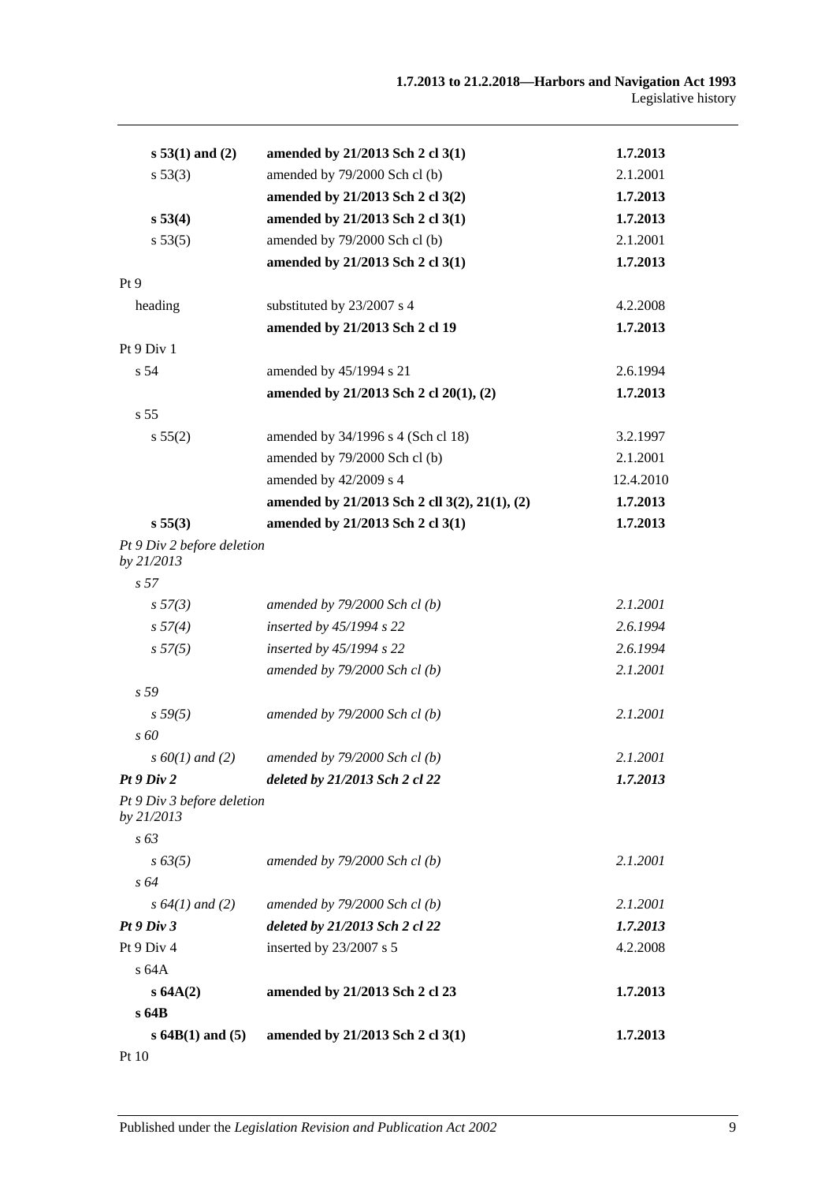| | | |
|---|---|---|
| **s 53(1) and (2)** | **amended by 21/2013 Sch 2 cl 3(1)** | **1.7.2013** |
| s 53(3) | amended by 79/2000 Sch cl (b) | 2.1.2001 |
| | **amended by 21/2013 Sch 2 cl 3(2)** | **1.7.2013** |
| **s 53(4)** | **amended by 21/2013 Sch 2 cl 3(1)** | **1.7.2013** |
| s 53(5) | amended by 79/2000 Sch cl (b) | 2.1.2001 |
| | **amended by 21/2013 Sch 2 cl 3(1)** | **1.7.2013** |
| Pt 9 | | |
| heading | substituted by 23/2007 s 4 | 4.2.2008 |
| | **amended by 21/2013 Sch 2 cl 19** | **1.7.2013** |
| Pt 9 Div 1 | | |
| s 54 | amended by 45/1994 s 21 | 2.6.1994 |
| | **amended by 21/2013 Sch 2 cl 20(1), (2)** | **1.7.2013** |
| s 55 | | |
| s 55(2) | amended by 34/1996 s 4 (Sch cl 18) | 3.2.1997 |
| | amended by 79/2000 Sch cl (b) | 2.1.2001 |
| | amended by 42/2009 s 4 | 12.4.2010 |
| | **amended by 21/2013 Sch 2 cll 3(2), 21(1), (2)** | **1.7.2013** |
| **s 55(3)** | **amended by 21/2013 Sch 2 cl 3(1)** | **1.7.2013** |
| *Pt 9 Div 2 before deletion by 21/2013* | | |
| *s 57* | | |
| *s 57(3)* | *amended by 79/2000 Sch cl (b)* | *2.1.2001* |
| *s 57(4)* | *inserted by 45/1994 s 22* | *2.6.1994* |
| *s 57(5)* | *inserted by 45/1994 s 22* | *2.6.1994* |
| | *amended by 79/2000 Sch cl (b)* | *2.1.2001* |
| *s 59* | | |
| *s 59(5)* | *amended by 79/2000 Sch cl (b)* | *2.1.2001* |
| *s 60* | | |
| *s 60(1) and (2)* | *amended by 79/2000 Sch cl (b)* | *2.1.2001* |
| ***Pt 9 Div 2*** | ***deleted by 21/2013 Sch 2 cl 22*** | ***1.7.2013*** |
| *Pt 9 Div 3 before deletion by 21/2013* | | |
| *s 63* | | |
| *s 63(5)* | *amended by 79/2000 Sch cl (b)* | *2.1.2001* |
| *s 64* | | |
| *s 64(1) and (2)* | *amended by 79/2000 Sch cl (b)* | *2.1.2001* |
| ***Pt 9 Div 3*** | ***deleted by 21/2013 Sch 2 cl 22*** | ***1.7.2013*** |
| Pt 9 Div 4 | inserted by 23/2007 s 5 | 4.2.2008 |
| s 64A | | |
| **s 64A(2)** | **amended by 21/2013 Sch 2 cl 23** | **1.7.2013** |
| **s 64B** | | |
| **s 64B(1) and (5)** | **amended by 21/2013 Sch 2 cl 3(1)** | **1.7.2013** |
| Pt 10 | | |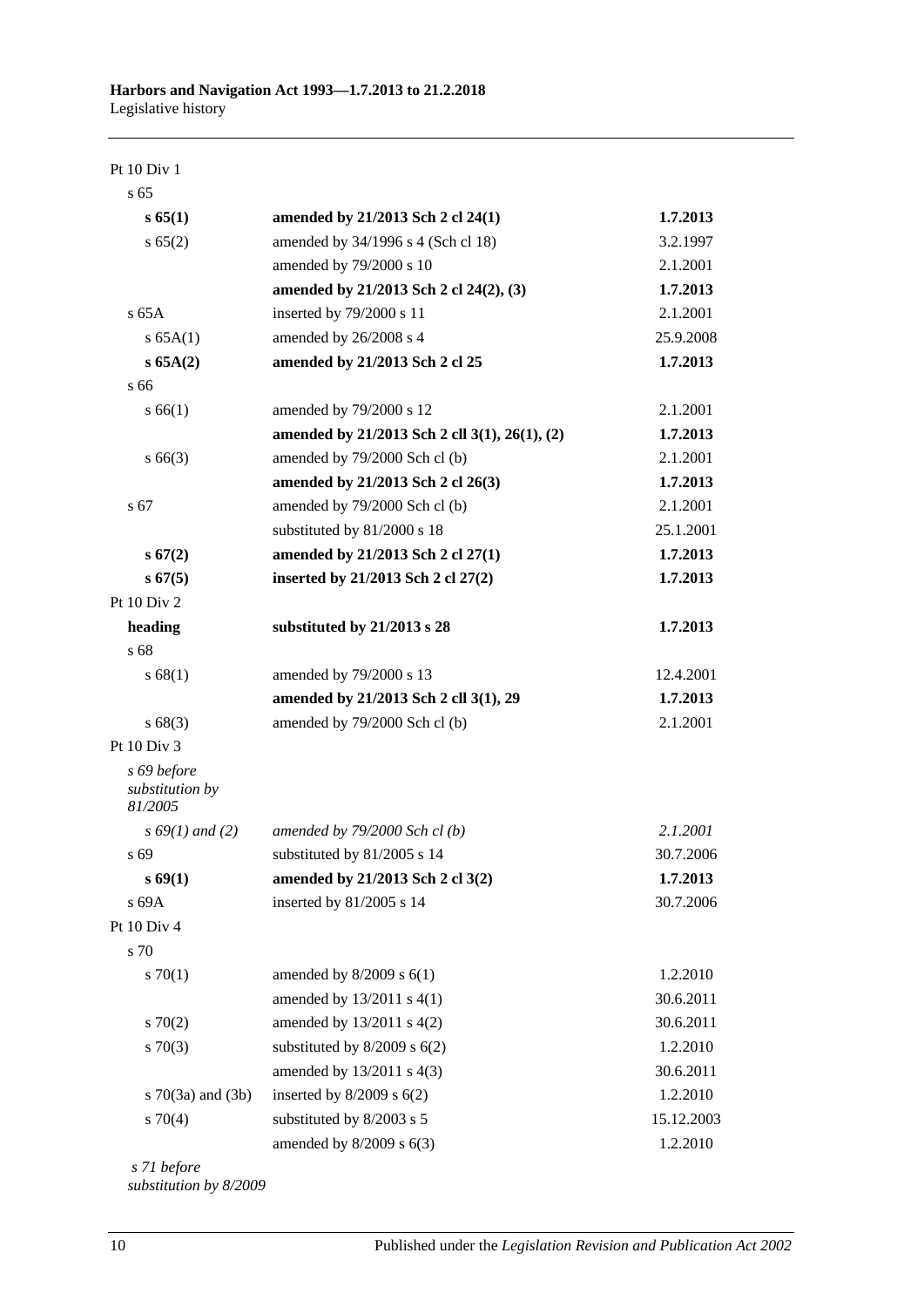| | | |
|---|---|---|
| Pt 10 Div 1 | | |
| s 65 | | |
| **s 65(1)** | **amended by 21/2013 Sch 2 cl 24(1)** | **1.7.2013** |
| s 65(2) | amended by 34/1996 s 4 (Sch cl 18) | 3.2.1997 |
| | amended by 79/2000 s 10 | 2.1.2001 |
| | **amended by 21/2013 Sch 2 cl 24(2), (3)** | **1.7.2013** |
| s 65A | inserted by 79/2000 s 11 | 2.1.2001 |
| s 65A(1) | amended by 26/2008 s 4 | 25.9.2008 |
| **s 65A(2)** | **amended by 21/2013 Sch 2 cl 25** | **1.7.2013** |
| s 66 | | |
| s 66(1) | amended by 79/2000 s 12 | 2.1.2001 |
| | **amended by 21/2013 Sch 2 cll 3(1), 26(1), (2)** | **1.7.2013** |
| s 66(3) | amended by 79/2000 Sch cl (b) | 2.1.2001 |
| | **amended by 21/2013 Sch 2 cl 26(3)** | **1.7.2013** |
| s 67 | amended by 79/2000 Sch cl (b) | 2.1.2001 |
| | substituted by 81/2000 s 18 | 25.1.2001 |
| **s 67(2)** | **amended by 21/2013 Sch 2 cl 27(1)** | **1.7.2013** |
| **s 67(5)** | **inserted by 21/2013 Sch 2 cl 27(2)** | **1.7.2013** |
| Pt 10 Div 2 | | |
| **heading** | **substituted by 21/2013 s 28** | **1.7.2013** |
| s 68 | | |
| s 68(1) | amended by 79/2000 s 13 | 12.4.2001 |
| | **amended by 21/2013 Sch 2 cll 3(1), 29** | **1.7.2013** |
| s 68(3) | amended by 79/2000 Sch cl (b) | 2.1.2001 |
| Pt 10 Div 3 | | |
| *s 69 before substitution by 81/2005* | | |
| *s 69(1) and (2)* | *amended by 79/2000 Sch cl (b)* | *2.1.2001* |
| s 69 | substituted by 81/2005 s 14 | 30.7.2006 |
| **s 69(1)** | **amended by 21/2013 Sch 2 cl 3(2)** | **1.7.2013** |
| s 69A | inserted by 81/2005 s 14 | 30.7.2006 |
| Pt 10 Div 4 | | |
| s 70 | | |
| s 70(1) | amended by 8/2009 s 6(1) | 1.2.2010 |
| | amended by 13/2011 s 4(1) | 30.6.2011 |
| s 70(2) | amended by 13/2011 s 4(2) | 30.6.2011 |
| s 70(3) | substituted by 8/2009 s 6(2) | 1.2.2010 |
| | amended by 13/2011 s 4(3) | 30.6.2011 |
| s 70(3a) and (3b) | inserted by 8/2009 s 6(2) | 1.2.2010 |
| s 70(4) | substituted by 8/2003 s 5 | 15.12.2003 |
| | amended by 8/2009 s 6(3) | 1.2.2010 |
| *s 71 before substitution by 8/2009* | | |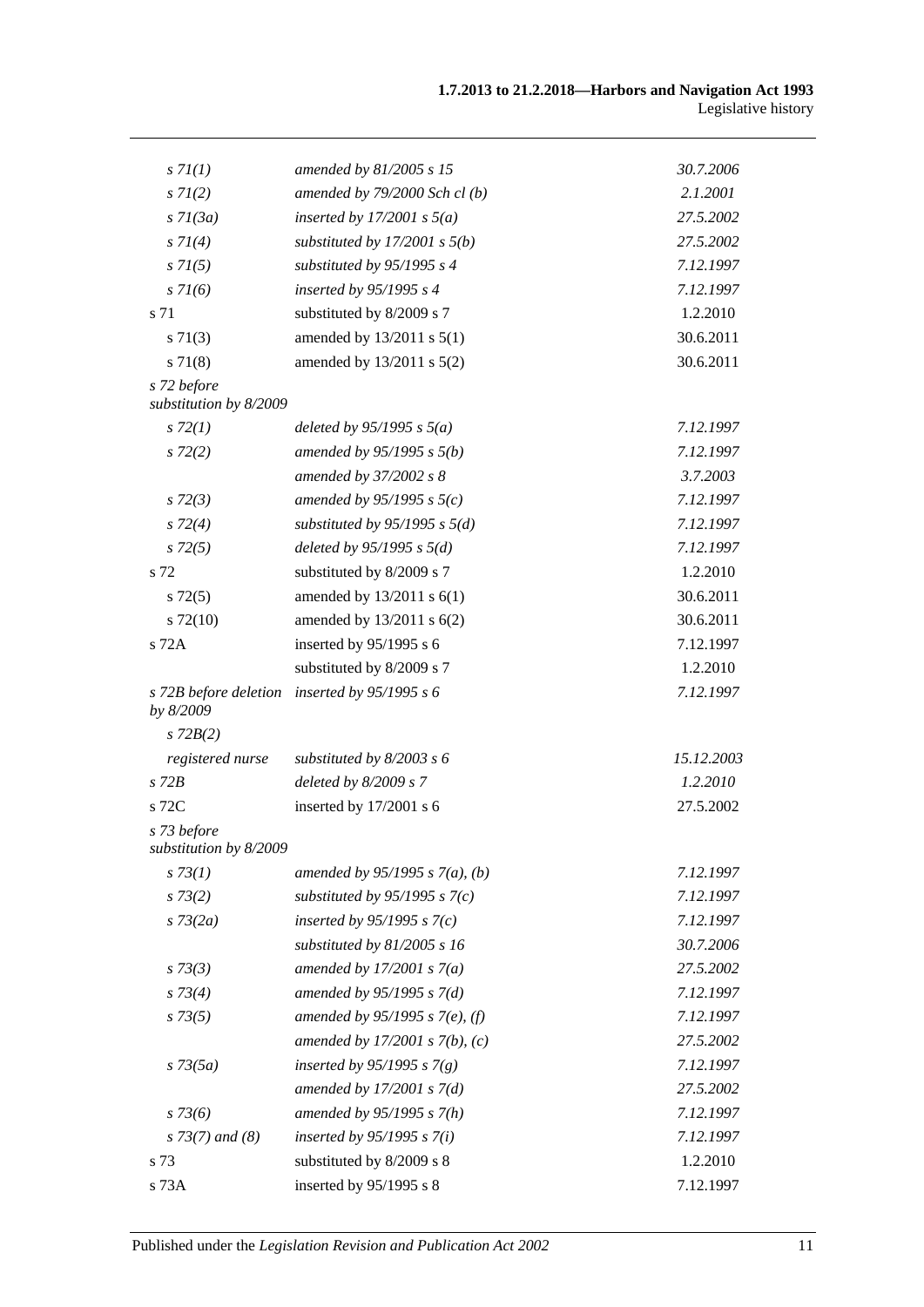| | | |
|---|---|---|
| *s 71(1)* | *amended by 81/2005 s 15* | *30.7.2006* |
| *s 71(2)* | *amended by 79/2000 Sch cl (b)* | *2.1.2001* |
| *s 71(3a)* | *inserted by 17/2001 s 5(a)* | *27.5.2002* |
| *s 71(4)* | *substituted by 17/2001 s 5(b)* | *27.5.2002* |
| *s 71(5)* | *substituted by 95/1995 s 4* | *7.12.1997* |
| *s 71(6)* | *inserted by 95/1995 s 4* | *7.12.1997* |
| s 71 | substituted by 8/2009 s 7 | 1.2.2010 |
| s 71(3) | amended by 13/2011 s 5(1) | 30.6.2011 |
| s 71(8) | amended by 13/2011 s 5(2) | 30.6.2011 |
| *s 72 before substitution by 8/2009* | | |
| *s 72(1)* | *deleted by 95/1995 s 5(a)* | *7.12.1997* |
| *s 72(2)* | *amended by 95/1995 s 5(b)* | *7.12.1997* |
| | *amended by 37/2002 s 8* | *3.7.2003* |
| *s 72(3)* | *amended by 95/1995 s 5(c)* | *7.12.1997* |
| *s 72(4)* | *substituted by 95/1995 s 5(d)* | *7.12.1997* |
| *s 72(5)* | *deleted by 95/1995 s 5(d)* | *7.12.1997* |
| s 72 | substituted by 8/2009 s 7 | 1.2.2010 |
| s 72(5) | amended by 13/2011 s 6(1) | 30.6.2011 |
| s 72(10) | amended by 13/2011 s 6(2) | 30.6.2011 |
| s 72A | inserted by 95/1995 s 6 | 7.12.1997 |
| | substituted by 8/2009 s 7 | 1.2.2010 |
| *s 72B before deletion by 8/2009* | *inserted by 95/1995 s 6* | *7.12.1997* |
| *s 72B(2)* | | |
| *registered nurse* | *substituted by 8/2003 s 6* | *15.12.2003* |
| *s 72B* | *deleted by 8/2009 s 7* | *1.2.2010* |
| s 72C | inserted by 17/2001 s 6 | 27.5.2002 |
| *s 73 before substitution by 8/2009* | | |
| *s 73(1)* | *amended by 95/1995 s 7(a), (b)* | *7.12.1997* |
| *s 73(2)* | *substituted by 95/1995 s 7(c)* | *7.12.1997* |
| *s 73(2a)* | *inserted by 95/1995 s 7(c)* | *7.12.1997* |
| | *substituted by 81/2005 s 16* | *30.7.2006* |
| *s 73(3)* | *amended by 17/2001 s 7(a)* | *27.5.2002* |
| *s 73(4)* | *amended by 95/1995 s 7(d)* | *7.12.1997* |
| *s 73(5)* | *amended by 95/1995 s 7(e), (f)* | *7.12.1997* |
| | *amended by 17/2001 s 7(b), (c)* | *27.5.2002* |
| *s 73(5a)* | *inserted by 95/1995 s 7(g)* | *7.12.1997* |
| | *amended by 17/2001 s 7(d)* | *27.5.2002* |
| *s 73(6)* | *amended by 95/1995 s 7(h)* | *7.12.1997* |
| *s 73(7) and (8)* | *inserted by 95/1995 s 7(i)* | *7.12.1997* |
| s 73 | substituted by 8/2009 s 8 | 1.2.2010 |
| s 73A | inserted by 95/1995 s 8 | 7.12.1997 |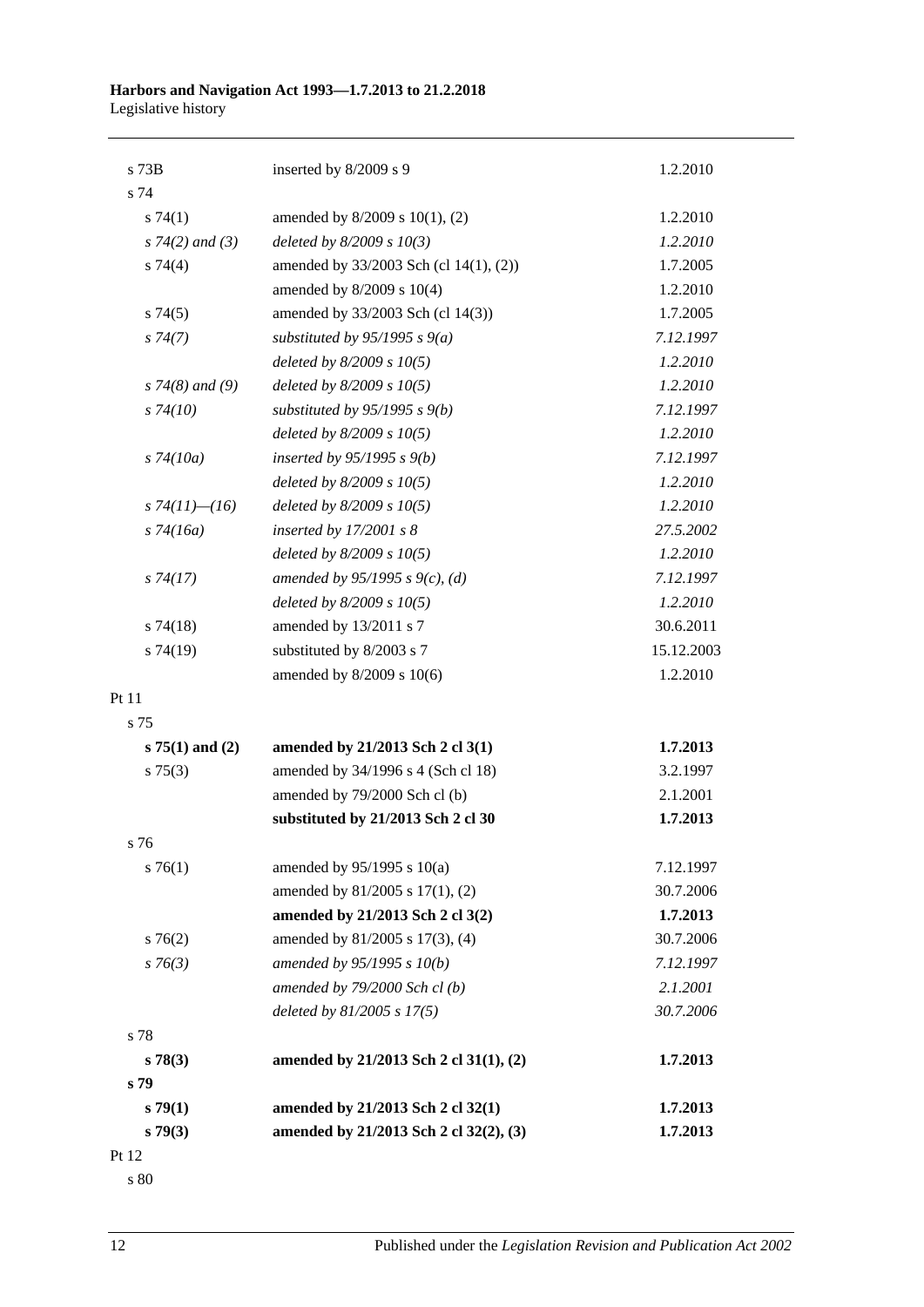| | | |
|---|---|---|
| s 73B | inserted by 8/2009 s 9 | 1.2.2010 |
| s 74 | | |
| s 74(1) | amended by 8/2009 s 10(1), (2) | 1.2.2010 |
| *s 74(2) and (3)* | *deleted by 8/2009 s 10(3)* | *1.2.2010* |
| s 74(4) | amended by 33/2003 Sch (cl 14(1), (2)) | 1.7.2005 |
| | amended by 8/2009 s 10(4) | 1.2.2010 |
| s 74(5) | amended by 33/2003 Sch (cl 14(3)) | 1.7.2005 |
| *s 74(7)* | *substituted by 95/1995 s 9(a)* | *7.12.1997* |
| | *deleted by 8/2009 s 10(5)* | *1.2.2010* |
| *s 74(8) and (9)* | *deleted by 8/2009 s 10(5)* | *1.2.2010* |
| *s 74(10)* | *substituted by 95/1995 s 9(b)* | *7.12.1997* |
| | *deleted by 8/2009 s 10(5)* | *1.2.2010* |
| *s 74(10a)* | *inserted by 95/1995 s 9(b)* | *7.12.1997* |
| | *deleted by 8/2009 s 10(5)* | *1.2.2010* |
| *s 74(11)—(16)* | *deleted by 8/2009 s 10(5)* | *1.2.2010* |
| *s 74(16a)* | *inserted by 17/2001 s 8* | *27.5.2002* |
| | *deleted by 8/2009 s 10(5)* | *1.2.2010* |
| *s 74(17)* | *amended by 95/1995 s 9(c), (d)* | *7.12.1997* |
| | *deleted by 8/2009 s 10(5)* | *1.2.2010* |
| s 74(18) | amended by 13/2011 s 7 | 30.6.2011 |
| s 74(19) | substituted by 8/2003 s 7 | 15.12.2003 |
| | amended by 8/2009 s 10(6) | 1.2.2010 |
| Pt 11 | | |
| s 75 | | |
| **s 75(1) and (2)** | **amended by 21/2013 Sch 2 cl 3(1)** | **1.7.2013** |
| s 75(3) | amended by 34/1996 s 4 (Sch cl 18) | 3.2.1997 |
| | amended by 79/2000 Sch cl (b) | 2.1.2001 |
| | **substituted by 21/2013 Sch 2 cl 30** | **1.7.2013** |
| s 76 | | |
| s 76(1) | amended by 95/1995 s 10(a) | 7.12.1997 |
| | amended by 81/2005 s 17(1), (2) | 30.7.2006 |
| | **amended by 21/2013 Sch 2 cl 3(2)** | **1.7.2013** |
| s 76(2) | amended by 81/2005 s 17(3), (4) | 30.7.2006 |
| *s 76(3)* | *amended by 95/1995 s 10(b)* | *7.12.1997* |
| | *amended by 79/2000 Sch cl (b)* | *2.1.2001* |
| | *deleted by 81/2005 s 17(5)* | *30.7.2006* |
| s 78 | | |
| **s 78(3)** | **amended by 21/2013 Sch 2 cl 31(1), (2)** | **1.7.2013** |
| **s 79** | | |
| **s 79(1)** | **amended by 21/2013 Sch 2 cl 32(1)** | **1.7.2013** |
| **s 79(3)** | **amended by 21/2013 Sch 2 cl 32(2), (3)** | **1.7.2013** |
| Pt 12 | | |
| s 80 | | |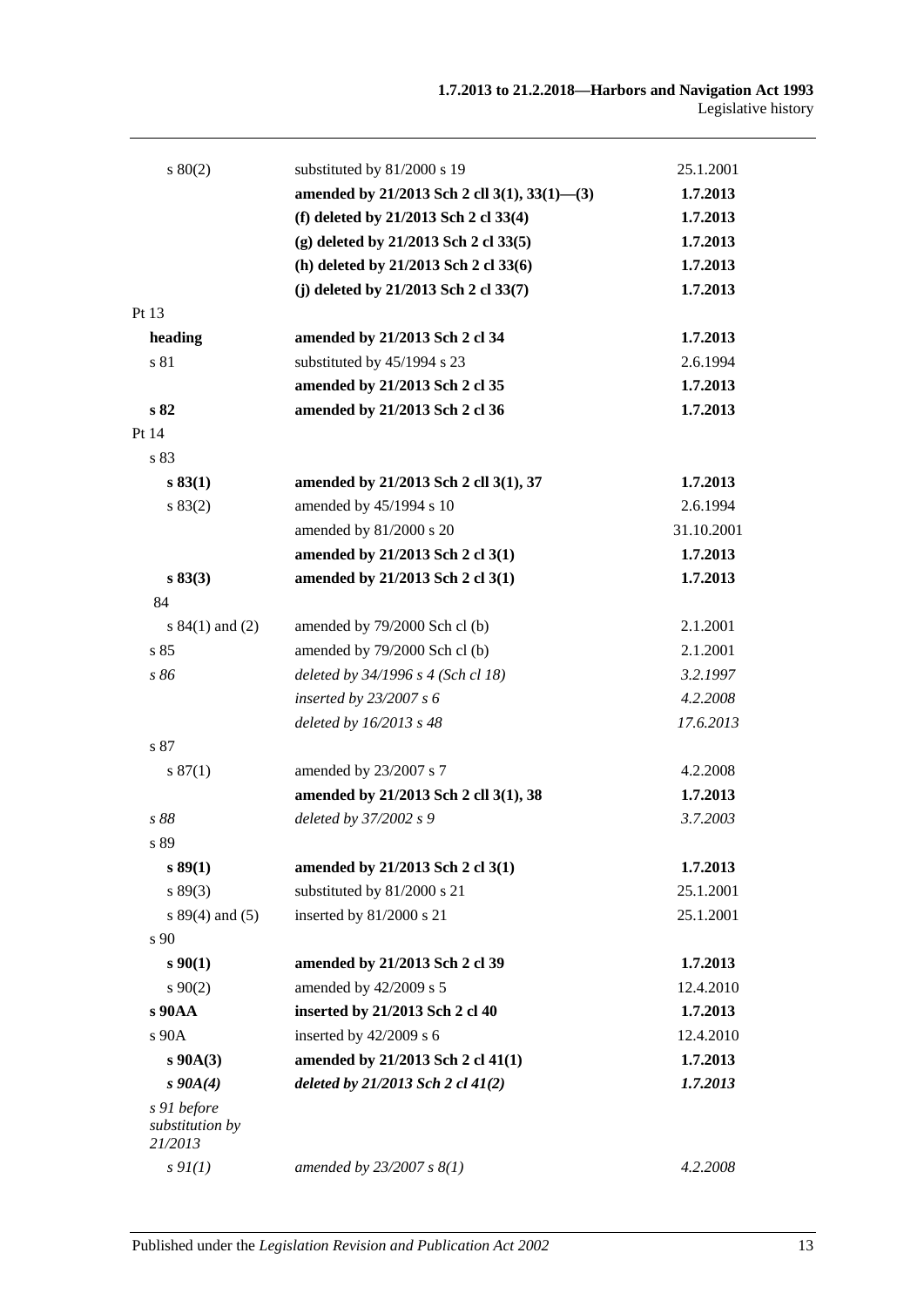| | | |
|---|---|---|
| s 80(2) | substituted by 81/2000 s 19 | 25.1.2001 |
| | **amended by 21/2013 Sch 2 cll 3(1), 33(1)—(3)** | **1.7.2013** |
| | **(f) deleted by 21/2013 Sch 2 cl 33(4)** | **1.7.2013** |
| | **(g) deleted by 21/2013 Sch 2 cl 33(5)** | **1.7.2013** |
| | **(h) deleted by 21/2013 Sch 2 cl 33(6)** | **1.7.2013** |
| | **(j) deleted by 21/2013 Sch 2 cl 33(7)** | **1.7.2013** |
| Pt 13 | | |
| **heading** | **amended by 21/2013 Sch 2 cl 34** | **1.7.2013** |
| s 81 | substituted by 45/1994 s 23 | 2.6.1994 |
| | **amended by 21/2013 Sch 2 cl 35** | **1.7.2013** |
| **s 82** | **amended by 21/2013 Sch 2 cl 36** | **1.7.2013** |
| Pt 14 | | |
| s 83 | | |
| **s 83(1)** | **amended by 21/2013 Sch 2 cll 3(1), 37** | **1.7.2013** |
| s 83(2) | amended by 45/1994 s 10 | 2.6.1994 |
| | amended by 81/2000 s 20 | 31.10.2001 |
| | **amended by 21/2013 Sch 2 cl 3(1)** | **1.7.2013** |
| **s 83(3)** | **amended by 21/2013 Sch 2 cl 3(1)** | **1.7.2013** |
| 84 | | |
| s 84(1) and (2) | amended by 79/2000 Sch cl (b) | 2.1.2001 |
| s 85 | amended by 79/2000 Sch cl (b) | 2.1.2001 |
| *s 86* | *deleted by 34/1996 s 4 (Sch cl 18)* | *3.2.1997* |
| | *inserted by 23/2007 s 6* | *4.2.2008* |
| | *deleted by 16/2013 s 48* | *17.6.2013* |
| s 87 | | |
| s 87(1) | amended by 23/2007 s 7 | 4.2.2008 |
| | **amended by 21/2013 Sch 2 cll 3(1), 38** | **1.7.2013** |
| *s 88* | *deleted by 37/2002 s 9* | *3.7.2003* |
| s 89 | | |
| **s 89(1)** | **amended by 21/2013 Sch 2 cl 3(1)** | **1.7.2013** |
| s 89(3) | substituted by 81/2000 s 21 | 25.1.2001 |
| s 89(4) and (5) | inserted by 81/2000 s 21 | 25.1.2001 |
| s 90 | | |
| **s 90(1)** | **amended by 21/2013 Sch 2 cl 39** | **1.7.2013** |
| s 90(2) | amended by 42/2009 s 5 | 12.4.2010 |
| **s 90AA** | **inserted by 21/2013 Sch 2 cl 40** | **1.7.2013** |
| s 90A | inserted by 42/2009 s 6 | 12.4.2010 |
| **s 90A(3)** | **amended by 21/2013 Sch 2 cl 41(1)** | **1.7.2013** |
| ***s 90A(4)*** | ***deleted by 21/2013 Sch 2 cl 41(2)*** | ***1.7.2013*** |
| *s 91 before substitution by 21/2013* | | |
| *s 91(1)* | *amended by 23/2007 s 8(1)* | *4.2.2008* |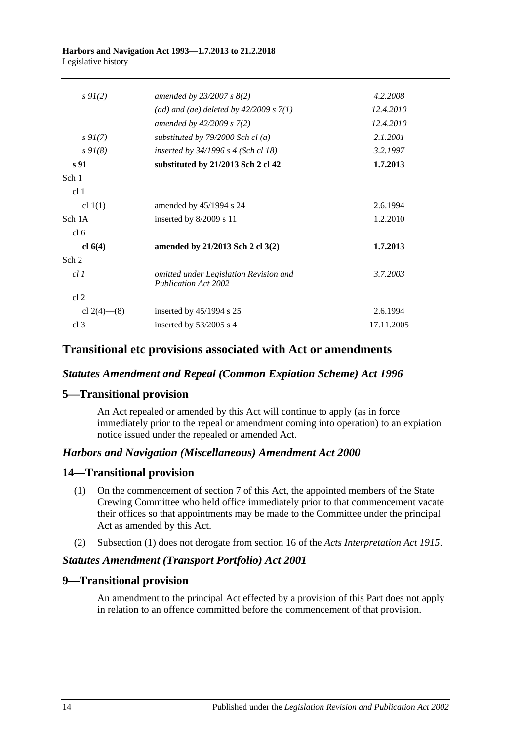| | | |
|---|---|---|
| *s 91(2)* | *amended by 23/2007 s 8(2)* | *4.2.2008* |
| | *(ad) and (ae) deleted by 42/2009 s 7(1)* | *12.4.2010* |
| | *amended by 42/2009 s 7(2)* | *12.4.2010* |
| *s 91(7)* | *substituted by 79/2000 Sch cl (a)* | *2.1.2001* |
| *s 91(8)* | *inserted by 34/1996 s 4 (Sch cl 18)* | *3.2.1997* |
| **s 91** | **substituted by 21/2013 Sch 2 cl 42** | **1.7.2013** |
| Sch 1 | | |
| cl 1 | | |
| cl 1(1) | amended by 45/1994 s 24 | 2.6.1994 |
| Sch 1A | inserted by 8/2009 s 11 | 1.2.2010 |
| cl 6 | | |
| **cl 6(4)** | **amended by 21/2013 Sch 2 cl 3(2)** | **1.7.2013** |
| Sch 2 | | |
| *cl 1* | *omitted under Legislation Revision and Publication Act 2002* | *3.7.2003* |
| cl 2 | | |
| cl 2(4)—(8) | inserted by 45/1994 s 25 | 2.6.1994 |
| cl 3 | inserted by 53/2005 s 4 | 17.11.2005 |

## Transitional etc provisions associated with Act or amendments

### *Statutes Amendment and Repeal (Common Expiation Scheme) Act 1996*

### 5—Transitional provision

An Act repealed or amended by this Act will continue to apply (as in force immediately prior to the repeal or amendment coming into operation) to an expiation notice issued under the repealed or amended Act.

### *Harbors and Navigation (Miscellaneous) Amendment Act 2000*

### 14—Transitional provision

(1) On the commencement of section 7 of this Act, the appointed members of the State Crewing Committee who held office immediately prior to that commencement vacate their offices so that appointments may be made to the Committee under the principal Act as amended by this Act.

(2) Subsection (1) does not derogate from section 16 of the *Acts Interpretation Act 1915*.

### *Statutes Amendment (Transport Portfolio) Act 2001*

### 9—Transitional provision

An amendment to the principal Act effected by a provision of this Part does not apply in relation to an offence committed before the commencement of that provision.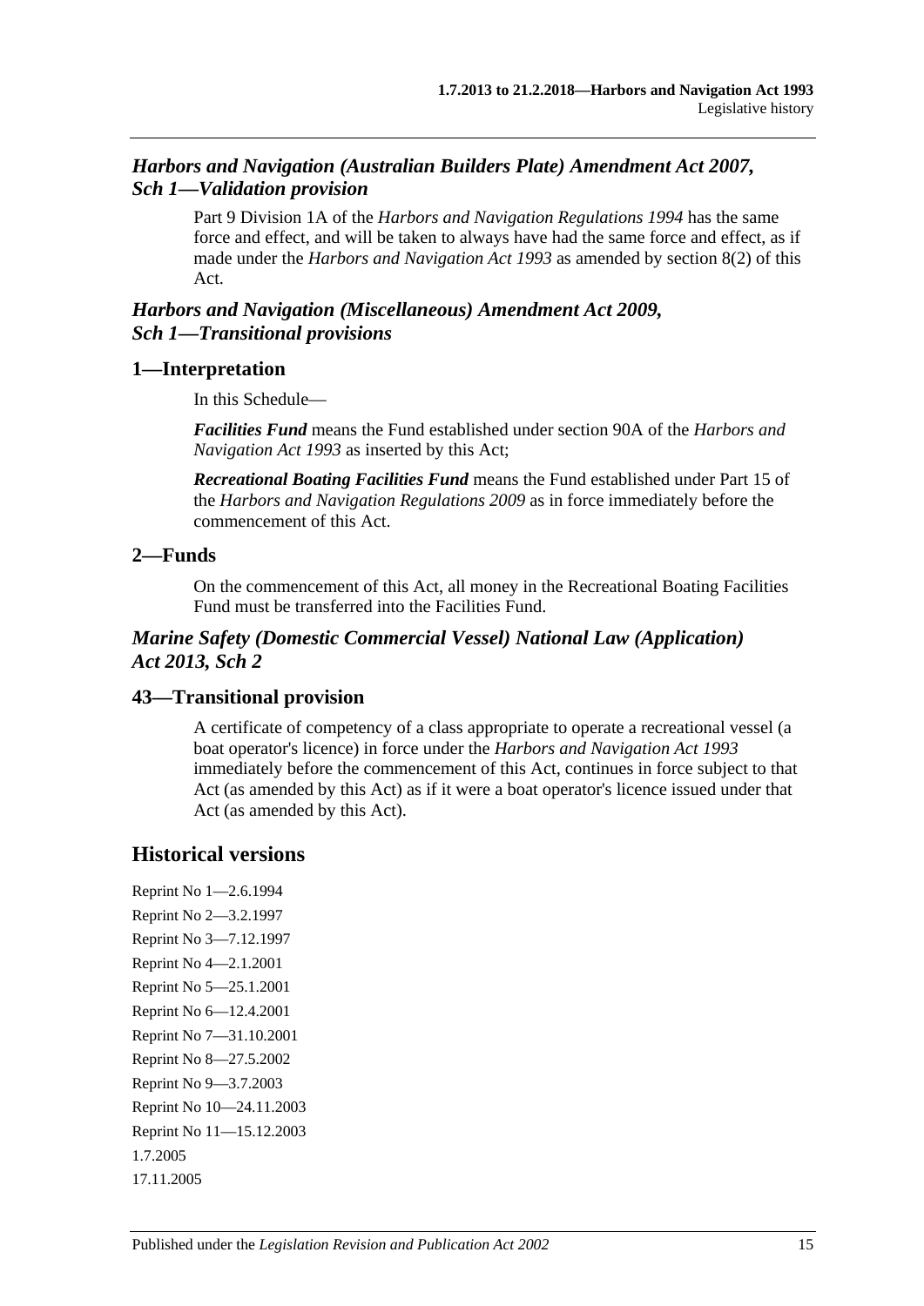## *Harbors and Navigation (Australian Builders Plate) Amendment Act 2007, Sch 1—Validation provision*

Part 9 Division 1A of the *Harbors and Navigation Regulations 1994* has the same force and effect, and will be taken to always have had the same force and effect, as if made under the *Harbors and Navigation Act 1993* as amended by section 8(2) of this Act.

## *Harbors and Navigation (Miscellaneous) Amendment Act 2009, Sch 1—Transitional provisions*

### 1—Interpretation

In this Schedule—

***Facilities Fund*** means the Fund established under section 90A of the *Harbors and Navigation Act 1993* as inserted by this Act;

***Recreational Boating Facilities Fund*** means the Fund established under Part 15 of the *Harbors and Navigation Regulations 2009* as in force immediately before the commencement of this Act.

### 2—Funds

On the commencement of this Act, all money in the Recreational Boating Facilities Fund must be transferred into the Facilities Fund.

## *Marine Safety (Domestic Commercial Vessel) National Law (Application) Act 2013, Sch 2*

### 43—Transitional provision

A certificate of competency of a class appropriate to operate a recreational vessel (a boat operator's licence) in force under the *Harbors and Navigation Act 1993* immediately before the commencement of this Act, continues in force subject to that Act (as amended by this Act) as if it were a boat operator's licence issued under that Act (as amended by this Act).

## Historical versions

Reprint No 1—2.6.1994

Reprint No 2—3.2.1997

Reprint No 3—7.12.1997

Reprint No 4—2.1.2001

Reprint No 5—25.1.2001

Reprint No 6—12.4.2001

Reprint No 7—31.10.2001

Reprint No 8—27.5.2002

Reprint No 9—3.7.2003

Reprint No 10—24.11.2003

Reprint No 11—15.12.2003

1.7.2005

17.11.2005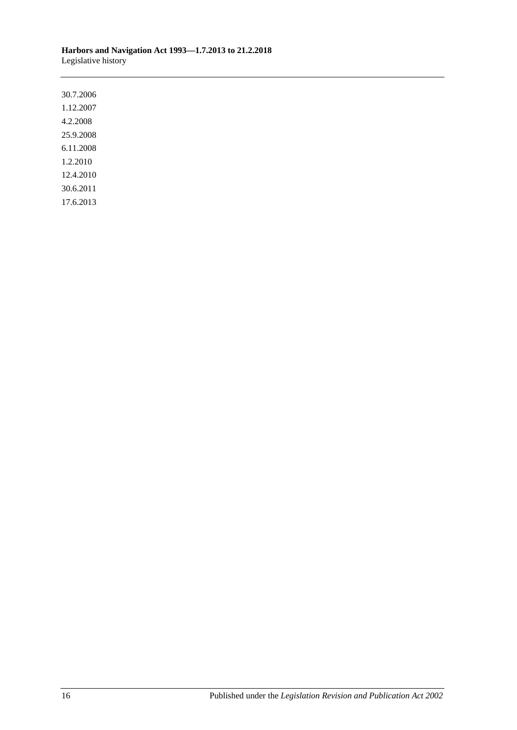30.7.2006

1.12.2007

4.2.2008

25.9.2008

6.11.2008

1.2.2010

12.4.2010

30.6.2011

17.6.2013